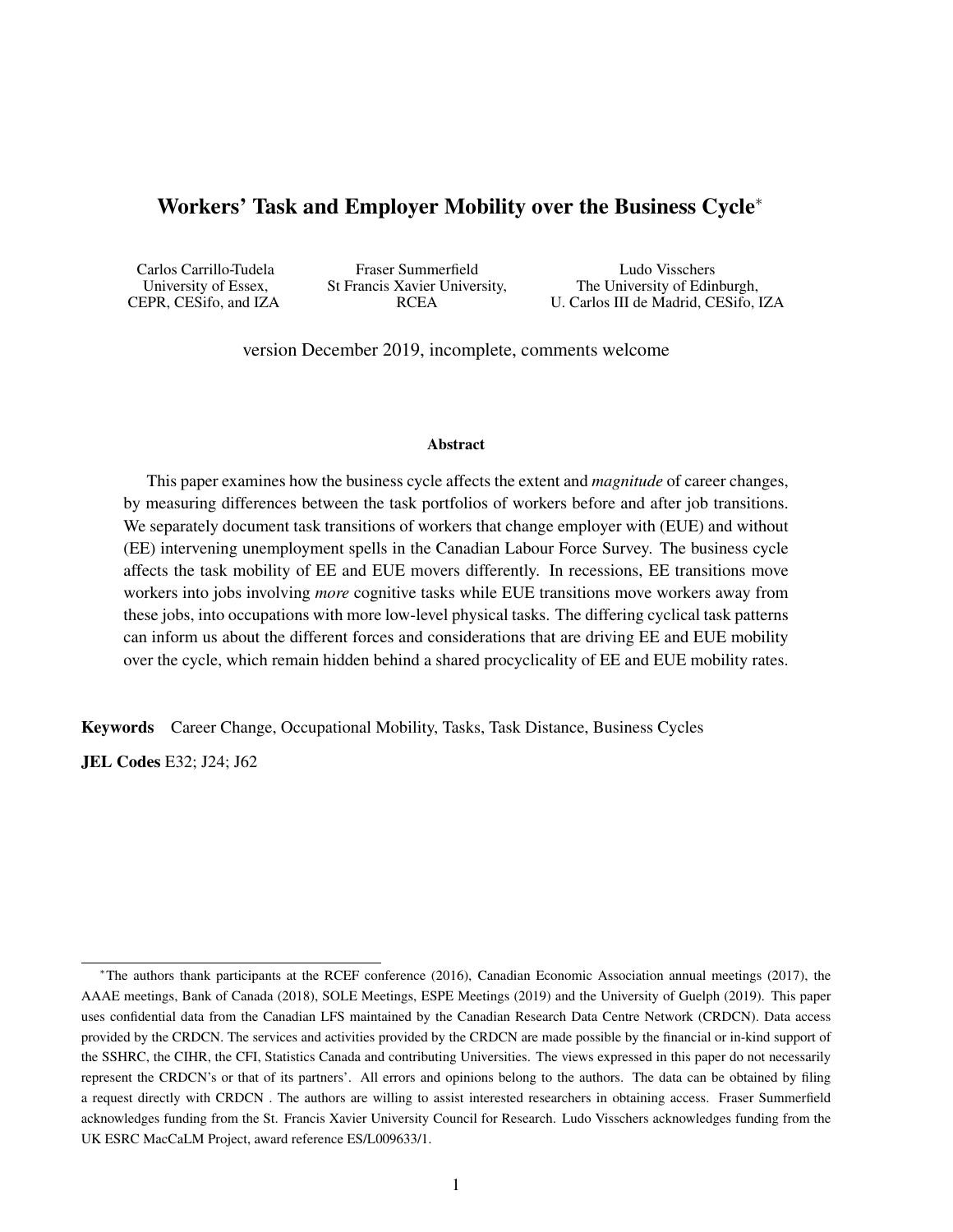# Workers' Task and Employer Mobility over the Business Cycle*

Carlos Carrillo-Tudela
University of Essex,
CEPR, CESifo, and IZA

Fraser Summerfield
St Francis Xavier University,
RCEA

Ludo Visschers
The University of Edinburgh,
U. Carlos III de Madrid, CESifo, IZA

version December 2019, incomplete, comments welcome

### Abstract

This paper examines how the business cycle affects the extent and *magnitude* of career changes, by measuring differences between the task portfolios of workers before and after job transitions. We separately document task transitions of workers that change employer with (EUE) and without (EE) intervening unemployment spells in the Canadian Labour Force Survey. The business cycle affects the task mobility of EE and EUE movers differently. In recessions, EE transitions move workers into jobs involving *more* cognitive tasks while EUE transitions move workers away from these jobs, into occupations with more low-level physical tasks. The differing cyclical task patterns can inform us about the different forces and considerations that are driving EE and EUE mobility over the cycle, which remain hidden behind a shared procyclicality of EE and EUE mobility rates.

**Keywords** Career Change, Occupational Mobility, Tasks, Task Distance, Business Cycles

**JEL Codes** E32; J24; J62

---

*The authors thank participants at the RCEF conference (2016), Canadian Economic Association annual meetings (2017), the AAAE meetings, Bank of Canada (2018), SOLE Meetings, ESPE Meetings (2019) and the University of Guelph (2019). This paper uses confidential data from the Canadian LFS maintained by the Canadian Research Data Centre Network (CRDCN). Data access provided by the CRDCN. The services and activities provided by the CRDCN are made possible by the financial or in-kind support of the SSHRC, the CIHR, the CFI, Statistics Canada and contributing Universities. The views expressed in this paper do not necessarily represent the CRDCN's or that of its partners'. All errors and opinions belong to the authors. The data can be obtained by filing a request directly with CRDCN . The authors are willing to assist interested researchers in obtaining access. Fraser Summerfield acknowledges funding from the St. Francis Xavier University Council for Research. Ludo Visschers acknowledges funding from the UK ESRC MacCaLM Project, award reference ES/L009633/1.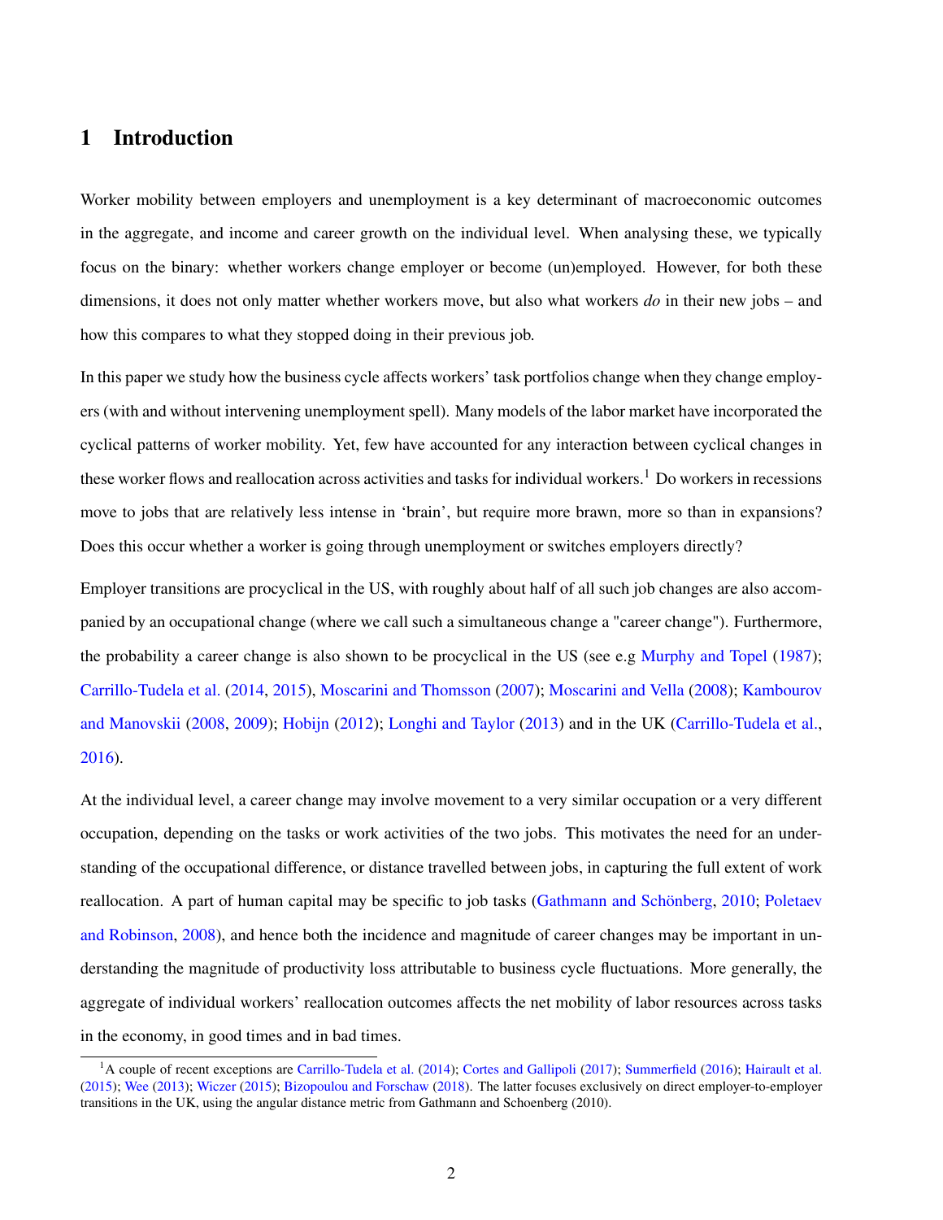# 1 Introduction

Worker mobility between employers and unemployment is a key determinant of macroeconomic outcomes in the aggregate, and income and career growth on the individual level. When analysing these, we typically focus on the binary: whether workers change employer or become (un)employed. However, for both these dimensions, it does not only matter whether workers move, but also what workers *do* in their new jobs – and how this compares to what they stopped doing in their previous job.

In this paper we study how the business cycle affects workers' task portfolios change when they change employers (with and without intervening unemployment spell). Many models of the labor market have incorporated the cyclical patterns of worker mobility. Yet, few have accounted for any interaction between cyclical changes in these worker flows and reallocation across activities and tasks for individual workers.[1] Do workers in recessions move to jobs that are relatively less intense in 'brain', but require more brawn, more so than in expansions? Does this occur whether a worker is going through unemployment or switches employers directly?

Employer transitions are procyclical in the US, with roughly about half of all such job changes are also accompanied by an occupational change (where we call such a simultaneous change a "career change"). Furthermore, the probability a career change is also shown to be procyclical in the US (see e.g Murphy and Topel (1987); Carrillo-Tudela et al. (2014, 2015), Moscarini and Thomsson (2007); Moscarini and Vella (2008); Kambourov and Manovskii (2008, 2009); Hobijn (2012); Longhi and Taylor (2013) and in the UK (Carrillo-Tudela et al., 2016).

At the individual level, a career change may involve movement to a very similar occupation or a very different occupation, depending on the tasks or work activities of the two jobs. This motivates the need for an understanding of the occupational difference, or distance travelled between jobs, in capturing the full extent of work reallocation. A part of human capital may be specific to job tasks (Gathmann and Schönberg, 2010; Poletaev and Robinson, 2008), and hence both the incidence and magnitude of career changes may be important in understanding the magnitude of productivity loss attributable to business cycle fluctuations. More generally, the aggregate of individual workers' reallocation outcomes affects the net mobility of labor resources across tasks in the economy, in good times and in bad times.

[1] A couple of recent exceptions are Carrillo-Tudela et al. (2014); Cortes and Gallipoli (2017); Summerfield (2016); Hairault et al. (2015); Wee (2013); Wiczer (2015); Bizopoulou and Forschaw (2018). The latter focuses exclusively on direct employer-to-employer transitions in the UK, using the angular distance metric from Gathmann and Schoenberg (2010).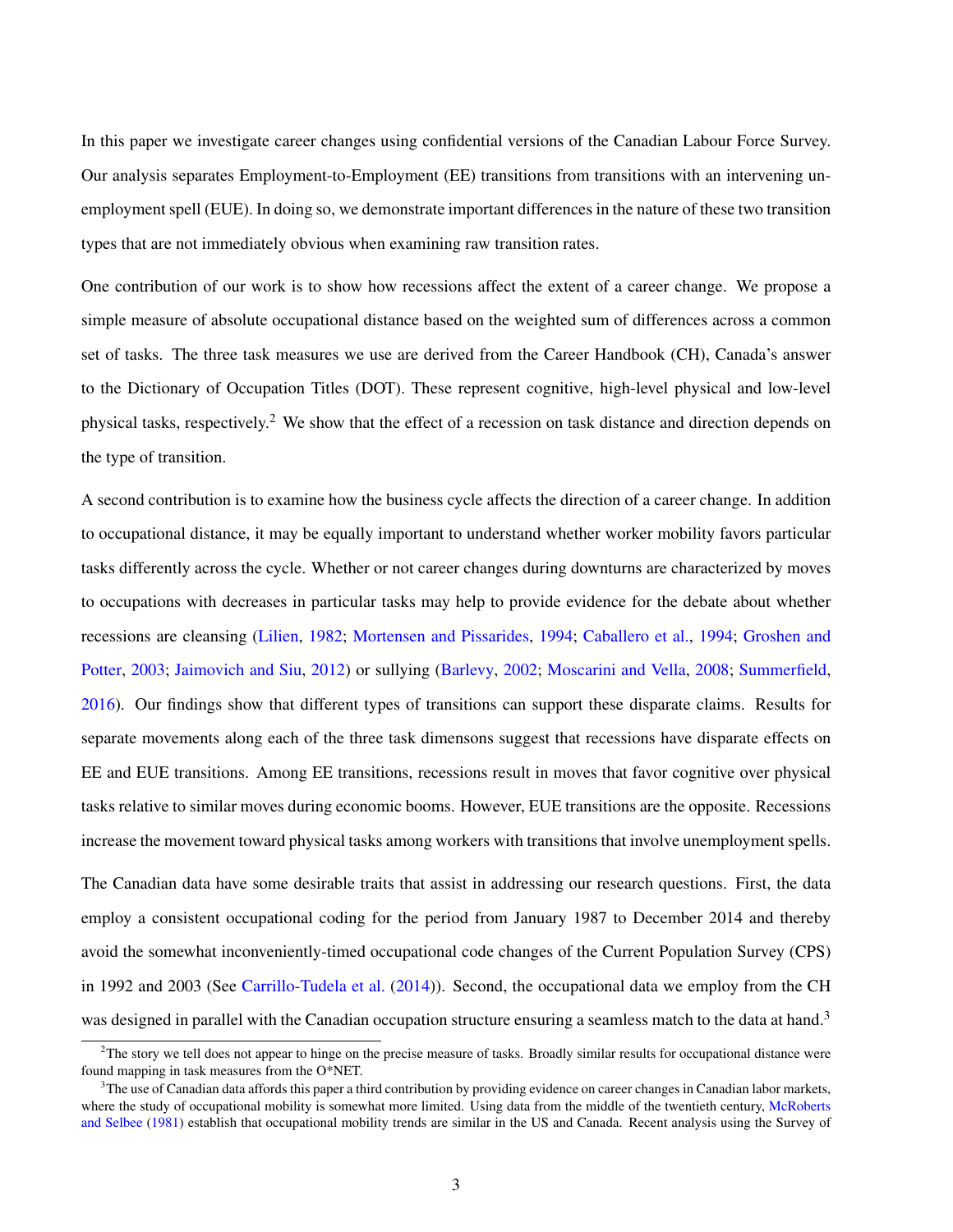In this paper we investigate career changes using confidential versions of the Canadian Labour Force Survey. Our analysis separates Employment-to-Employment (EE) transitions from transitions with an intervening unemployment spell (EUE). In doing so, we demonstrate important differences in the nature of these two transition types that are not immediately obvious when examining raw transition rates.

One contribution of our work is to show how recessions affect the extent of a career change. We propose a simple measure of absolute occupational distance based on the weighted sum of differences across a common set of tasks. The three task measures we use are derived from the Career Handbook (CH), Canada's answer to the Dictionary of Occupation Titles (DOT). These represent cognitive, high-level physical and low-level physical tasks, respectively.[2] We show that the effect of a recession on task distance and direction depends on the type of transition.

A second contribution is to examine how the business cycle affects the direction of a career change. In addition to occupational distance, it may be equally important to understand whether worker mobility favors particular tasks differently across the cycle. Whether or not career changes during downturns are characterized by moves to occupations with decreases in particular tasks may help to provide evidence for the debate about whether recessions are cleansing (Lilien, 1982; Mortensen and Pissarides, 1994; Caballero et al., 1994; Groshen and Potter, 2003; Jaimovich and Siu, 2012) or sullying (Barlevy, 2002; Moscarini and Vella, 2008; Summerfield, 2016). Our findings show that different types of transitions can support these disparate claims. Results for separate movements along each of the three task dimensons suggest that recessions have disparate effects on EE and EUE transitions. Among EE transitions, recessions result in moves that favor cognitive over physical tasks relative to similar moves during economic booms. However, EUE transitions are the opposite. Recessions increase the movement toward physical tasks among workers with transitions that involve unemployment spells.

The Canadian data have some desirable traits that assist in addressing our research questions. First, the data employ a consistent occupational coding for the period from January 1987 to December 2014 and thereby avoid the somewhat inconveniently-timed occupational code changes of the Current Population Survey (CPS) in 1992 and 2003 (See Carrillo-Tudela et al. (2014)). Second, the occupational data we employ from the CH was designed in parallel with the Canadian occupation structure ensuring a seamless match to the data at hand.[3]

[2] The story we tell does not appear to hinge on the precise measure of tasks. Broadly similar results for occupational distance were found mapping in task measures from the O*NET.

[3] The use of Canadian data affords this paper a third contribution by providing evidence on career changes in Canadian labor markets, where the study of occupational mobility is somewhat more limited. Using data from the middle of the twentieth century, McRoberts and Selbee (1981) establish that occupational mobility trends are similar in the US and Canada. Recent analysis using the Survey of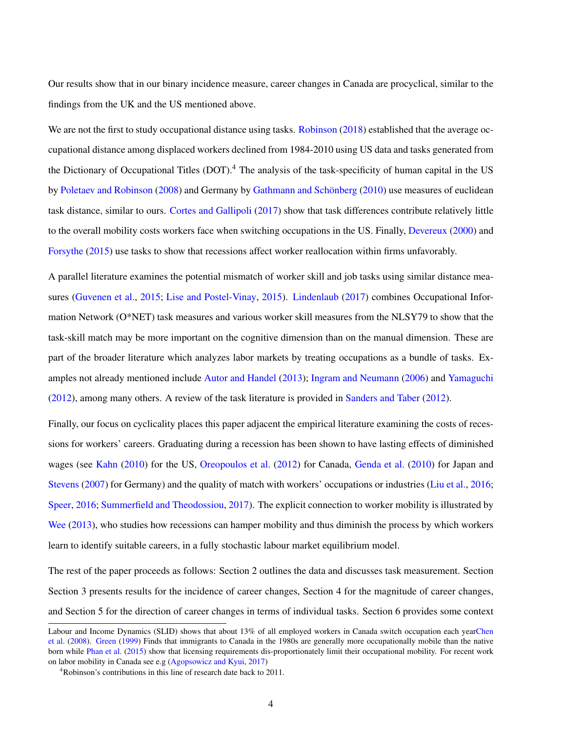Our results show that in our binary incidence measure, career changes in Canada are procyclical, similar to the findings from the UK and the US mentioned above.

We are not the first to study occupational distance using tasks. Robinson (2018) established that the average occupational distance among displaced workers declined from 1984-2010 using US data and tasks generated from the Dictionary of Occupational Titles (DOT).[4] The analysis of the task-specificity of human capital in the US by Poletaev and Robinson (2008) and Germany by Gathmann and Schönberg (2010) use measures of euclidean task distance, similar to ours. Cortes and Gallipoli (2017) show that task differences contribute relatively little to the overall mobility costs workers face when switching occupations in the US. Finally, Devereux (2000) and Forsythe (2015) use tasks to show that recessions affect worker reallocation within firms unfavorably.

A parallel literature examines the potential mismatch of worker skill and job tasks using similar distance measures (Guvenen et al., 2015; Lise and Postel-Vinay, 2015). Lindenlaub (2017) combines Occupational Information Network (O*NET) task measures and various worker skill measures from the NLSY79 to show that the task-skill match may be more important on the cognitive dimension than on the manual dimension. These are part of the broader literature which analyzes labor markets by treating occupations as a bundle of tasks. Examples not already mentioned include Autor and Handel (2013); Ingram and Neumann (2006) and Yamaguchi (2012), among many others. A review of the task literature is provided in Sanders and Taber (2012).

Finally, our focus on cyclicality places this paper adjacent the empirical literature examining the costs of recessions for workers' careers. Graduating during a recession has been shown to have lasting effects of diminished wages (see Kahn (2010) for the US, Oreopoulos et al. (2012) for Canada, Genda et al. (2010) for Japan and Stevens (2007) for Germany) and the quality of match with workers' occupations or industries (Liu et al., 2016; Speer, 2016; Summerfield and Theodossiou, 2017). The explicit connection to worker mobility is illustrated by Wee (2013), who studies how recessions can hamper mobility and thus diminish the process by which workers learn to identify suitable careers, in a fully stochastic labour market equilibrium model.

The rest of the paper proceeds as follows: Section 2 outlines the data and discusses task measurement. Section Section 3 presents results for the incidence of career changes, Section 4 for the magnitude of career changes, and Section 5 for the direction of career changes in terms of individual tasks. Section 6 provides some context

---

Labour and Income Dynamics (SLID) shows that about 13% of all employed workers in Canada switch occupation each yearChen et al. (2008). Green (1999) Finds that immigrants to Canada in the 1980s are generally more occupationally mobile than the native born while Phan et al. (2015) show that licensing requirements dis-proportionately limit their occupational mobility. For recent work on labor mobility in Canada see e.g (Agopsowicz and Kyui, 2017)

[4] Robinson's contributions in this line of research date back to 2011.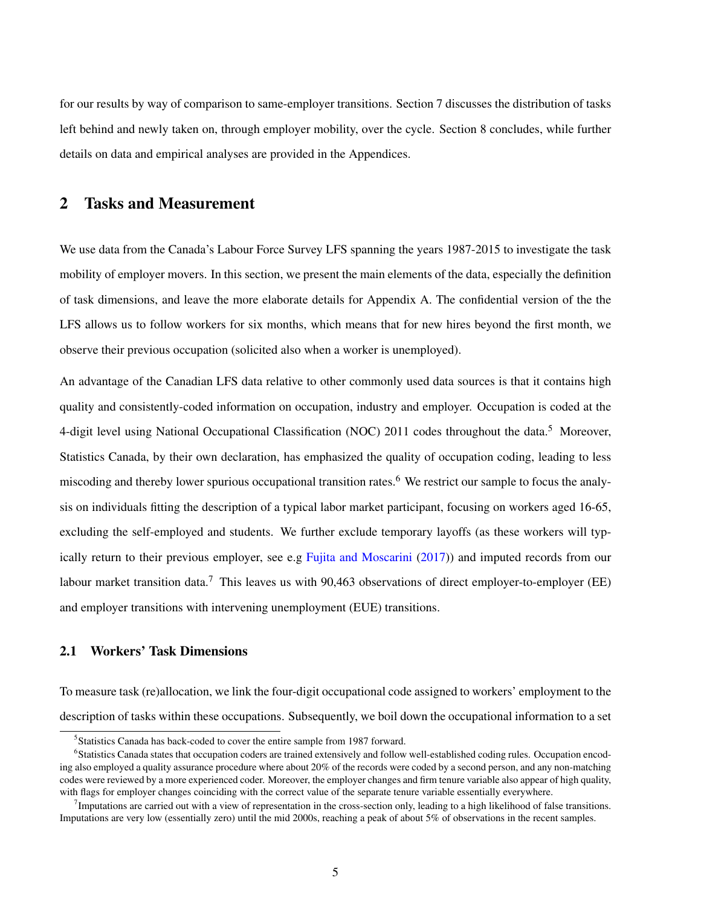for our results by way of comparison to same-employer transitions. Section 7 discusses the distribution of tasks left behind and newly taken on, through employer mobility, over the cycle. Section 8 concludes, while further details on data and empirical analyses are provided in the Appendices.

## 2 Tasks and Measurement

We use data from the Canada's Labour Force Survey LFS spanning the years 1987-2015 to investigate the task mobility of employer movers. In this section, we present the main elements of the data, especially the definition of task dimensions, and leave the more elaborate details for Appendix A. The confidential version of the the LFS allows us to follow workers for six months, which means that for new hires beyond the first month, we observe their previous occupation (solicited also when a worker is unemployed).

An advantage of the Canadian LFS data relative to other commonly used data sources is that it contains high quality and consistently-coded information on occupation, industry and employer. Occupation is coded at the 4-digit level using National Occupational Classification (NOC) 2011 codes throughout the data.[5] Moreover, Statistics Canada, by their own declaration, has emphasized the quality of occupation coding, leading to less miscoding and thereby lower spurious occupational transition rates.[6] We restrict our sample to focus the analysis on individuals fitting the description of a typical labor market participant, focusing on workers aged 16-65, excluding the self-employed and students. We further exclude temporary layoffs (as these workers will typically return to their previous employer, see e.g Fujita and Moscarini (2017)) and imputed records from our labour market transition data.[7] This leaves us with 90,463 observations of direct employer-to-employer (EE) and employer transitions with intervening unemployment (EUE) transitions.

### 2.1 Workers' Task Dimensions

To measure task (re)allocation, we link the four-digit occupational code assigned to workers' employment to the description of tasks within these occupations. Subsequently, we boil down the occupational information to a set

---

[5] Statistics Canada has back-coded to cover the entire sample from 1987 forward.

[6] Statistics Canada states that occupation coders are trained extensively and follow well-established coding rules. Occupation encoding also employed a quality assurance procedure where about 20% of the records were coded by a second person, and any non-matching codes were reviewed by a more experienced coder. Moreover, the employer changes and firm tenure variable also appear of high quality, with flags for employer changes coinciding with the correct value of the separate tenure variable essentially everywhere.

[7] Imputations are carried out with a view of representation in the cross-section only, leading to a high likelihood of false transitions. Imputations are very low (essentially zero) until the mid 2000s, reaching a peak of about 5% of observations in the recent samples.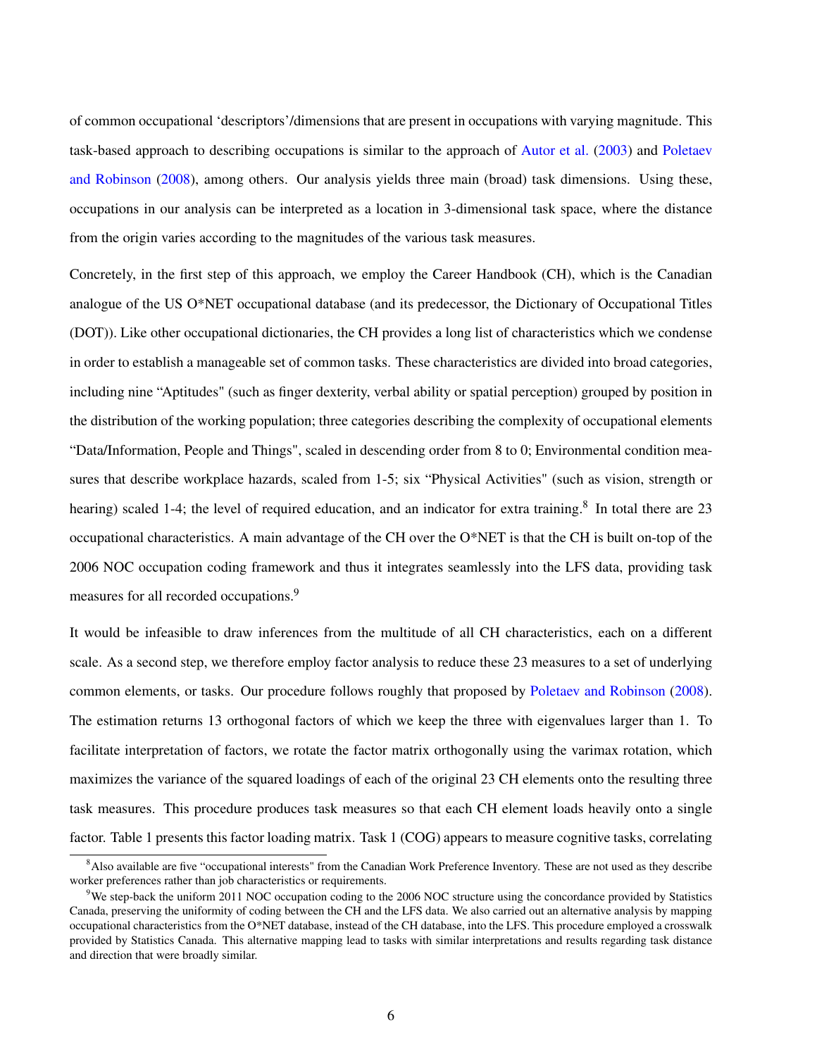of common occupational 'descriptors'/dimensions that are present in occupations with varying magnitude. This task-based approach to describing occupations is similar to the approach of Autor et al. (2003) and Poletaev and Robinson (2008), among others. Our analysis yields three main (broad) task dimensions. Using these, occupations in our analysis can be interpreted as a location in 3-dimensional task space, where the distance from the origin varies according to the magnitudes of the various task measures.

Concretely, in the first step of this approach, we employ the Career Handbook (CH), which is the Canadian analogue of the US O*NET occupational database (and its predecessor, the Dictionary of Occupational Titles (DOT)). Like other occupational dictionaries, the CH provides a long list of characteristics which we condense in order to establish a manageable set of common tasks. These characteristics are divided into broad categories, including nine "Aptitudes" (such as finger dexterity, verbal ability or spatial perception) grouped by position in the distribution of the working population; three categories describing the complexity of occupational elements "Data/Information, People and Things", scaled in descending order from 8 to 0; Environmental condition measures that describe workplace hazards, scaled from 1-5; six "Physical Activities" (such as vision, strength or hearing) scaled 1-4; the level of required education, and an indicator for extra training.[8] In total there are 23 occupational characteristics. A main advantage of the CH over the O*NET is that the CH is built on-top of the 2006 NOC occupation coding framework and thus it integrates seamlessly into the LFS data, providing task measures for all recorded occupations.[9]

It would be infeasible to draw inferences from the multitude of all CH characteristics, each on a different scale. As a second step, we therefore employ factor analysis to reduce these 23 measures to a set of underlying common elements, or tasks. Our procedure follows roughly that proposed by Poletaev and Robinson (2008). The estimation returns 13 orthogonal factors of which we keep the three with eigenvalues larger than 1. To facilitate interpretation of factors, we rotate the factor matrix orthogonally using the varimax rotation, which maximizes the variance of the squared loadings of each of the original 23 CH elements onto the resulting three task measures. This procedure produces task measures so that each CH element loads heavily onto a single factor. Table 1 presents this factor loading matrix. Task 1 (COG) appears to measure cognitive tasks, correlating

[8] Also available are five "occupational interests" from the Canadian Work Preference Inventory. These are not used as they describe worker preferences rather than job characteristics or requirements.

[9] We step-back the uniform 2011 NOC occupation coding to the 2006 NOC structure using the concordance provided by Statistics Canada, preserving the uniformity of coding between the CH and the LFS data. We also carried out an alternative analysis by mapping occupational characteristics from the O*NET database, instead of the CH database, into the LFS. This procedure employed a crosswalk provided by Statistics Canada. This alternative mapping lead to tasks with similar interpretations and results regarding task distance and direction that were broadly similar.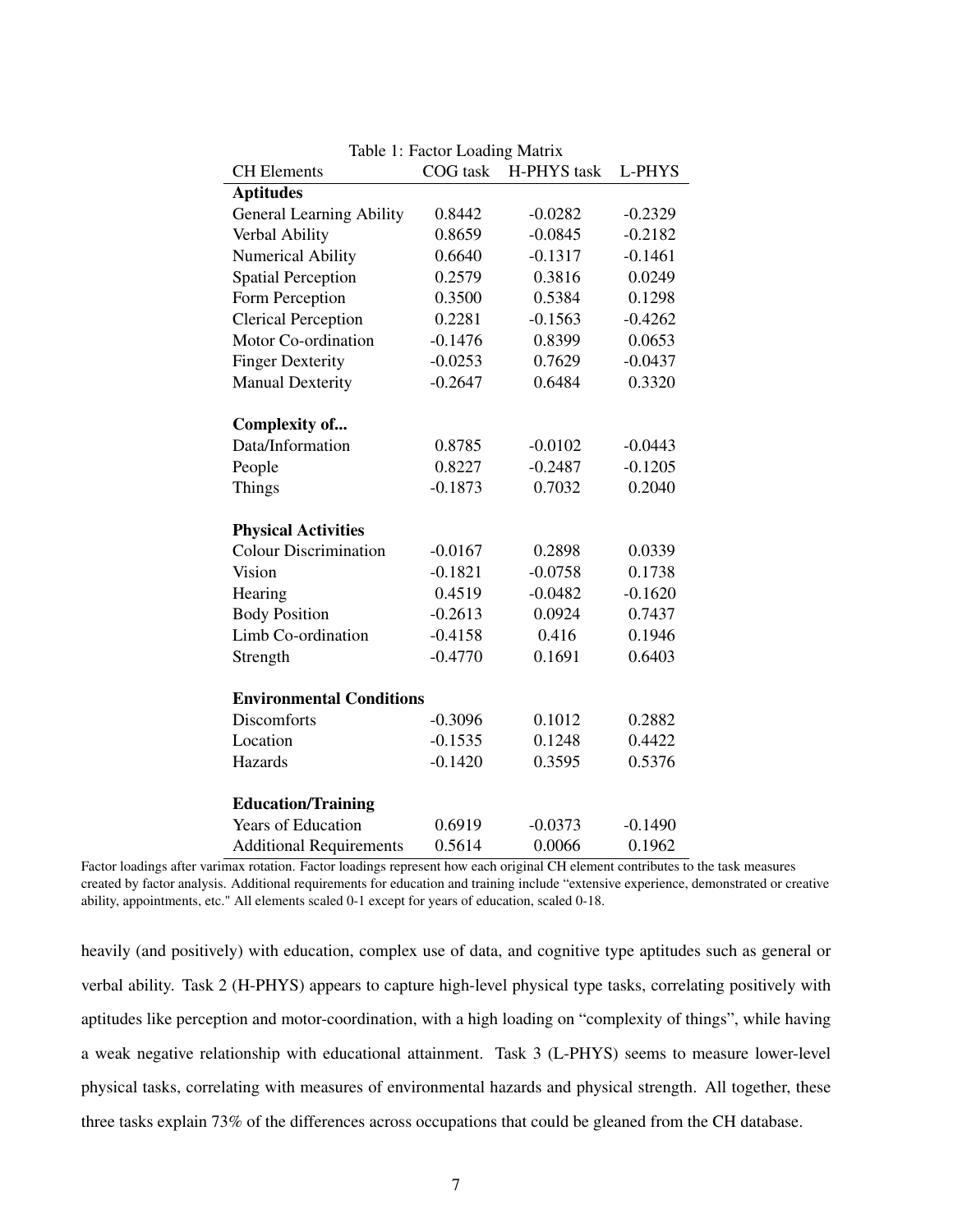Table 1: Factor Loading Matrix

| CH Elements | COG task | H-PHYS task | L-PHYS |
|---|---|---|---|
| **Aptitudes** | | | |
| General Learning Ability | 0.8442 | -0.0282 | -0.2329 |
| Verbal Ability | 0.8659 | -0.0845 | -0.2182 |
| Numerical Ability | 0.6640 | -0.1317 | -0.1461 |
| Spatial Perception | 0.2579 | 0.3816 | 0.0249 |
| Form Perception | 0.3500 | 0.5384 | 0.1298 |
| Clerical Perception | 0.2281 | -0.1563 | -0.4262 |
| Motor Co-ordination | -0.1476 | 0.8399 | 0.0653 |
| Finger Dexterity | -0.0253 | 0.7629 | -0.0437 |
| Manual Dexterity | -0.2647 | 0.6484 | 0.3320 |
| **Complexity of...** | | | |
| Data/Information | 0.8785 | -0.0102 | -0.0443 |
| People | 0.8227 | -0.2487 | -0.1205 |
| Things | -0.1873 | 0.7032 | 0.2040 |
| **Physical Activities** | | | |
| Colour Discrimination | -0.0167 | 0.2898 | 0.0339 |
| Vision | -0.1821 | -0.0758 | 0.1738 |
| Hearing | 0.4519 | -0.0482 | -0.1620 |
| Body Position | -0.2613 | 0.0924 | 0.7437 |
| Limb Co-ordination | -0.4158 | 0.416 | 0.1946 |
| Strength | -0.4770 | 0.1691 | 0.6403 |
| **Environmental Conditions** | | | |
| Discomforts | -0.3096 | 0.1012 | 0.2882 |
| Location | -0.1535 | 0.1248 | 0.4422 |
| Hazards | -0.1420 | 0.3595 | 0.5376 |
| **Education/Training** | | | |
| Years of Education | 0.6919 | -0.0373 | -0.1490 |
| Additional Requirements | 0.5614 | 0.0066 | 0.1962 |

Factor loadings after varimax rotation. Factor loadings represent how each original CH element contributes to the task measures created by factor analysis. Additional requirements for education and training include "extensive experience, demonstrated or creative ability, appointments, etc." All elements scaled 0-1 except for years of education, scaled 0-18.

heavily (and positively) with education, complex use of data, and cognitive type aptitudes such as general or verbal ability. Task 2 (H-PHYS) appears to capture high-level physical type tasks, correlating positively with aptitudes like perception and motor-coordination, with a high loading on "complexity of things", while having a weak negative relationship with educational attainment. Task 3 (L-PHYS) seems to measure lower-level physical tasks, correlating with measures of environmental hazards and physical strength. All together, these three tasks explain 73% of the differences across occupations that could be gleaned from the CH database.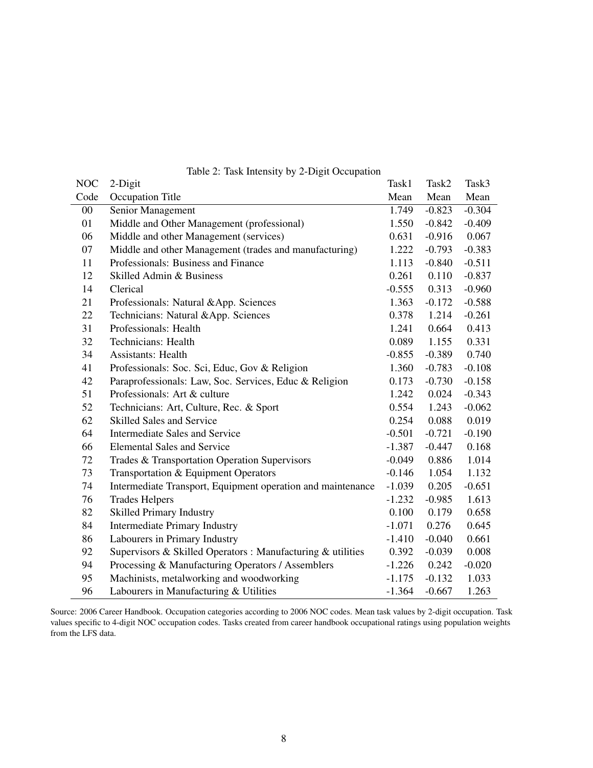Table 2: Task Intensity by 2-Digit Occupation

| NOC Code | 2-Digit Occupation Title | Task1 Mean | Task2 Mean | Task3 Mean |
|---|---|---|---|---|
| 00 | Senior Management | 1.749 | -0.823 | -0.304 |
| 01 | Middle and Other Management (professional) | 1.550 | -0.842 | -0.409 |
| 06 | Middle and other Management (services) | 0.631 | -0.916 | 0.067 |
| 07 | Middle and other Management (trades and manufacturing) | 1.222 | -0.793 | -0.383 |
| 11 | Professionals: Business and Finance | 1.113 | -0.840 | -0.511 |
| 12 | Skilled Admin & Business | 0.261 | 0.110 | -0.837 |
| 14 | Clerical | -0.555 | 0.313 | -0.960 |
| 21 | Professionals: Natural &App. Sciences | 1.363 | -0.172 | -0.588 |
| 22 | Technicians: Natural &App. Sciences | 0.378 | 1.214 | -0.261 |
| 31 | Professionals: Health | 1.241 | 0.664 | 0.413 |
| 32 | Technicians: Health | 0.089 | 1.155 | 0.331 |
| 34 | Assistants: Health | -0.855 | -0.389 | 0.740 |
| 41 | Professionals: Soc. Sci, Educ, Gov & Religion | 1.360 | -0.783 | -0.108 |
| 42 | Paraprofessionals: Law, Soc. Services, Educ & Religion | 0.173 | -0.730 | -0.158 |
| 51 | Professionals: Art & culture | 1.242 | 0.024 | -0.343 |
| 52 | Technicians: Art, Culture, Rec. & Sport | 0.554 | 1.243 | -0.062 |
| 62 | Skilled Sales and Service | 0.254 | 0.088 | 0.019 |
| 64 | Intermediate Sales and Service | -0.501 | -0.721 | -0.190 |
| 66 | Elemental Sales and Service | -1.387 | -0.447 | 0.168 |
| 72 | Trades & Transportation Operation Supervisors | -0.049 | 0.886 | 1.014 |
| 73 | Transportation & Equipment Operators | -0.146 | 1.054 | 1.132 |
| 74 | Intermediate Transport, Equipment operation and maintenance | -1.039 | 0.205 | -0.651 |
| 76 | Trades Helpers | -1.232 | -0.985 | 1.613 |
| 82 | Skilled Primary Industry | 0.100 | 0.179 | 0.658 |
| 84 | Intermediate Primary Industry | -1.071 | 0.276 | 0.645 |
| 86 | Labourers in Primary Industry | -1.410 | -0.040 | 0.661 |
| 92 | Supervisors & Skilled Operators : Manufacturing & utilities | 0.392 | -0.039 | 0.008 |
| 94 | Processing & Manufacturing Operators / Assemblers | -1.226 | 0.242 | -0.020 |
| 95 | Machinists, metalworking and woodworking | -1.175 | -0.132 | 1.033 |
| 96 | Labourers in Manufacturing & Utilities | -1.364 | -0.667 | 1.263 |

Source: 2006 Career Handbook. Occupation categories according to 2006 NOC codes. Mean task values by 2-digit occupation. Task values specific to 4-digit NOC occupation codes. Tasks created from career handbook occupational ratings using population weights from the LFS data.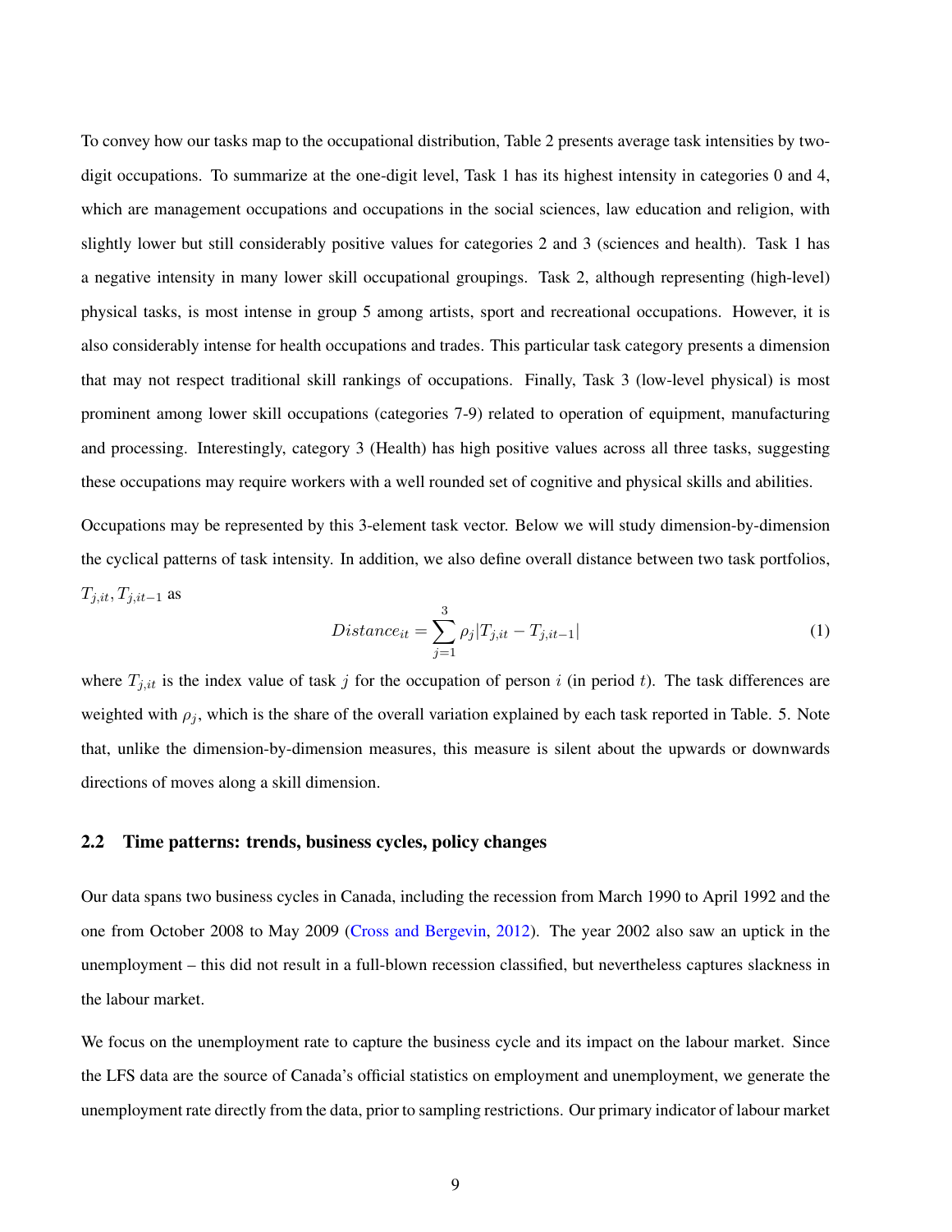To convey how our tasks map to the occupational distribution, Table 2 presents average task intensities by two-digit occupations. To summarize at the one-digit level, Task 1 has its highest intensity in categories 0 and 4, which are management occupations and occupations in the social sciences, law education and religion, with slightly lower but still considerably positive values for categories 2 and 3 (sciences and health). Task 1 has a negative intensity in many lower skill occupational groupings. Task 2, although representing (high-level) physical tasks, is most intense in group 5 among artists, sport and recreational occupations. However, it is also considerably intense for health occupations and trades. This particular task category presents a dimension that may not respect traditional skill rankings of occupations. Finally, Task 3 (low-level physical) is most prominent among lower skill occupations (categories 7-9) related to operation of equipment, manufacturing and processing. Interestingly, category 3 (Health) has high positive values across all three tasks, suggesting these occupations may require workers with a well rounded set of cognitive and physical skills and abilities.

Occupations may be represented by this 3-element task vector. Below we will study dimension-by-dimension the cyclical patterns of task intensity. In addition, we also define overall distance between two task portfolios, $T_{j,it}, T_{j,it-1}$ as

$$Distance_{it} = \sum_{j=1}^{3} \rho_j |T_{j,it} - T_{j,it-1}| \tag{1}$$

where $T_{j,it}$ is the index value of task $j$ for the occupation of person $i$ (in period $t$). The task differences are weighted with $\rho_j$, which is the share of the overall variation explained by each task reported in Table. 5. Note that, unlike the dimension-by-dimension measures, this measure is silent about the upwards or downwards directions of moves along a skill dimension.

## 2.2 Time patterns: trends, business cycles, policy changes

Our data spans two business cycles in Canada, including the recession from March 1990 to April 1992 and the one from October 2008 to May 2009 (Cross and Bergevin, 2012). The year 2002 also saw an uptick in the unemployment – this did not result in a full-blown recession classified, but nevertheless captures slackness in the labour market.

We focus on the unemployment rate to capture the business cycle and its impact on the labour market. Since the LFS data are the source of Canada's official statistics on employment and unemployment, we generate the unemployment rate directly from the data, prior to sampling restrictions. Our primary indicator of labour market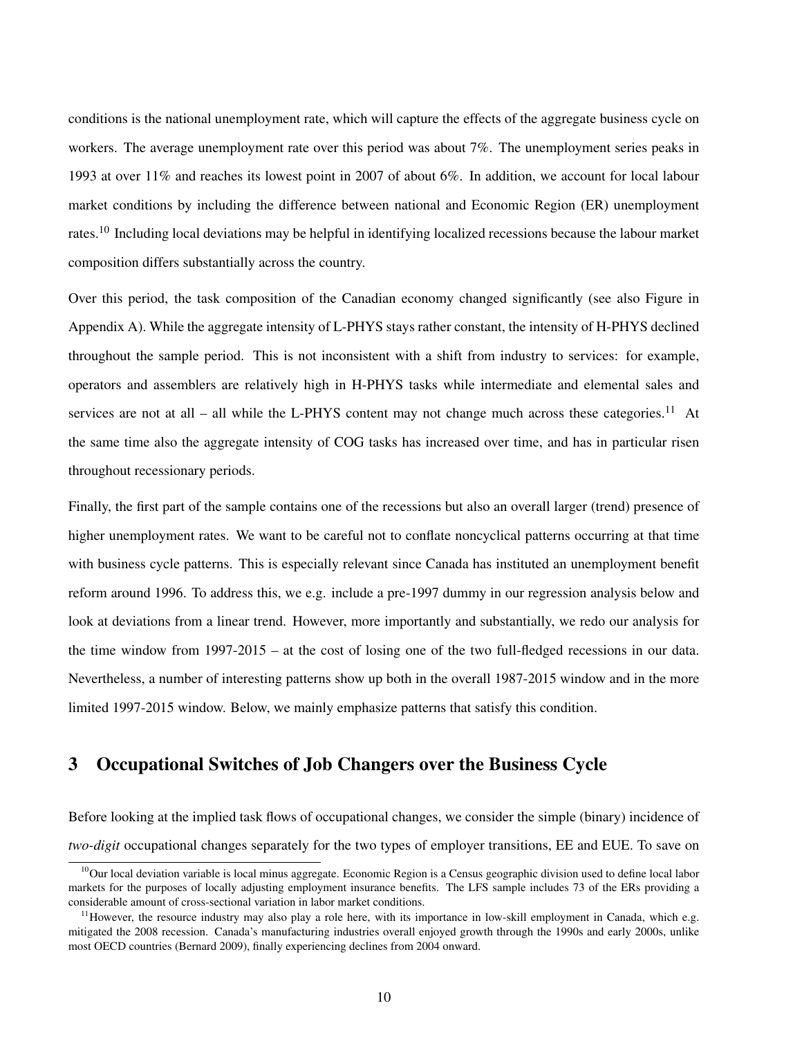conditions is the national unemployment rate, which will capture the effects of the aggregate business cycle on workers. The average unemployment rate over this period was about 7%. The unemployment series peaks in 1993 at over 11% and reaches its lowest point in 2007 of about 6%. In addition, we account for local labour market conditions by including the difference between national and Economic Region (ER) unemployment rates.[10] Including local deviations may be helpful in identifying localized recessions because the labour market composition differs substantially across the country.

Over this period, the task composition of the Canadian economy changed significantly (see also Figure in Appendix A). While the aggregate intensity of L-PHYS stays rather constant, the intensity of H-PHYS declined throughout the sample period. This is not inconsistent with a shift from industry to services: for example, operators and assemblers are relatively high in H-PHYS tasks while intermediate and elemental sales and services are not at all – all while the L-PHYS content may not change much across these categories.[11] At the same time also the aggregate intensity of COG tasks has increased over time, and has in particular risen throughout recessionary periods.

Finally, the first part of the sample contains one of the recessions but also an overall larger (trend) presence of higher unemployment rates. We want to be careful not to conflate noncyclical patterns occurring at that time with business cycle patterns. This is especially relevant since Canada has instituted an unemployment benefit reform around 1996. To address this, we e.g. include a pre-1997 dummy in our regression analysis below and look at deviations from a linear trend. However, more importantly and substantially, we redo our analysis for the time window from 1997-2015 – at the cost of losing one of the two full-fledged recessions in our data. Nevertheless, a number of interesting patterns show up both in the overall 1987-2015 window and in the more limited 1997-2015 window. Below, we mainly emphasize patterns that satisfy this condition.

## 3 Occupational Switches of Job Changers over the Business Cycle

Before looking at the implied task flows of occupational changes, we consider the simple (binary) incidence of *two-digit* occupational changes separately for the two types of employer transitions, EE and EUE. To save on

[10] Our local deviation variable is local minus aggregate. Economic Region is a Census geographic division used to define local labor markets for the purposes of locally adjusting employment insurance benefits. The LFS sample includes 73 of the ERs providing a considerable amount of cross-sectional variation in labor market conditions.

[11] However, the resource industry may also play a role here, with its importance in low-skill employment in Canada, which e.g. mitigated the 2008 recession. Canada's manufacturing industries overall enjoyed growth through the 1990s and early 2000s, unlike most OECD countries (Bernard 2009), finally experiencing declines from 2004 onward.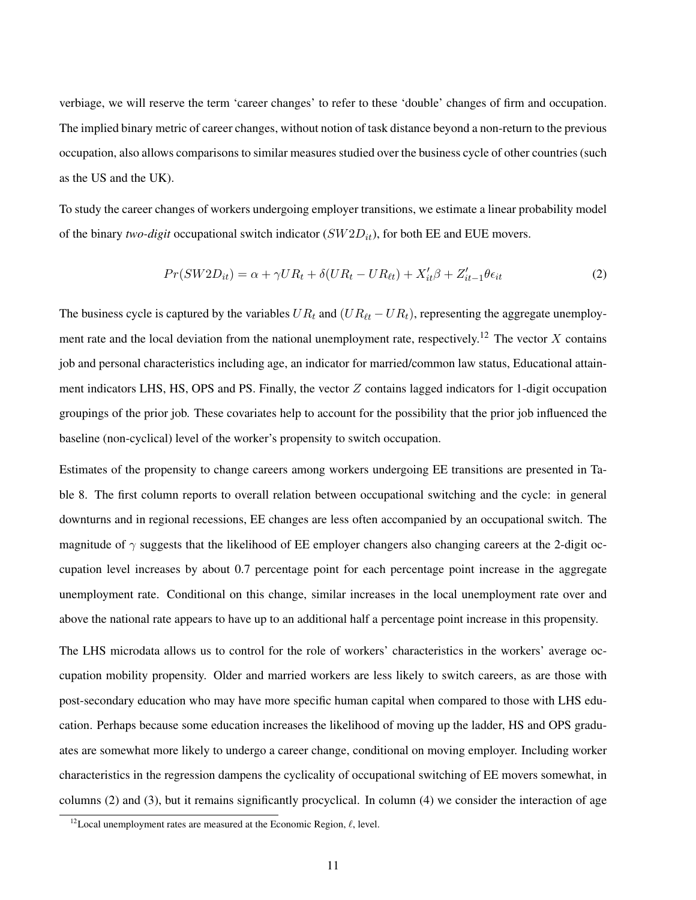verbiage, we will reserve the term 'career changes' to refer to these 'double' changes of firm and occupation. The implied binary metric of career changes, without notion of task distance beyond a non-return to the previous occupation, also allows comparisons to similar measures studied over the business cycle of other countries (such as the US and the UK).

To study the career changes of workers undergoing employer transitions, we estimate a linear probability model of the binary *two-digit* occupational switch indicator ($SW2D_{it}$), for both EE and EUE movers.

$$Pr(SW2D_{it}) = \alpha + \gamma UR_t + \delta(UR_t - UR_{\ell t}) + X_{it}'\beta + Z_{it-1}'\theta\epsilon_{it} \tag{2}$$

The business cycle is captured by the variables $UR_t$ and $(UR_{\ell t} - UR_t)$, representing the aggregate unemployment rate and the local deviation from the national unemployment rate, respectively.[12] The vector $X$ contains job and personal characteristics including age, an indicator for married/common law status, Educational attainment indicators LHS, HS, OPS and PS. Finally, the vector $Z$ contains lagged indicators for 1-digit occupation groupings of the prior job. These covariates help to account for the possibility that the prior job influenced the baseline (non-cyclical) level of the worker's propensity to switch occupation.

Estimates of the propensity to change careers among workers undergoing EE transitions are presented in Table 8. The first column reports to overall relation between occupational switching and the cycle: in general downturns and in regional recessions, EE changes are less often accompanied by an occupational switch. The magnitude of $\gamma$ suggests that the likelihood of EE employer changers also changing careers at the 2-digit occupation level increases by about 0.7 percentage point for each percentage point increase in the aggregate unemployment rate. Conditional on this change, similar increases in the local unemployment rate over and above the national rate appears to have up to an additional half a percentage point increase in this propensity.

The LHS microdata allows us to control for the role of workers' characteristics in the workers' average occupation mobility propensity. Older and married workers are less likely to switch careers, as are those with post-secondary education who may have more specific human capital when compared to those with LHS education. Perhaps because some education increases the likelihood of moving up the ladder, HS and OPS graduates are somewhat more likely to undergo a career change, conditional on moving employer. Including worker characteristics in the regression dampens the cyclicality of occupational switching of EE movers somewhat, in columns (2) and (3), but it remains significantly procyclical. In column (4) we consider the interaction of age

[12] Local unemployment rates are measured at the Economic Region, $\ell$, level.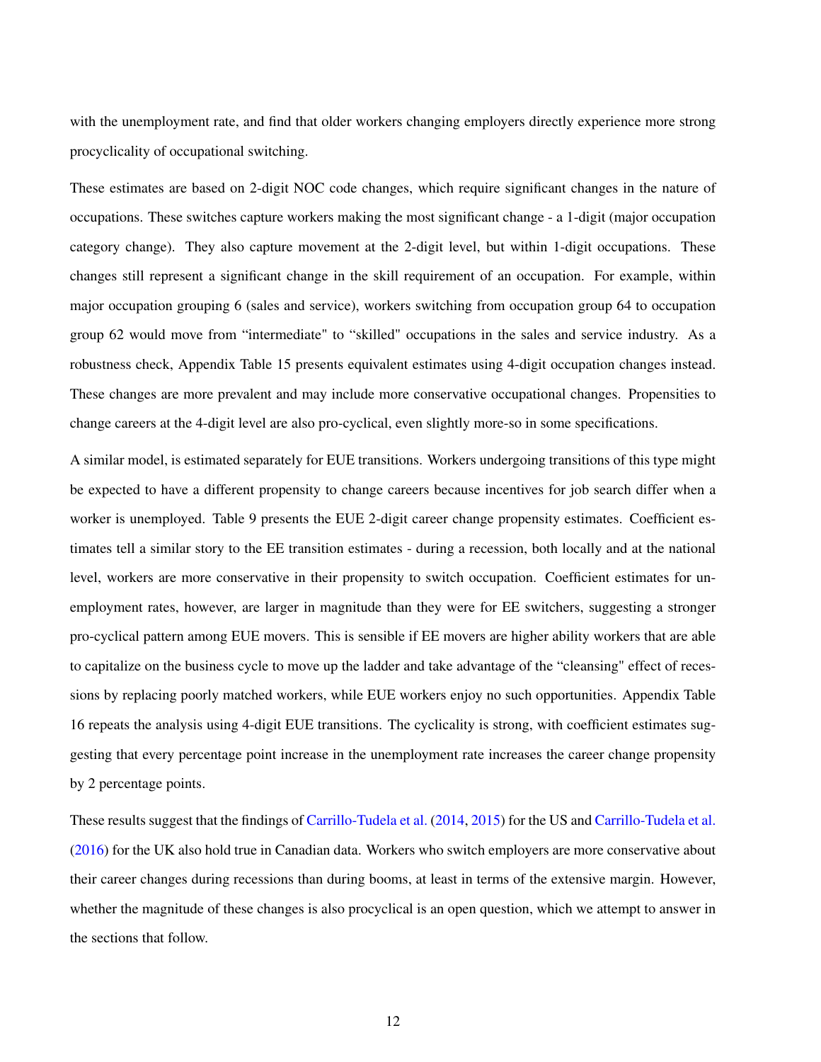with the unemployment rate, and find that older workers changing employers directly experience more strong procyclicality of occupational switching.

These estimates are based on 2-digit NOC code changes, which require significant changes in the nature of occupations. These switches capture workers making the most significant change - a 1-digit (major occupation category change). They also capture movement at the 2-digit level, but within 1-digit occupations. These changes still represent a significant change in the skill requirement of an occupation. For example, within major occupation grouping 6 (sales and service), workers switching from occupation group 64 to occupation group 62 would move from "intermediate" to "skilled" occupations in the sales and service industry. As a robustness check, Appendix Table 15 presents equivalent estimates using 4-digit occupation changes instead. These changes are more prevalent and may include more conservative occupational changes. Propensities to change careers at the 4-digit level are also pro-cyclical, even slightly more-so in some specifications.

A similar model, is estimated separately for EUE transitions. Workers undergoing transitions of this type might be expected to have a different propensity to change careers because incentives for job search differ when a worker is unemployed. Table 9 presents the EUE 2-digit career change propensity estimates. Coefficient estimates tell a similar story to the EE transition estimates - during a recession, both locally and at the national level, workers are more conservative in their propensity to switch occupation. Coefficient estimates for unemployment rates, however, are larger in magnitude than they were for EE switchers, suggesting a stronger pro-cyclical pattern among EUE movers. This is sensible if EE movers are higher ability workers that are able to capitalize on the business cycle to move up the ladder and take advantage of the "cleansing" effect of recessions by replacing poorly matched workers, while EUE workers enjoy no such opportunities. Appendix Table 16 repeats the analysis using 4-digit EUE transitions. The cyclicality is strong, with coefficient estimates suggesting that every percentage point increase in the unemployment rate increases the career change propensity by 2 percentage points.

These results suggest that the findings of Carrillo-Tudela et al. (2014, 2015) for the US and Carrillo-Tudela et al. (2016) for the UK also hold true in Canadian data. Workers who switch employers are more conservative about their career changes during recessions than during booms, at least in terms of the extensive margin. However, whether the magnitude of these changes is also procyclical is an open question, which we attempt to answer in the sections that follow.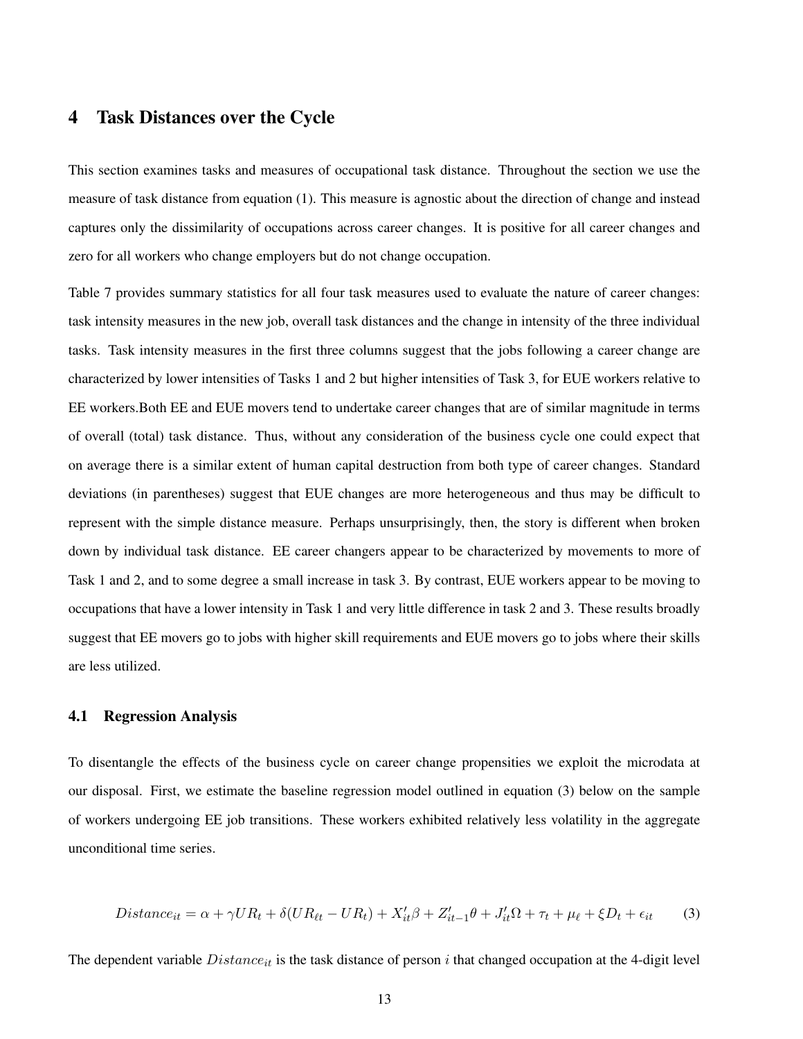# 4 Task Distances over the Cycle

This section examines tasks and measures of occupational task distance. Throughout the section we use the measure of task distance from equation (1). This measure is agnostic about the direction of change and instead captures only the dissimilarity of occupations across career changes. It is positive for all career changes and zero for all workers who change employers but do not change occupation.

Table 7 provides summary statistics for all four task measures used to evaluate the nature of career changes: task intensity measures in the new job, overall task distances and the change in intensity of the three individual tasks. Task intensity measures in the first three columns suggest that the jobs following a career change are characterized by lower intensities of Tasks 1 and 2 but higher intensities of Task 3, for EUE workers relative to EE workers.Both EE and EUE movers tend to undertake career changes that are of similar magnitude in terms of overall (total) task distance. Thus, without any consideration of the business cycle one could expect that on average there is a similar extent of human capital destruction from both type of career changes. Standard deviations (in parentheses) suggest that EUE changes are more heterogeneous and thus may be difficult to represent with the simple distance measure. Perhaps unsurprisingly, then, the story is different when broken down by individual task distance. EE career changers appear to be characterized by movements to more of Task 1 and 2, and to some degree a small increase in task 3. By contrast, EUE workers appear to be moving to occupations that have a lower intensity in Task 1 and very little difference in task 2 and 3. These results broadly suggest that EE movers go to jobs with higher skill requirements and EUE movers go to jobs where their skills are less utilized.

## 4.1 Regression Analysis

To disentangle the effects of the business cycle on career change propensities we exploit the microdata at our disposal. First, we estimate the baseline regression model outlined in equation (3) below on the sample of workers undergoing EE job transitions. These workers exhibited relatively less volatility in the aggregate unconditional time series.

$$Distance_{it} = \alpha + \gamma UR_t + \delta(UR_{\ell t} - UR_t) + X_{it}'\beta + Z_{it-1}'\theta + J_{it}'\Omega + \tau_t + \mu_\ell + \xi D_t + \epsilon_{it} \qquad (3)$$

The dependent variable $Distance_{it}$ is the task distance of person $i$ that changed occupation at the 4-digit level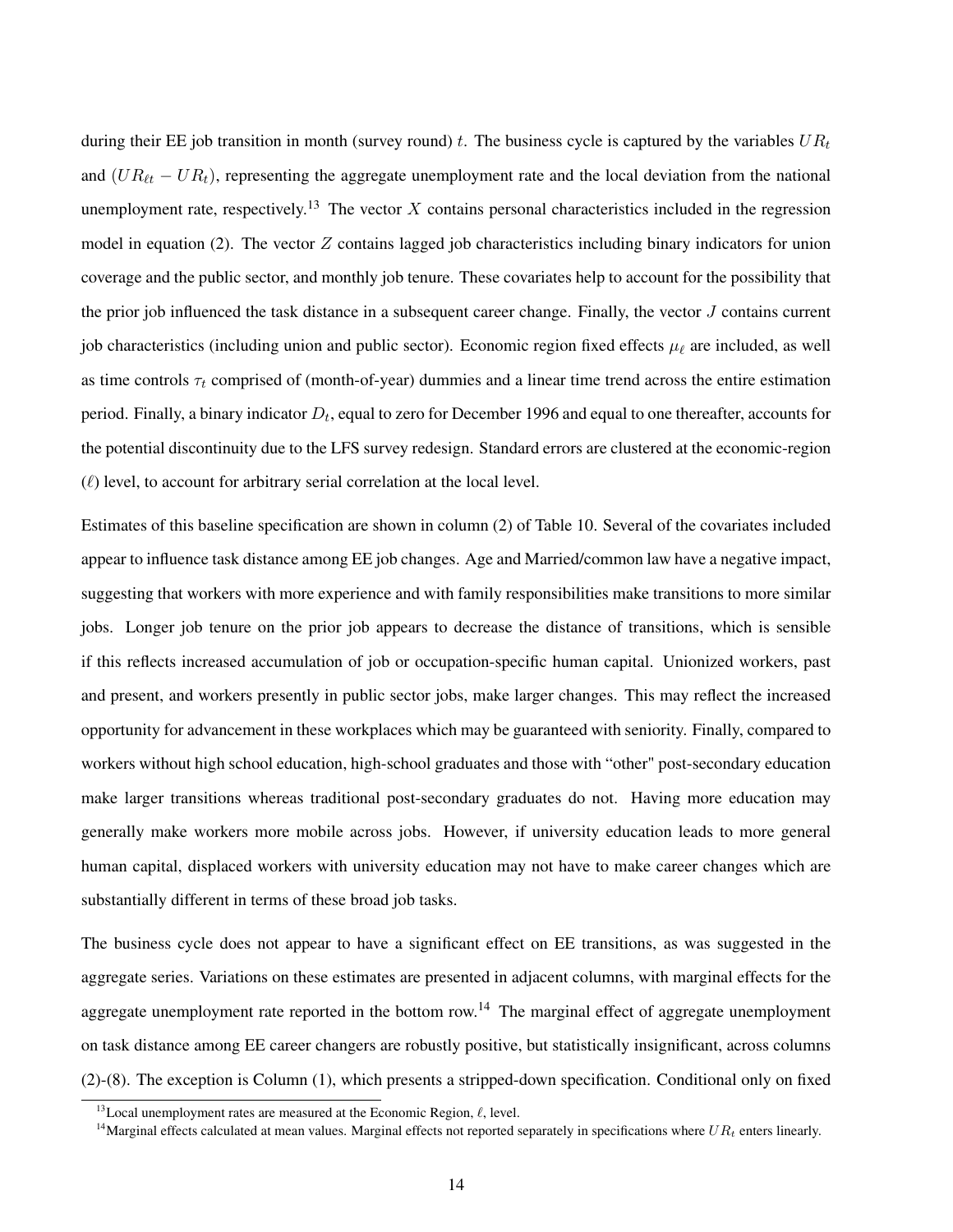during their EE job transition in month (survey round) $t$. The business cycle is captured by the variables $UR_t$ and $(UR_{\ell t} - UR_t)$, representing the aggregate unemployment rate and the local deviation from the national unemployment rate, respectively.[13] The vector $X$ contains personal characteristics included in the regression model in equation (2). The vector $Z$ contains lagged job characteristics including binary indicators for union coverage and the public sector, and monthly job tenure. These covariates help to account for the possibility that the prior job influenced the task distance in a subsequent career change. Finally, the vector $J$ contains current job characteristics (including union and public sector). Economic region fixed effects $\mu_\ell$ are included, as well as time controls $\tau_t$ comprised of (month-of-year) dummies and a linear time trend across the entire estimation period. Finally, a binary indicator $D_t$, equal to zero for December 1996 and equal to one thereafter, accounts for the potential discontinuity due to the LFS survey redesign. Standard errors are clustered at the economic-region ($\ell$) level, to account for arbitrary serial correlation at the local level.

Estimates of this baseline specification are shown in column (2) of Table 10. Several of the covariates included appear to influence task distance among EE job changes. Age and Married/common law have a negative impact, suggesting that workers with more experience and with family responsibilities make transitions to more similar jobs. Longer job tenure on the prior job appears to decrease the distance of transitions, which is sensible if this reflects increased accumulation of job or occupation-specific human capital. Unionized workers, past and present, and workers presently in public sector jobs, make larger changes. This may reflect the increased opportunity for advancement in these workplaces which may be guaranteed with seniority. Finally, compared to workers without high school education, high-school graduates and those with "other" post-secondary education make larger transitions whereas traditional post-secondary graduates do not. Having more education may generally make workers more mobile across jobs. However, if university education leads to more general human capital, displaced workers with university education may not have to make career changes which are substantially different in terms of these broad job tasks.

The business cycle does not appear to have a significant effect on EE transitions, as was suggested in the aggregate series. Variations on these estimates are presented in adjacent columns, with marginal effects for the aggregate unemployment rate reported in the bottom row.[14] The marginal effect of aggregate unemployment on task distance among EE career changers are robustly positive, but statistically insignificant, across columns (2)-(8). The exception is Column (1), which presents a stripped-down specification. Conditional only on fixed

[13] Local unemployment rates are measured at the Economic Region, $\ell$, level.

[14] Marginal effects calculated at mean values. Marginal effects not reported separately in specifications where $UR_t$ enters linearly.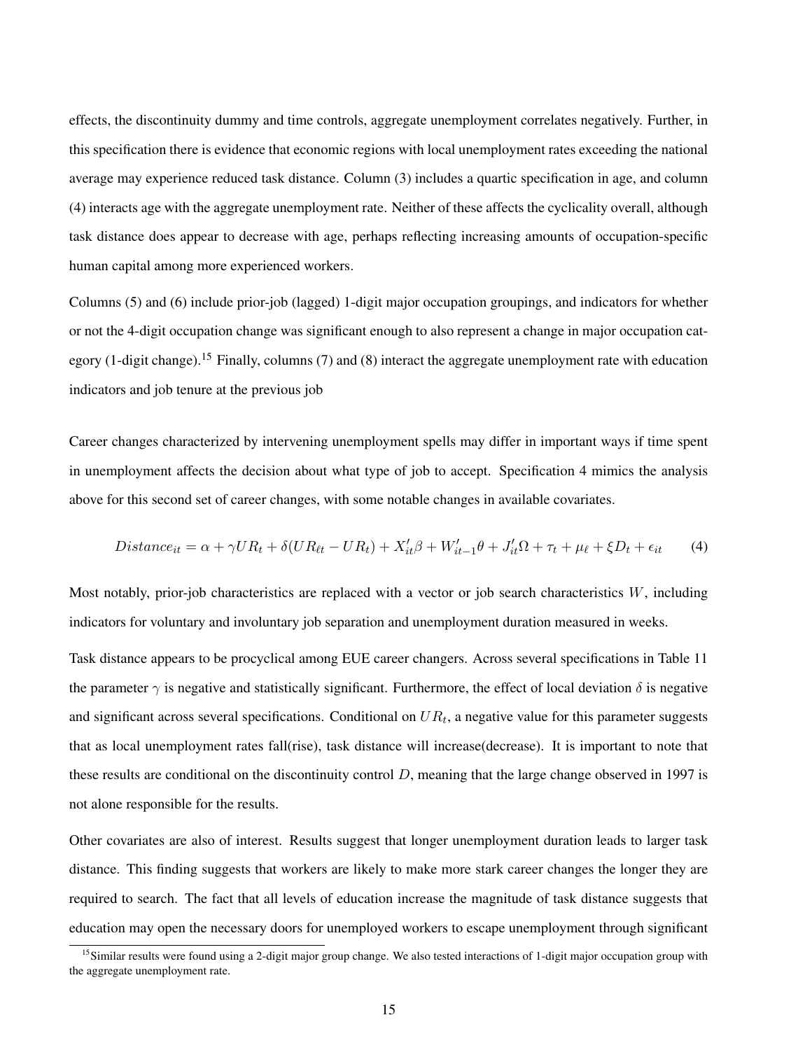effects, the discontinuity dummy and time controls, aggregate unemployment correlates negatively. Further, in this specification there is evidence that economic regions with local unemployment rates exceeding the national average may experience reduced task distance. Column (3) includes a quartic specification in age, and column (4) interacts age with the aggregate unemployment rate. Neither of these affects the cyclicality overall, although task distance does appear to decrease with age, perhaps reflecting increasing amounts of occupation-specific human capital among more experienced workers.

Columns (5) and (6) include prior-job (lagged) 1-digit major occupation groupings, and indicators for whether or not the 4-digit occupation change was significant enough to also represent a change in major occupation category (1-digit change).[15] Finally, columns (7) and (8) interact the aggregate unemployment rate with education indicators and job tenure at the previous job

Career changes characterized by intervening unemployment spells may differ in important ways if time spent in unemployment affects the decision about what type of job to accept. Specification 4 mimics the analysis above for this second set of career changes, with some notable changes in available covariates.

$$Distance_{it} = \alpha + \gamma UR_t + \delta(UR_{\ell t} - UR_t) + X_{it}'\beta + W_{it-1}'\theta + J_{it}'\Omega + \tau_t + \mu_\ell + \xi D_t + \epsilon_{it} \qquad (4)$$

Most notably, prior-job characteristics are replaced with a vector or job search characteristics $W$, including indicators for voluntary and involuntary job separation and unemployment duration measured in weeks.

Task distance appears to be procyclical among EUE career changers. Across several specifications in Table 11 the parameter $\gamma$ is negative and statistically significant. Furthermore, the effect of local deviation $\delta$ is negative and significant across several specifications. Conditional on $UR_t$, a negative value for this parameter suggests that as local unemployment rates fall(rise), task distance will increase(decrease). It is important to note that these results are conditional on the discontinuity control $D$, meaning that the large change observed in 1997 is not alone responsible for the results.

Other covariates are also of interest. Results suggest that longer unemployment duration leads to larger task distance. This finding suggests that workers are likely to make more stark career changes the longer they are required to search. The fact that all levels of education increase the magnitude of task distance suggests that education may open the necessary doors for unemployed workers to escape unemployment through significant

[15] Similar results were found using a 2-digit major group change. We also tested interactions of 1-digit major occupation group with the aggregate unemployment rate.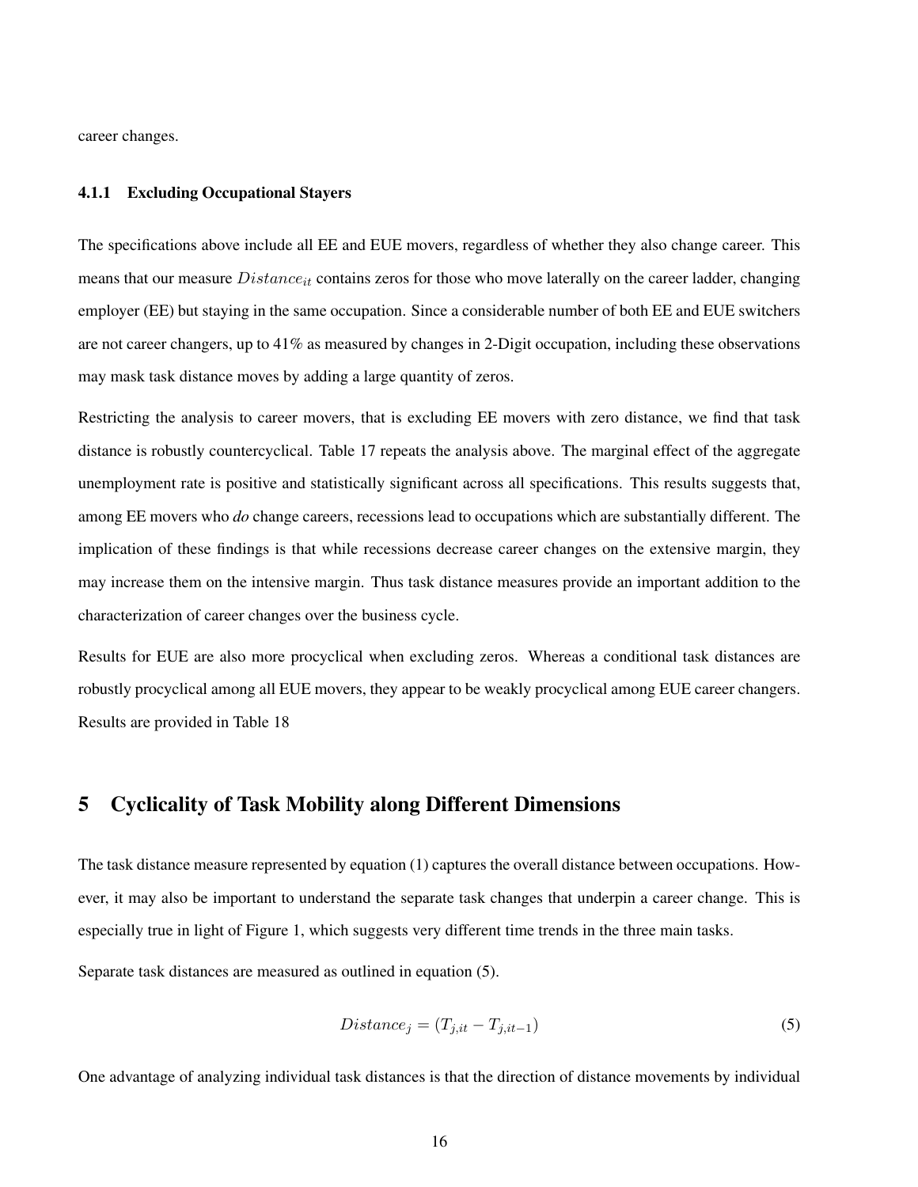career changes.

#### 4.1.1 Excluding Occupational Stayers

The specifications above include all EE and EUE movers, regardless of whether they also change career. This means that our measure $Distance_{it}$ contains zeros for those who move laterally on the career ladder, changing employer (EE) but staying in the same occupation. Since a considerable number of both EE and EUE switchers are not career changers, up to 41% as measured by changes in 2-Digit occupation, including these observations may mask task distance moves by adding a large quantity of zeros.

Restricting the analysis to career movers, that is excluding EE movers with zero distance, we find that task distance is robustly countercyclical. Table 17 repeats the analysis above. The marginal effect of the aggregate unemployment rate is positive and statistically significant across all specifications. This results suggests that, among EE movers who *do* change careers, recessions lead to occupations which are substantially different. The implication of these findings is that while recessions decrease career changes on the extensive margin, they may increase them on the intensive margin. Thus task distance measures provide an important addition to the characterization of career changes over the business cycle.

Results for EUE are also more procyclical when excluding zeros. Whereas a conditional task distances are robustly procyclical among all EUE movers, they appear to be weakly procyclical among EUE career changers. Results are provided in Table 18

## 5 Cyclicality of Task Mobility along Different Dimensions

The task distance measure represented by equation (1) captures the overall distance between occupations. However, it may also be important to understand the separate task changes that underpin a career change. This is especially true in light of Figure 1, which suggests very different time trends in the three main tasks.

Separate task distances are measured as outlined in equation (5).

$$Distance_j = (T_{j,it} - T_{j,it-1}) \tag{5}$$

One advantage of analyzing individual task distances is that the direction of distance movements by individual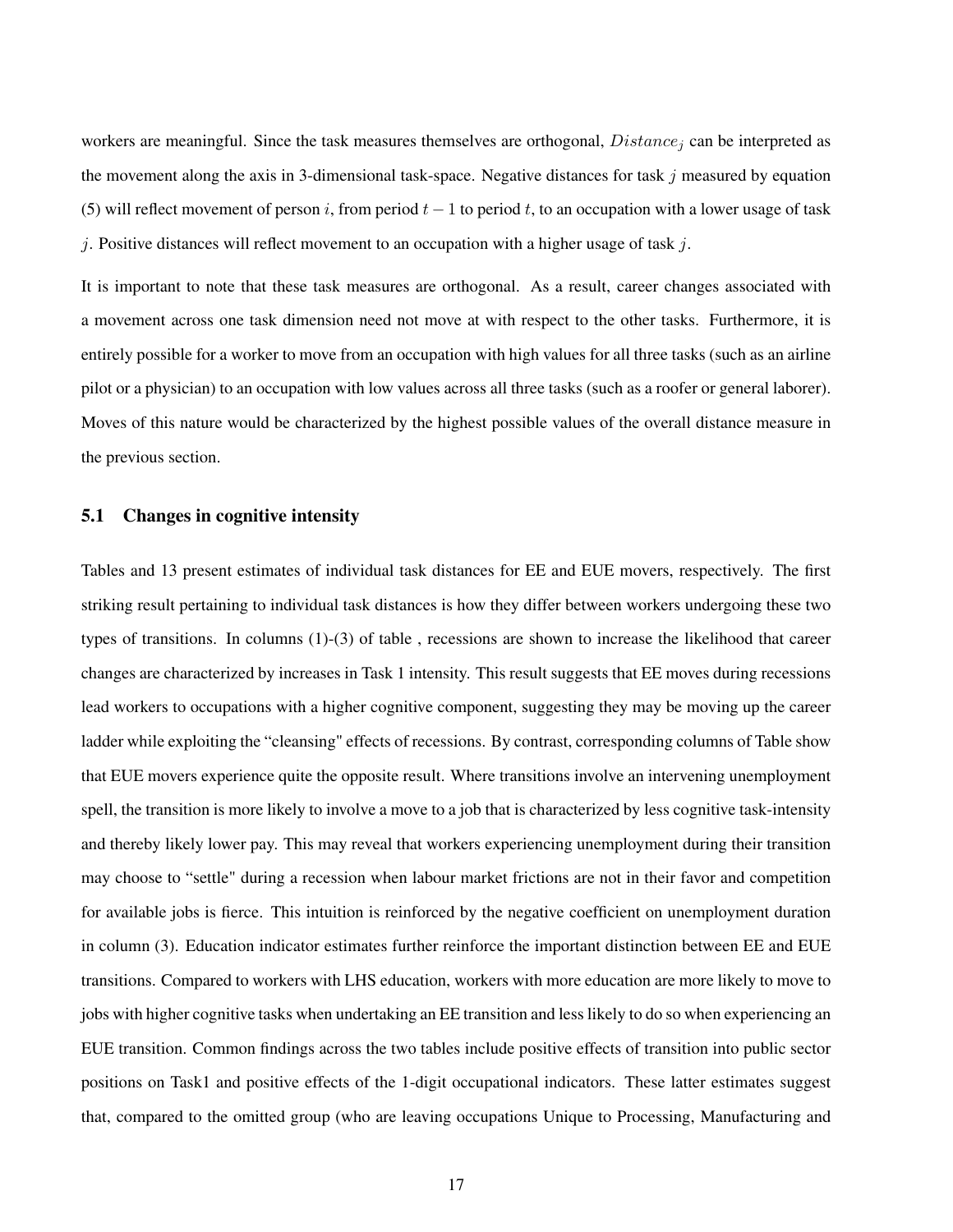workers are meaningful. Since the task measures themselves are orthogonal, $Distance_j$ can be interpreted as the movement along the axis in 3-dimensional task-space. Negative distances for task $j$ measured by equation (5) will reflect movement of person $i$, from period $t-1$ to period $t$, to an occupation with a lower usage of task $j$. Positive distances will reflect movement to an occupation with a higher usage of task $j$.

It is important to note that these task measures are orthogonal. As a result, career changes associated with a movement across one task dimension need not move at with respect to the other tasks. Furthermore, it is entirely possible for a worker to move from an occupation with high values for all three tasks (such as an airline pilot or a physician) to an occupation with low values across all three tasks (such as a roofer or general laborer). Moves of this nature would be characterized by the highest possible values of the overall distance measure in the previous section.

### 5.1 Changes in cognitive intensity

Tables and 13 present estimates of individual task distances for EE and EUE movers, respectively. The first striking result pertaining to individual task distances is how they differ between workers undergoing these two types of transitions. In columns (1)-(3) of table , recessions are shown to increase the likelihood that career changes are characterized by increases in Task 1 intensity. This result suggests that EE moves during recessions lead workers to occupations with a higher cognitive component, suggesting they may be moving up the career ladder while exploiting the "cleansing" effects of recessions. By contrast, corresponding columns of Table show that EUE movers experience quite the opposite result. Where transitions involve an intervening unemployment spell, the transition is more likely to involve a move to a job that is characterized by less cognitive task-intensity and thereby likely lower pay. This may reveal that workers experiencing unemployment during their transition may choose to "settle" during a recession when labour market frictions are not in their favor and competition for available jobs is fierce. This intuition is reinforced by the negative coefficient on unemployment duration in column (3). Education indicator estimates further reinforce the important distinction between EE and EUE transitions. Compared to workers with LHS education, workers with more education are more likely to move to jobs with higher cognitive tasks when undertaking an EE transition and less likely to do so when experiencing an EUE transition. Common findings across the two tables include positive effects of transition into public sector positions on Task1 and positive effects of the 1-digit occupational indicators. These latter estimates suggest that, compared to the omitted group (who are leaving occupations Unique to Processing, Manufacturing and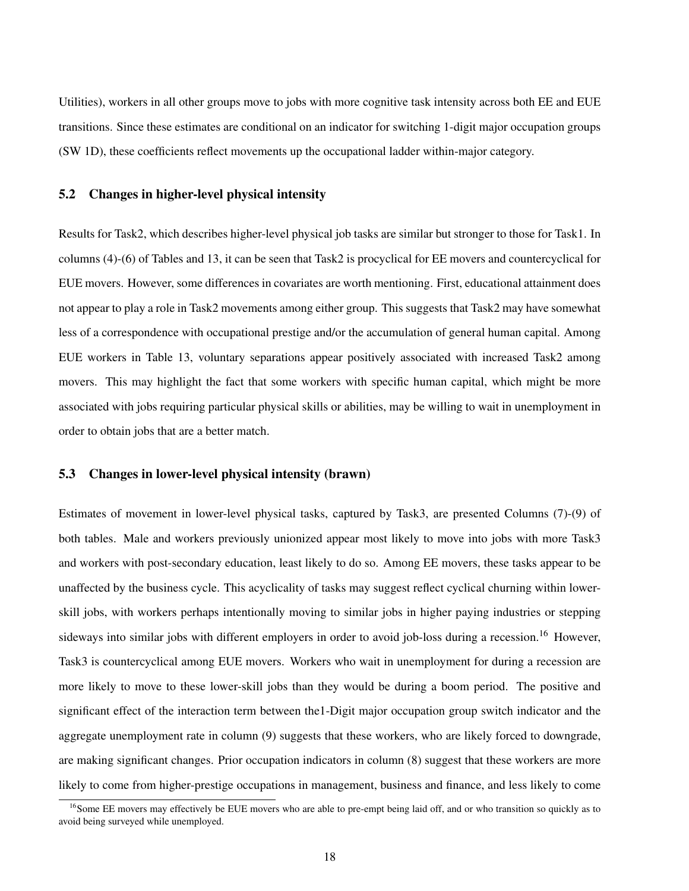Utilities), workers in all other groups move to jobs with more cognitive task intensity across both EE and EUE transitions. Since these estimates are conditional on an indicator for switching 1-digit major occupation groups (SW 1D), these coefficients reflect movements up the occupational ladder within-major category.

## 5.2 Changes in higher-level physical intensity

Results for Task2, which describes higher-level physical job tasks are similar but stronger to those for Task1. In columns (4)-(6) of Tables and 13, it can be seen that Task2 is procyclical for EE movers and countercyclical for EUE movers. However, some differences in covariates are worth mentioning. First, educational attainment does not appear to play a role in Task2 movements among either group. This suggests that Task2 may have somewhat less of a correspondence with occupational prestige and/or the accumulation of general human capital. Among EUE workers in Table 13, voluntary separations appear positively associated with increased Task2 among movers. This may highlight the fact that some workers with specific human capital, which might be more associated with jobs requiring particular physical skills or abilities, may be willing to wait in unemployment in order to obtain jobs that are a better match.

## 5.3 Changes in lower-level physical intensity (brawn)

Estimates of movement in lower-level physical tasks, captured by Task3, are presented Columns (7)-(9) of both tables. Male and workers previously unionized appear most likely to move into jobs with more Task3 and workers with post-secondary education, least likely to do so. Among EE movers, these tasks appear to be unaffected by the business cycle. This acyclicality of tasks may suggest reflect cyclical churning within lower-skill jobs, with workers perhaps intentionally moving to similar jobs in higher paying industries or stepping sideways into similar jobs with different employers in order to avoid job-loss during a recession.[16] However, Task3 is countercyclical among EUE movers. Workers who wait in unemployment for during a recession are more likely to move to these lower-skill jobs than they would be during a boom period. The positive and significant effect of the interaction term between the1-Digit major occupation group switch indicator and the aggregate unemployment rate in column (9) suggests that these workers, who are likely forced to downgrade, are making significant changes. Prior occupation indicators in column (8) suggest that these workers are more likely to come from higher-prestige occupations in management, business and finance, and less likely to come

[16] Some EE movers may effectively be EUE movers who are able to pre-empt being laid off, and or who transition so quickly as to avoid being surveyed while unemployed.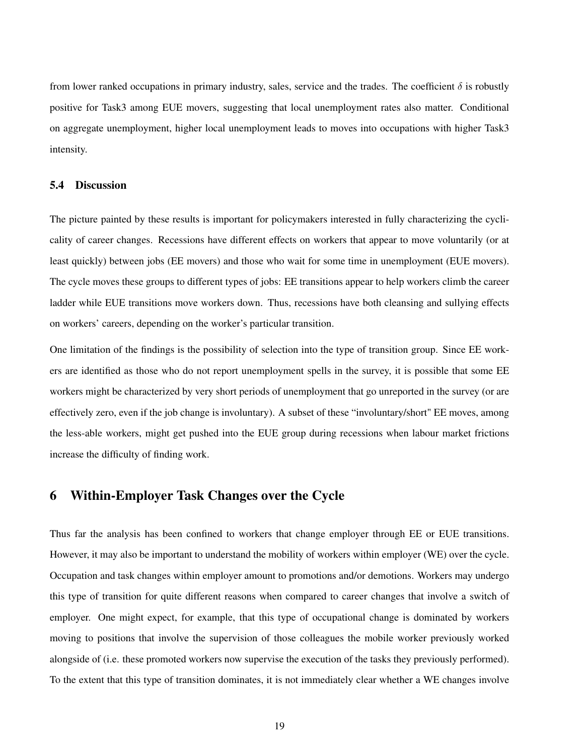from lower ranked occupations in primary industry, sales, service and the trades. The coefficient $\delta$ is robustly positive for Task3 among EUE movers, suggesting that local unemployment rates also matter. Conditional on aggregate unemployment, higher local unemployment leads to moves into occupations with higher Task3 intensity.

### 5.4 Discussion

The picture painted by these results is important for policymakers interested in fully characterizing the cyclicality of career changes. Recessions have different effects on workers that appear to move voluntarily (or at least quickly) between jobs (EE movers) and those who wait for some time in unemployment (EUE movers). The cycle moves these groups to different types of jobs: EE transitions appear to help workers climb the career ladder while EUE transitions move workers down. Thus, recessions have both cleansing and sullying effects on workers' careers, depending on the worker's particular transition.

One limitation of the findings is the possibility of selection into the type of transition group. Since EE workers are identified as those who do not report unemployment spells in the survey, it is possible that some EE workers might be characterized by very short periods of unemployment that go unreported in the survey (or are effectively zero, even if the job change is involuntary). A subset of these "involuntary/short" EE moves, among the less-able workers, might get pushed into the EUE group during recessions when labour market frictions increase the difficulty of finding work.

## 6 Within-Employer Task Changes over the Cycle

Thus far the analysis has been confined to workers that change employer through EE or EUE transitions. However, it may also be important to understand the mobility of workers within employer (WE) over the cycle. Occupation and task changes within employer amount to promotions and/or demotions. Workers may undergo this type of transition for quite different reasons when compared to career changes that involve a switch of employer. One might expect, for example, that this type of occupational change is dominated by workers moving to positions that involve the supervision of those colleagues the mobile worker previously worked alongside of (i.e. these promoted workers now supervise the execution of the tasks they previously performed). To the extent that this type of transition dominates, it is not immediately clear whether a WE changes involve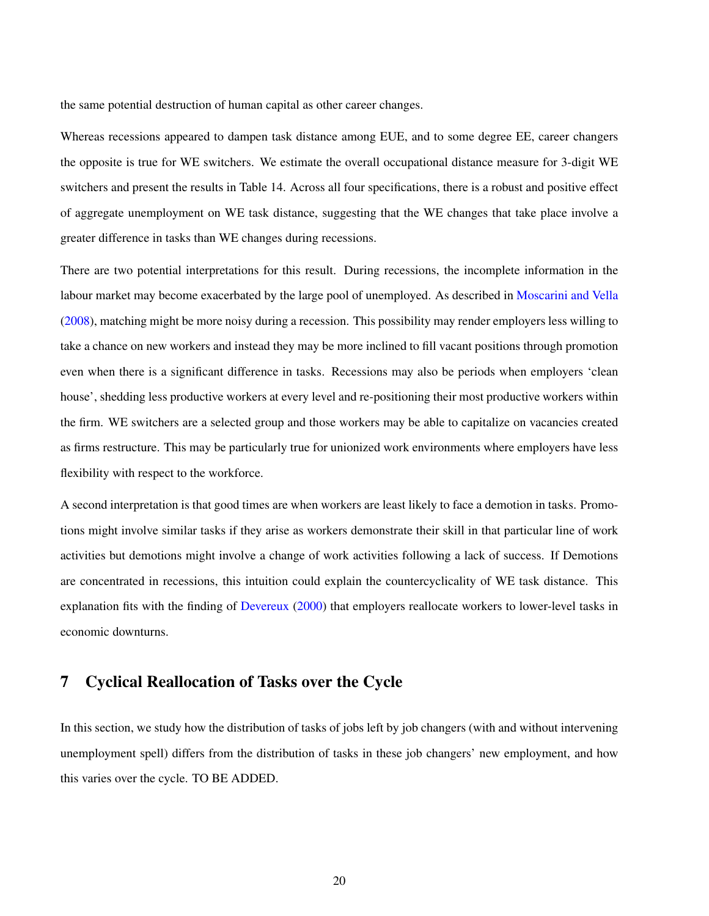the same potential destruction of human capital as other career changes.

Whereas recessions appeared to dampen task distance among EUE, and to some degree EE, career changers the opposite is true for WE switchers. We estimate the overall occupational distance measure for 3-digit WE switchers and present the results in Table 14. Across all four specifications, there is a robust and positive effect of aggregate unemployment on WE task distance, suggesting that the WE changes that take place involve a greater difference in tasks than WE changes during recessions.

There are two potential interpretations for this result. During recessions, the incomplete information in the labour market may become exacerbated by the large pool of unemployed. As described in Moscarini and Vella (2008), matching might be more noisy during a recession. This possibility may render employers less willing to take a chance on new workers and instead they may be more inclined to fill vacant positions through promotion even when there is a significant difference in tasks. Recessions may also be periods when employers 'clean house', shedding less productive workers at every level and re-positioning their most productive workers within the firm. WE switchers are a selected group and those workers may be able to capitalize on vacancies created as firms restructure. This may be particularly true for unionized work environments where employers have less flexibility with respect to the workforce.

A second interpretation is that good times are when workers are least likely to face a demotion in tasks. Promotions might involve similar tasks if they arise as workers demonstrate their skill in that particular line of work activities but demotions might involve a change of work activities following a lack of success. If Demotions are concentrated in recessions, this intuition could explain the countercyclicality of WE task distance. This explanation fits with the finding of Devereux (2000) that employers reallocate workers to lower-level tasks in economic downturns.

## 7 Cyclical Reallocation of Tasks over the Cycle

In this section, we study how the distribution of tasks of jobs left by job changers (with and without intervening unemployment spell) differs from the distribution of tasks in these job changers' new employment, and how this varies over the cycle. TO BE ADDED.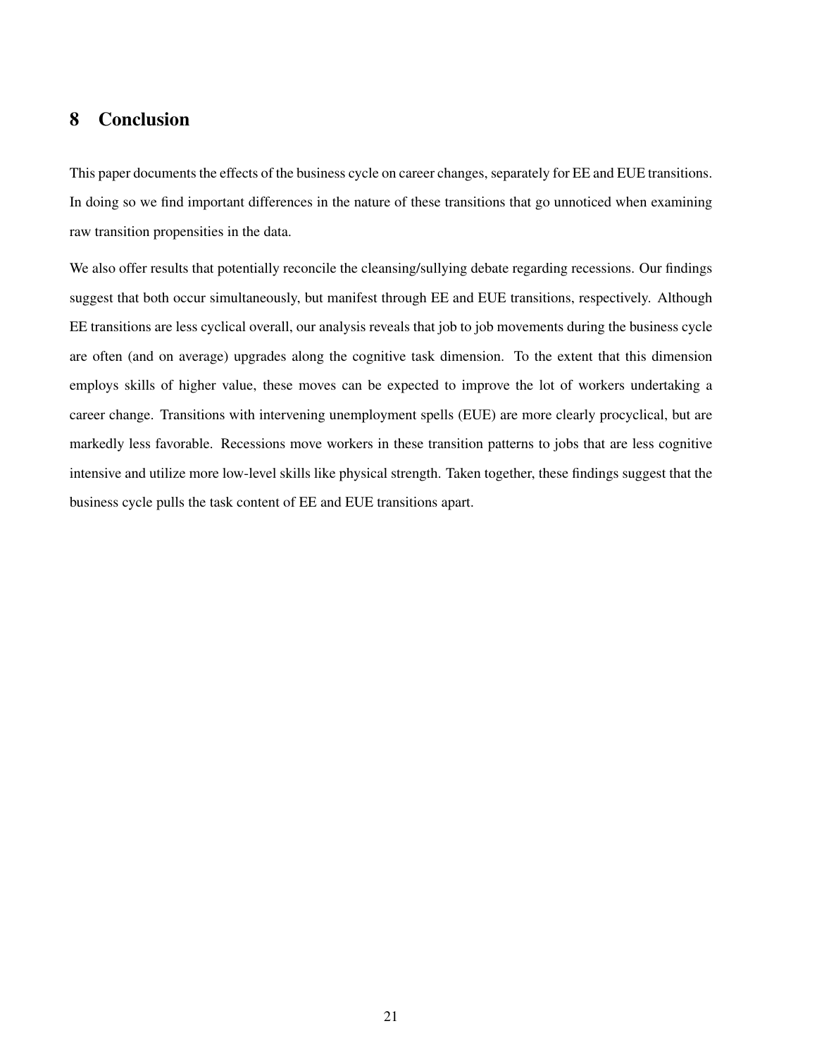# 8 Conclusion

This paper documents the effects of the business cycle on career changes, separately for EE and EUE transitions. In doing so we find important differences in the nature of these transitions that go unnoticed when examining raw transition propensities in the data.

We also offer results that potentially reconcile the cleansing/sullying debate regarding recessions. Our findings suggest that both occur simultaneously, but manifest through EE and EUE transitions, respectively. Although EE transitions are less cyclical overall, our analysis reveals that job to job movements during the business cycle are often (and on average) upgrades along the cognitive task dimension. To the extent that this dimension employs skills of higher value, these moves can be expected to improve the lot of workers undertaking a career change. Transitions with intervening unemployment spells (EUE) are more clearly procyclical, but are markedly less favorable. Recessions move workers in these transition patterns to jobs that are less cognitive intensive and utilize more low-level skills like physical strength. Taken together, these findings suggest that the business cycle pulls the task content of EE and EUE transitions apart.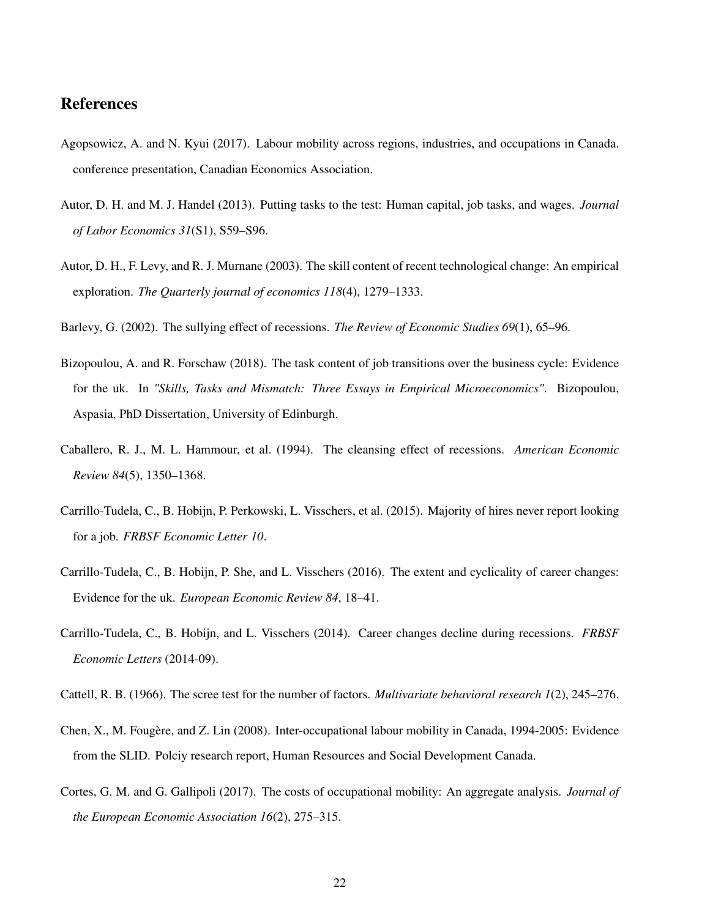## References

Agopsowicz, A. and N. Kyui (2017). Labour mobility across regions, industries, and occupations in Canada. conference presentation, Canadian Economics Association.

Autor, D. H. and M. J. Handel (2013). Putting tasks to the test: Human capital, job tasks, and wages. *Journal of Labor Economics 31*(S1), S59–S96.

Autor, D. H., F. Levy, and R. J. Murnane (2003). The skill content of recent technological change: An empirical exploration. *The Quarterly journal of economics 118*(4), 1279–1333.

Barlevy, G. (2002). The sullying effect of recessions. *The Review of Economic Studies 69*(1), 65–96.

Bizopoulou, A. and R. Forschaw (2018). The task content of job transitions over the business cycle: Evidence for the uk. In *"Skills, Tasks and Mismatch: Three Essays in Empirical Microeconomics"*. Bizopoulou, Aspasia, PhD Dissertation, University of Edinburgh.

Caballero, R. J., M. L. Hammour, et al. (1994). The cleansing effect of recessions. *American Economic Review 84*(5), 1350–1368.

Carrillo-Tudela, C., B. Hobijn, P. Perkowski, L. Visschers, et al. (2015). Majority of hires never report looking for a job. *FRBSF Economic Letter 10*.

Carrillo-Tudela, C., B. Hobijn, P. She, and L. Visschers (2016). The extent and cyclicality of career changes: Evidence for the uk. *European Economic Review 84*, 18–41.

Carrillo-Tudela, C., B. Hobijn, and L. Visschers (2014). Career changes decline during recessions. *FRBSF Economic Letters* (2014-09).

Cattell, R. B. (1966). The scree test for the number of factors. *Multivariate behavioral research 1*(2), 245–276.

Chen, X., M. Fougère, and Z. Lin (2008). Inter-occupational labour mobility in Canada, 1994-2005: Evidence from the SLID. Polciy research report, Human Resources and Social Development Canada.

Cortes, G. M. and G. Gallipoli (2017). The costs of occupational mobility: An aggregate analysis. *Journal of the European Economic Association 16*(2), 275–315.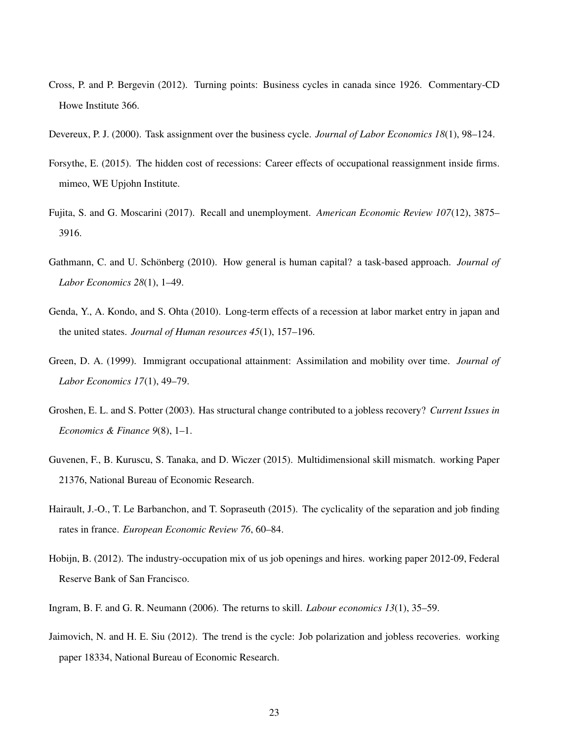Cross, P. and P. Bergevin (2012). Turning points: Business cycles in canada since 1926. Commentary-CD Howe Institute 366.

Devereux, P. J. (2000). Task assignment over the business cycle. *Journal of Labor Economics 18*(1), 98–124.

Forsythe, E. (2015). The hidden cost of recessions: Career effects of occupational reassignment inside firms. mimeo, WE Upjohn Institute.

Fujita, S. and G. Moscarini (2017). Recall and unemployment. *American Economic Review 107*(12), 3875–3916.

Gathmann, C. and U. Schönberg (2010). How general is human capital? a task-based approach. *Journal of Labor Economics 28*(1), 1–49.

Genda, Y., A. Kondo, and S. Ohta (2010). Long-term effects of a recession at labor market entry in japan and the united states. *Journal of Human resources 45*(1), 157–196.

Green, D. A. (1999). Immigrant occupational attainment: Assimilation and mobility over time. *Journal of Labor Economics 17*(1), 49–79.

Groshen, E. L. and S. Potter (2003). Has structural change contributed to a jobless recovery? *Current Issues in Economics & Finance 9*(8), 1–1.

Guvenen, F., B. Kuruscu, S. Tanaka, and D. Wiczer (2015). Multidimensional skill mismatch. working Paper 21376, National Bureau of Economic Research.

Hairault, J.-O., T. Le Barbanchon, and T. Sopraseuth (2015). The cyclicality of the separation and job finding rates in france. *European Economic Review 76*, 60–84.

Hobijn, B. (2012). The industry-occupation mix of us job openings and hires. working paper 2012-09, Federal Reserve Bank of San Francisco.

Ingram, B. F. and G. R. Neumann (2006). The returns to skill. *Labour economics 13*(1), 35–59.

Jaimovich, N. and H. E. Siu (2012). The trend is the cycle: Job polarization and jobless recoveries. working paper 18334, National Bureau of Economic Research.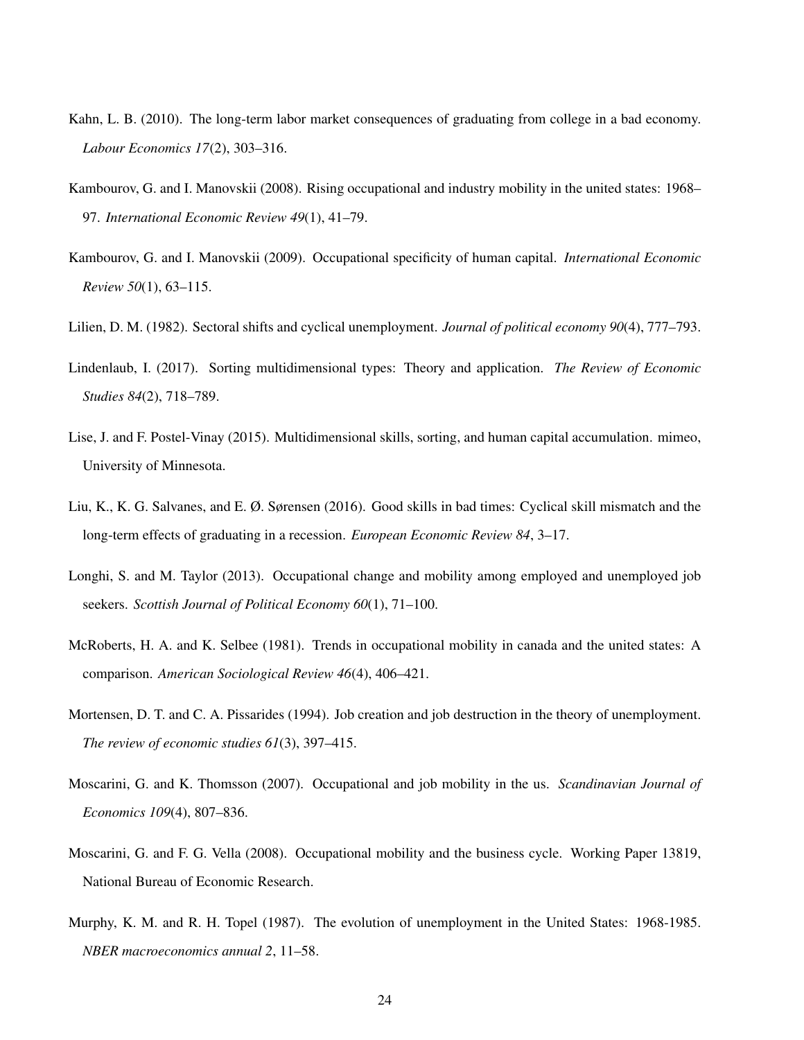Kahn, L. B. (2010). The long-term labor market consequences of graduating from college in a bad economy. *Labour Economics 17*(2), 303–316.

Kambourov, G. and I. Manovskii (2008). Rising occupational and industry mobility in the united states: 1968–97. *International Economic Review 49*(1), 41–79.

Kambourov, G. and I. Manovskii (2009). Occupational specificity of human capital. *International Economic Review 50*(1), 63–115.

Lilien, D. M. (1982). Sectoral shifts and cyclical unemployment. *Journal of political economy 90*(4), 777–793.

Lindenlaub, I. (2017). Sorting multidimensional types: Theory and application. *The Review of Economic Studies 84*(2), 718–789.

Lise, J. and F. Postel-Vinay (2015). Multidimensional skills, sorting, and human capital accumulation. mimeo, University of Minnesota.

Liu, K., K. G. Salvanes, and E. Ø. Sørensen (2016). Good skills in bad times: Cyclical skill mismatch and the long-term effects of graduating in a recession. *European Economic Review 84*, 3–17.

Longhi, S. and M. Taylor (2013). Occupational change and mobility among employed and unemployed job seekers. *Scottish Journal of Political Economy 60*(1), 71–100.

McRoberts, H. A. and K. Selbee (1981). Trends in occupational mobility in canada and the united states: A comparison. *American Sociological Review 46*(4), 406–421.

Mortensen, D. T. and C. A. Pissarides (1994). Job creation and job destruction in the theory of unemployment. *The review of economic studies 61*(3), 397–415.

Moscarini, G. and K. Thomsson (2007). Occupational and job mobility in the us. *Scandinavian Journal of Economics 109*(4), 807–836.

Moscarini, G. and F. G. Vella (2008). Occupational mobility and the business cycle. Working Paper 13819, National Bureau of Economic Research.

Murphy, K. M. and R. H. Topel (1987). The evolution of unemployment in the United States: 1968-1985. *NBER macroeconomics annual 2*, 11–58.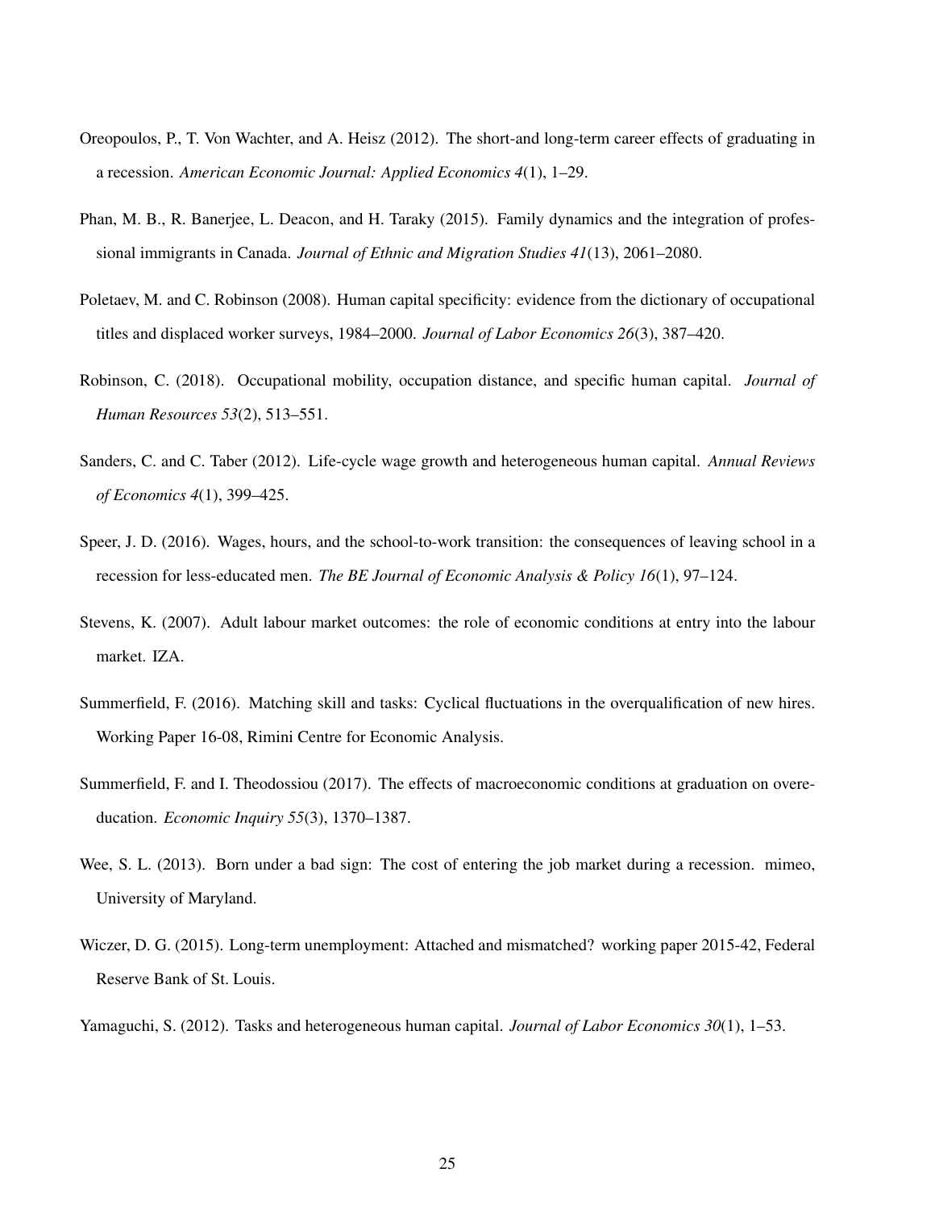Oreopoulos, P., T. Von Wachter, and A. Heisz (2012). The short-and long-term career effects of graduating in a recession. *American Economic Journal: Applied Economics 4*(1), 1–29.

Phan, M. B., R. Banerjee, L. Deacon, and H. Taraky (2015). Family dynamics and the integration of professional immigrants in Canada. *Journal of Ethnic and Migration Studies 41*(13), 2061–2080.

Poletaev, M. and C. Robinson (2008). Human capital specificity: evidence from the dictionary of occupational titles and displaced worker surveys, 1984–2000. *Journal of Labor Economics 26*(3), 387–420.

Robinson, C. (2018). Occupational mobility, occupation distance, and specific human capital. *Journal of Human Resources 53*(2), 513–551.

Sanders, C. and C. Taber (2012). Life-cycle wage growth and heterogeneous human capital. *Annual Reviews of Economics 4*(1), 399–425.

Speer, J. D. (2016). Wages, hours, and the school-to-work transition: the consequences of leaving school in a recession for less-educated men. *The BE Journal of Economic Analysis & Policy 16*(1), 97–124.

Stevens, K. (2007). Adult labour market outcomes: the role of economic conditions at entry into the labour market. IZA.

Summerfield, F. (2016). Matching skill and tasks: Cyclical fluctuations in the overqualification of new hires. Working Paper 16-08, Rimini Centre for Economic Analysis.

Summerfield, F. and I. Theodossiou (2017). The effects of macroeconomic conditions at graduation on overeducation. *Economic Inquiry 55*(3), 1370–1387.

Wee, S. L. (2013). Born under a bad sign: The cost of entering the job market during a recession. mimeo, University of Maryland.

Wiczer, D. G. (2015). Long-term unemployment: Attached and mismatched? working paper 2015-42, Federal Reserve Bank of St. Louis.

Yamaguchi, S. (2012). Tasks and heterogeneous human capital. *Journal of Labor Economics 30*(1), 1–53.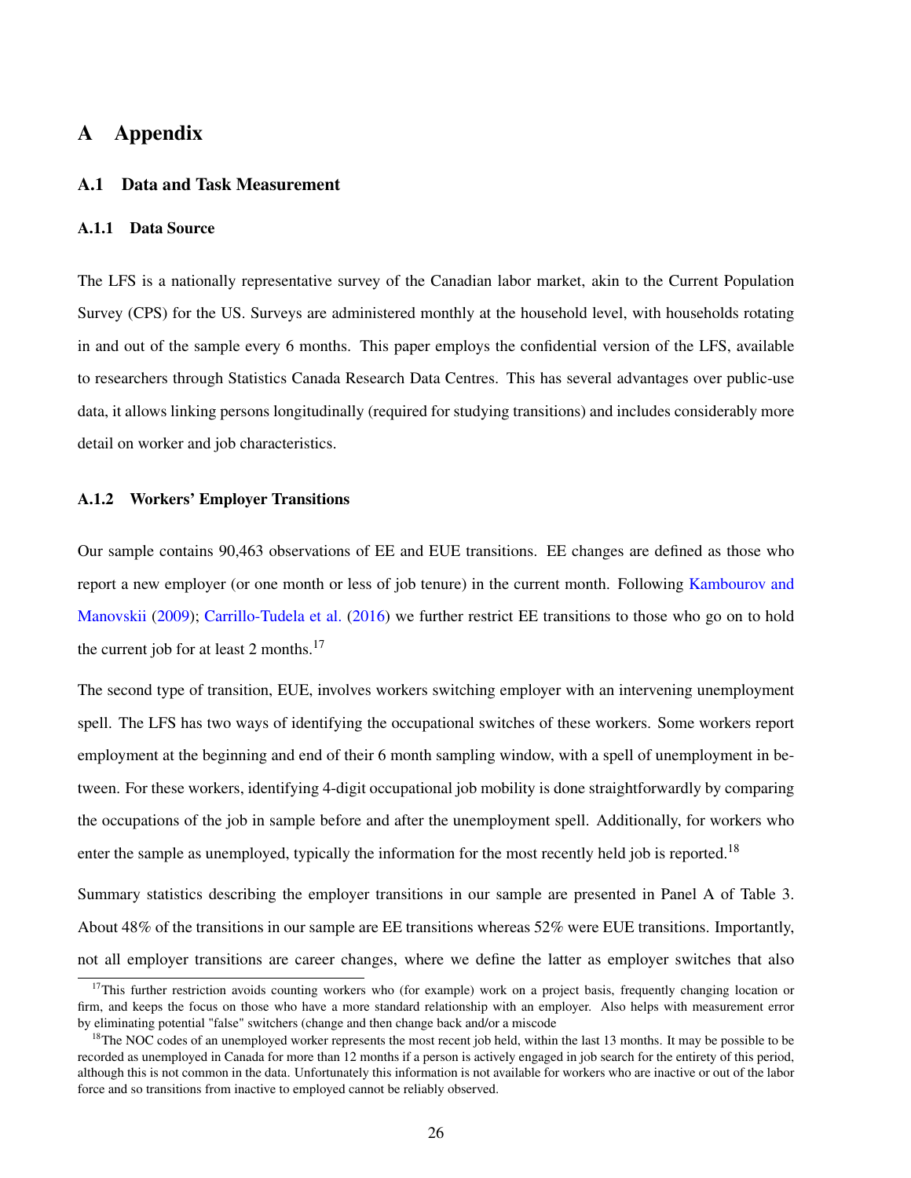# A Appendix

## A.1 Data and Task Measurement

### A.1.1 Data Source

The LFS is a nationally representative survey of the Canadian labor market, akin to the Current Population Survey (CPS) for the US. Surveys are administered monthly at the household level, with households rotating in and out of the sample every 6 months. This paper employs the confidential version of the LFS, available to researchers through Statistics Canada Research Data Centres. This has several advantages over public-use data, it allows linking persons longitudinally (required for studying transitions) and includes considerably more detail on worker and job characteristics.

### A.1.2 Workers' Employer Transitions

Our sample contains 90,463 observations of EE and EUE transitions. EE changes are defined as those who report a new employer (or one month or less of job tenure) in the current month. Following Kambourov and Manovskii (2009); Carrillo-Tudela et al. (2016) we further restrict EE transitions to those who go on to hold the current job for at least 2 months.[17]

The second type of transition, EUE, involves workers switching employer with an intervening unemployment spell. The LFS has two ways of identifying the occupational switches of these workers. Some workers report employment at the beginning and end of their 6 month sampling window, with a spell of unemployment in between. For these workers, identifying 4-digit occupational job mobility is done straightforwardly by comparing the occupations of the job in sample before and after the unemployment spell. Additionally, for workers who enter the sample as unemployed, typically the information for the most recently held job is reported.[18]

Summary statistics describing the employer transitions in our sample are presented in Panel A of Table 3. About 48% of the transitions in our sample are EE transitions whereas 52% were EUE transitions. Importantly, not all employer transitions are career changes, where we define the latter as employer switches that also

[17] This further restriction avoids counting workers who (for example) work on a project basis, frequently changing location or firm, and keeps the focus on those who have a more standard relationship with an employer. Also helps with measurement error by eliminating potential "false" switchers (change and then change back and/or a miscode

[18] The NOC codes of an unemployed worker represents the most recent job held, within the last 13 months. It may be possible to be recorded as unemployed in Canada for more than 12 months if a person is actively engaged in job search for the entirety of this period, although this is not common in the data. Unfortunately this information is not available for workers who are inactive or out of the labor force and so transitions from inactive to employed cannot be reliably observed.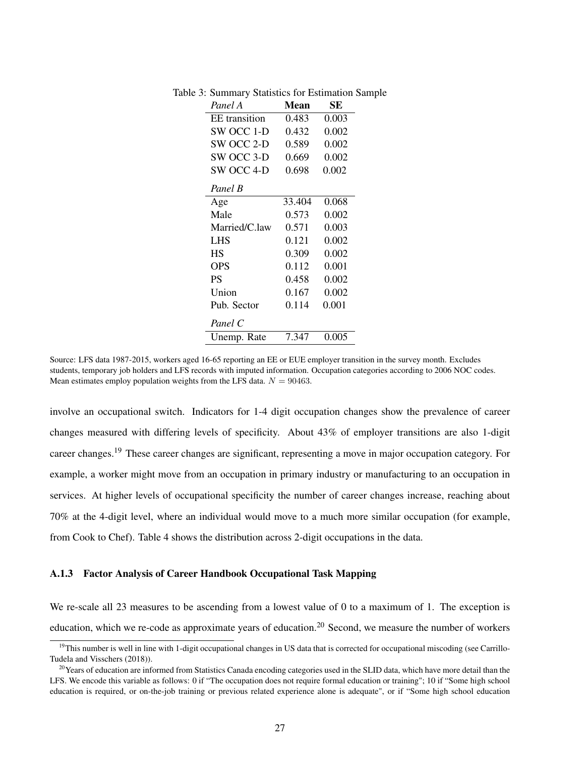Table 3: Summary Statistics for Estimation Sample

| *Panel A* | **Mean** | **SE** |
|---|---|---|
| EE transition | 0.483 | 0.003 |
| SW OCC 1-D | 0.432 | 0.002 |
| SW OCC 2-D | 0.589 | 0.002 |
| SW OCC 3-D | 0.669 | 0.002 |
| SW OCC 4-D | 0.698 | 0.002 |
| *Panel B* | | |
| Age | 33.404 | 0.068 |
| Male | 0.573 | 0.002 |
| Married/C.law | 0.571 | 0.003 |
| LHS | 0.121 | 0.002 |
| HS | 0.309 | 0.002 |
| OPS | 0.112 | 0.001 |
| PS | 0.458 | 0.002 |
| Union | 0.167 | 0.002 |
| Pub. Sector | 0.114 | 0.001 |
| *Panel C* | | |
| Unemp. Rate | 7.347 | 0.005 |

Source: LFS data 1987-2015, workers aged 16-65 reporting an EE or EUE employer transition in the survey month. Excludes students, temporary job holders and LFS records with imputed information. Occupation categories according to 2006 NOC codes. Mean estimates employ population weights from the LFS data. $N = 90463$.

involve an occupational switch. Indicators for 1-4 digit occupation changes show the prevalence of career changes measured with differing levels of specificity. About 43% of employer transitions are also 1-digit career changes.[19] These career changes are significant, representing a move in major occupation category. For example, a worker might move from an occupation in primary industry or manufacturing to an occupation in services. At higher levels of occupational specificity the number of career changes increase, reaching about 70% at the 4-digit level, where an individual would move to a much more similar occupation (for example, from Cook to Chef). Table 4 shows the distribution across 2-digit occupations in the data.

### A.1.3 Factor Analysis of Career Handbook Occupational Task Mapping

We re-scale all 23 measures to be ascending from a lowest value of 0 to a maximum of 1. The exception is education, which we re-code as approximate years of education.[20] Second, we measure the number of workers

[19] This number is well in line with 1-digit occupational changes in US data that is corrected for occupational miscoding (see Carrillo-Tudela and Visschers (2018)).

[20] Years of education are informed from Statistics Canada encoding categories used in the SLID data, which have more detail than the LFS. We encode this variable as follows: 0 if "The occupation does not require formal education or training"; 10 if "Some high school education is required, or on-the-job training or previous related experience alone is adequate", or if "Some high school education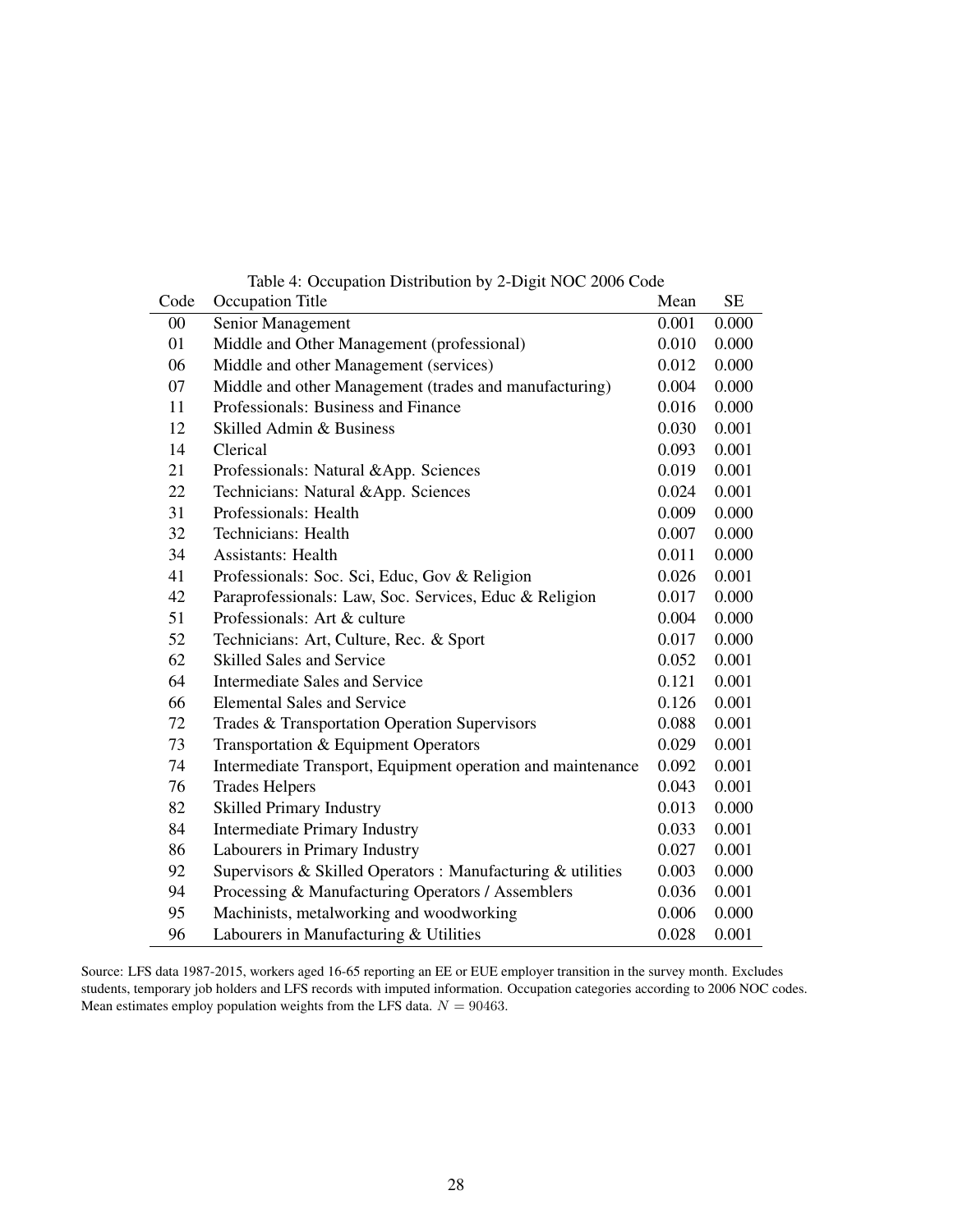Table 4: Occupation Distribution by 2-Digit NOC 2006 Code

| Code | Occupation Title | Mean | SE |
|---|---|---|---|
| 00 | Senior Management | 0.001 | 0.000 |
| 01 | Middle and Other Management (professional) | 0.010 | 0.000 |
| 06 | Middle and other Management (services) | 0.012 | 0.000 |
| 07 | Middle and other Management (trades and manufacturing) | 0.004 | 0.000 |
| 11 | Professionals: Business and Finance | 0.016 | 0.000 |
| 12 | Skilled Admin & Business | 0.030 | 0.001 |
| 14 | Clerical | 0.093 | 0.001 |
| 21 | Professionals: Natural &App. Sciences | 0.019 | 0.001 |
| 22 | Technicians: Natural &App. Sciences | 0.024 | 0.001 |
| 31 | Professionals: Health | 0.009 | 0.000 |
| 32 | Technicians: Health | 0.007 | 0.000 |
| 34 | Assistants: Health | 0.011 | 0.000 |
| 41 | Professionals: Soc. Sci, Educ, Gov & Religion | 0.026 | 0.001 |
| 42 | Paraprofessionals: Law, Soc. Services, Educ & Religion | 0.017 | 0.000 |
| 51 | Professionals: Art & culture | 0.004 | 0.000 |
| 52 | Technicians: Art, Culture, Rec. & Sport | 0.017 | 0.000 |
| 62 | Skilled Sales and Service | 0.052 | 0.001 |
| 64 | Intermediate Sales and Service | 0.121 | 0.001 |
| 66 | Elemental Sales and Service | 0.126 | 0.001 |
| 72 | Trades & Transportation Operation Supervisors | 0.088 | 0.001 |
| 73 | Transportation & Equipment Operators | 0.029 | 0.001 |
| 74 | Intermediate Transport, Equipment operation and maintenance | 0.092 | 0.001 |
| 76 | Trades Helpers | 0.043 | 0.001 |
| 82 | Skilled Primary Industry | 0.013 | 0.000 |
| 84 | Intermediate Primary Industry | 0.033 | 0.001 |
| 86 | Labourers in Primary Industry | 0.027 | 0.001 |
| 92 | Supervisors & Skilled Operators : Manufacturing & utilities | 0.003 | 0.000 |
| 94 | Processing & Manufacturing Operators / Assemblers | 0.036 | 0.001 |
| 95 | Machinists, metalworking and woodworking | 0.006 | 0.000 |
| 96 | Labourers in Manufacturing & Utilities | 0.028 | 0.001 |

Source: LFS data 1987-2015, workers aged 16-65 reporting an EE or EUE employer transition in the survey month. Excludes students, temporary job holders and LFS records with imputed information. Occupation categories according to 2006 NOC codes. Mean estimates employ population weights from the LFS data. $N = 90463$.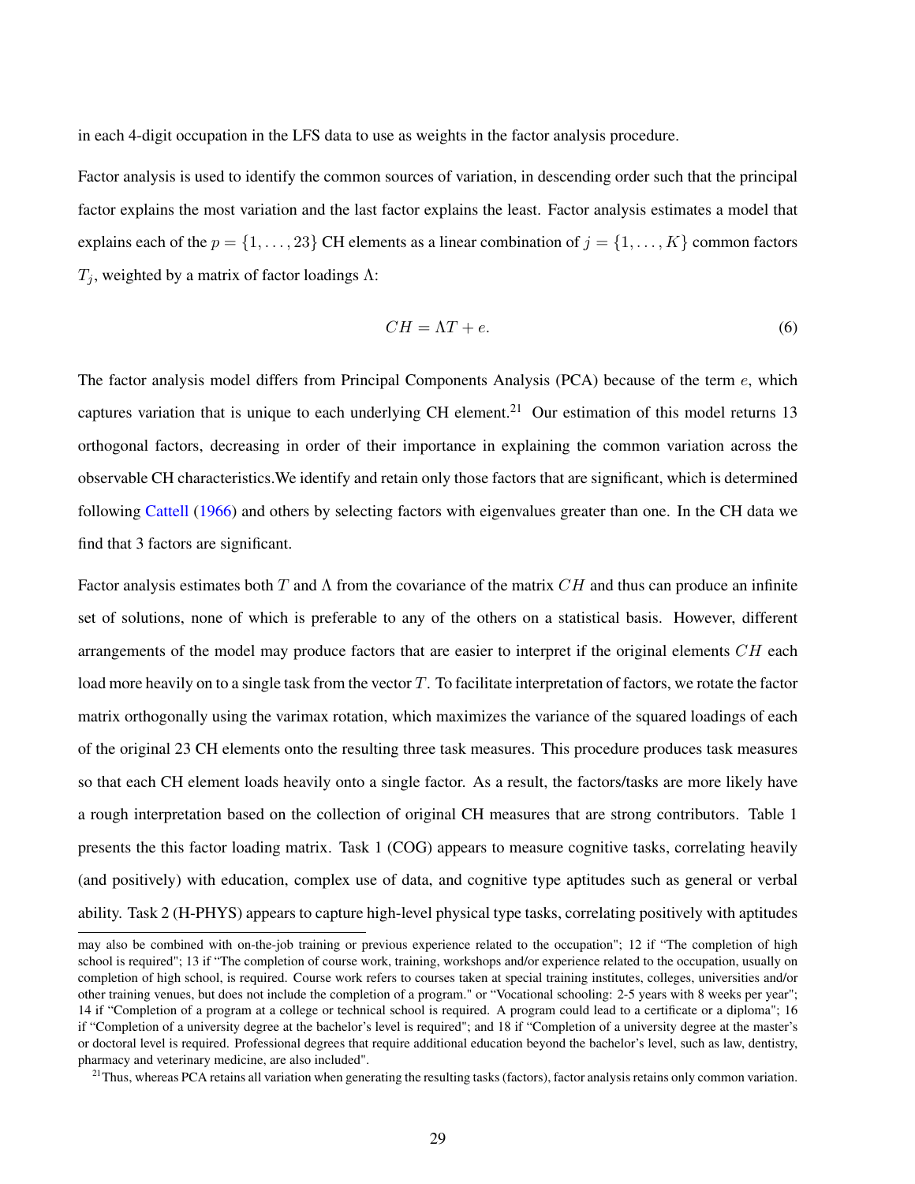in each 4-digit occupation in the LFS data to use as weights in the factor analysis procedure.

Factor analysis is used to identify the common sources of variation, in descending order such that the principal factor explains the most variation and the last factor explains the least. Factor analysis estimates a model that explains each of the $p = \{1, \ldots, 23\}$ CH elements as a linear combination of $j = \{1, \ldots, K\}$ common factors $T_j$, weighted by a matrix of factor loadings $\Lambda$:

$$CH = \Lambda T + e. \tag{6}$$

The factor analysis model differs from Principal Components Analysis (PCA) because of the term $e$, which captures variation that is unique to each underlying CH element.[21] Our estimation of this model returns 13 orthogonal factors, decreasing in order of their importance in explaining the common variation across the observable CH characteristics.We identify and retain only those factors that are significant, which is determined following Cattell (1966) and others by selecting factors with eigenvalues greater than one. In the CH data we find that 3 factors are significant.

Factor analysis estimates both $T$ and $\Lambda$ from the covariance of the matrix $CH$ and thus can produce an infinite set of solutions, none of which is preferable to any of the others on a statistical basis. However, different arrangements of the model may produce factors that are easier to interpret if the original elements $CH$ each load more heavily on to a single task from the vector $T$. To facilitate interpretation of factors, we rotate the factor matrix orthogonally using the varimax rotation, which maximizes the variance of the squared loadings of each of the original 23 CH elements onto the resulting three task measures. This procedure produces task measures so that each CH element loads heavily onto a single factor. As a result, the factors/tasks are more likely have a rough interpretation based on the collection of original CH measures that are strong contributors. Table 1 presents the this factor loading matrix. Task 1 (COG) appears to measure cognitive tasks, correlating heavily (and positively) with education, complex use of data, and cognitive type aptitudes such as general or verbal ability. Task 2 (H-PHYS) appears to capture high-level physical type tasks, correlating positively with aptitudes

may also be combined with on-the-job training or previous experience related to the occupation"; 12 if "The completion of high school is required"; 13 if "The completion of course work, training, workshops and/or experience related to the occupation, usually on completion of high school, is required. Course work refers to courses taken at special training institutes, colleges, universities and/or other training venues, but does not include the completion of a program." or "Vocational schooling: 2-5 years with 8 weeks per year"; 14 if "Completion of a program at a college or technical school is required. A program could lead to a certificate or a diploma"; 16 if "Completion of a university degree at the bachelor's level is required"; and 18 if "Completion of a university degree at the master's or doctoral level is required. Professional degrees that require additional education beyond the bachelor's level, such as law, dentistry, pharmacy and veterinary medicine, are also included".

[21] Thus, whereas PCA retains all variation when generating the resulting tasks (factors), factor analysis retains only common variation.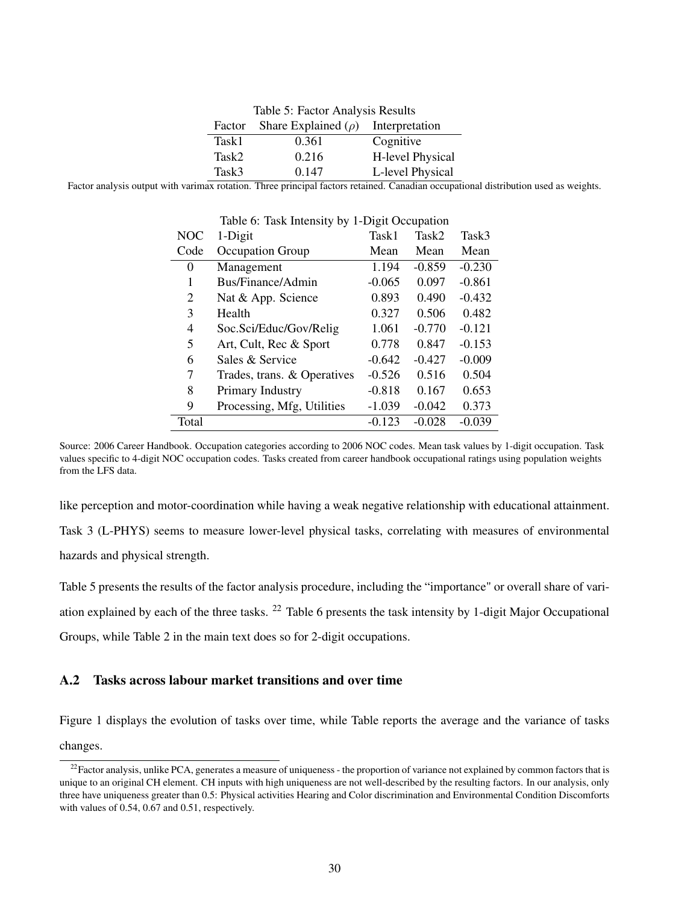Table 5: Factor Analysis Results

| Factor | Share Explained ($\rho$) | Interpretation |
|---|---|---|
| Task1 | 0.361 | Cognitive |
| Task2 | 0.216 | H-level Physical |
| Task3 | 0.147 | L-level Physical |

Factor analysis output with varimax rotation. Three principal factors retained. Canadian occupational distribution used as weights.

Table 6: Task Intensity by 1-Digit Occupation

| NOC Code | 1-Digit Occupation Group | Task1 Mean | Task2 Mean | Task3 Mean |
|---|---|---|---|---|
| 0 | Management | 1.194 | -0.859 | -0.230 |
| 1 | Bus/Finance/Admin | -0.065 | 0.097 | -0.861 |
| 2 | Nat & App. Science | 0.893 | 0.490 | -0.432 |
| 3 | Health | 0.327 | 0.506 | 0.482 |
| 4 | Soc.Sci/Educ/Gov/Relig | 1.061 | -0.770 | -0.121 |
| 5 | Art, Cult, Rec & Sport | 0.778 | 0.847 | -0.153 |
| 6 | Sales & Service | -0.642 | -0.427 | -0.009 |
| 7 | Trades, trans. & Operatives | -0.526 | 0.516 | 0.504 |
| 8 | Primary Industry | -0.818 | 0.167 | 0.653 |
| 9 | Processing, Mfg, Utilities | -1.039 | -0.042 | 0.373 |
| Total | | -0.123 | -0.028 | -0.039 |

Source: 2006 Career Handbook. Occupation categories according to 2006 NOC codes. Mean task values by 1-digit occupation. Task values specific to 4-digit NOC occupation codes. Tasks created from career handbook occupational ratings using population weights from the LFS data.

like perception and motor-coordination while having a weak negative relationship with educational attainment. Task 3 (L-PHYS) seems to measure lower-level physical tasks, correlating with measures of environmental hazards and physical strength.

Table 5 presents the results of the factor analysis procedure, including the "importance" or overall share of variation explained by each of the three tasks. [22] Table 6 presents the task intensity by 1-digit Major Occupational Groups, while Table 2 in the main text does so for 2-digit occupations.

## A.2 Tasks across labour market transitions and over time

Figure 1 displays the evolution of tasks over time, while Table reports the average and the variance of tasks changes.

[22] Factor analysis, unlike PCA, generates a measure of uniqueness - the proportion of variance not explained by common factors that is unique to an original CH element. CH inputs with high uniqueness are not well-described by the resulting factors. In our analysis, only three have uniqueness greater than 0.5: Physical activities Hearing and Color discrimination and Environmental Condition Discomforts with values of 0.54, 0.67 and 0.51, respectively.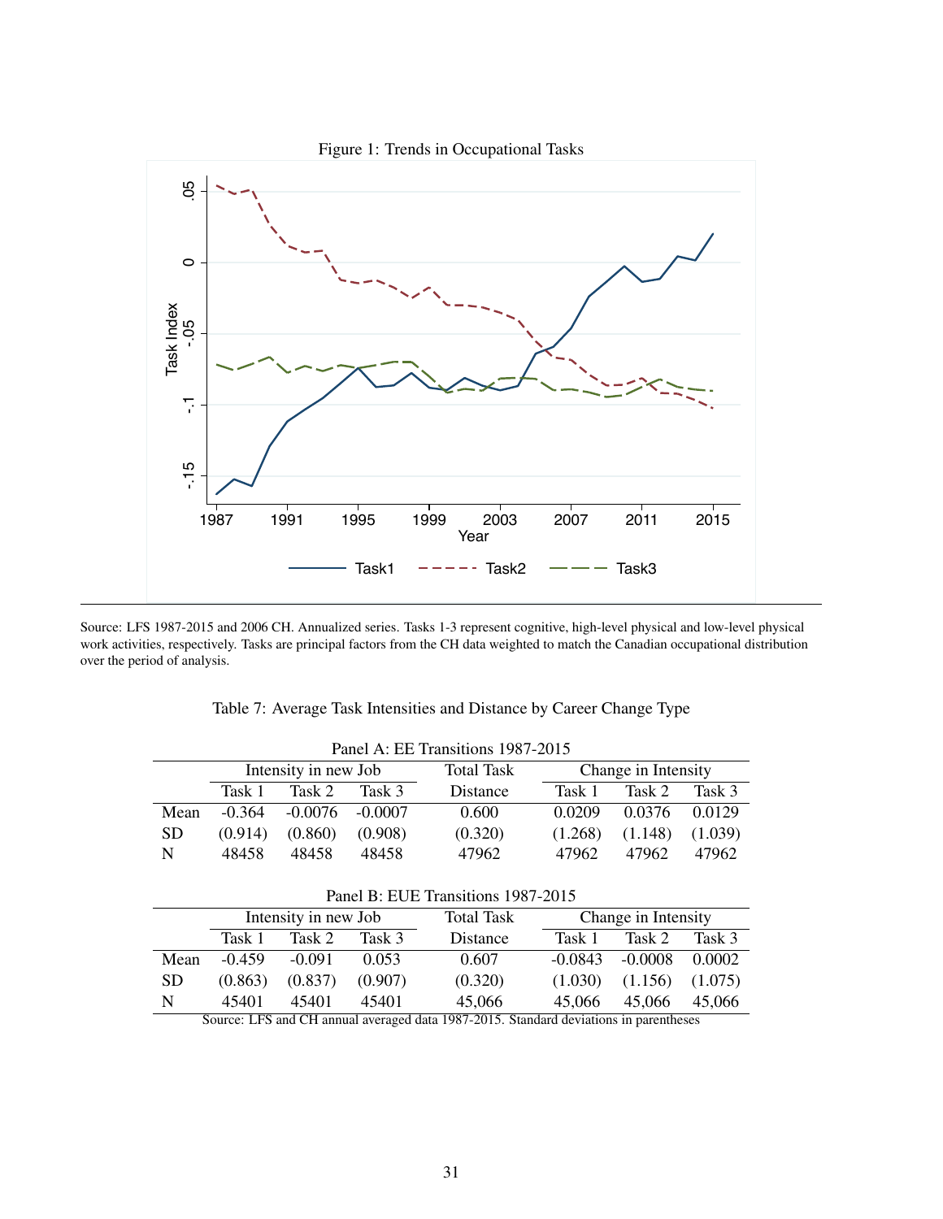Figure 1: Trends in Occupational Tasks

Source: LFS 1987-2015 and 2006 CH. Annualized series. Tasks 1-3 represent cognitive, high-level physical and low-level physical work activities, respectively. Tasks are principal factors from the CH data weighted to match the Canadian occupational distribution over the period of analysis.

Table 7: Average Task Intensities and Distance by Career Change Type

Panel A: EE Transitions 1987-2015

| | Intensity in new Job | | | Total Task | Change in Intensity | | |
|---|---|---|---|---|---|---|---|
| | Task 1 | Task 2 | Task 3 | Distance | Task 1 | Task 2 | Task 3 |
| Mean | -0.364 | -0.0076 | -0.0007 | 0.600 | 0.0209 | 0.0376 | 0.0129 |
| SD | (0.914) | (0.860) | (0.908) | (0.320) | (1.268) | (1.148) | (1.039) |
| N | 48458 | 48458 | 48458 | 47962 | 47962 | 47962 | 47962 |

Panel B: EUE Transitions 1987-2015

| | Intensity in new Job | | | Total Task | Change in Intensity | | |
|---|---|---|---|---|---|---|---|
| | Task 1 | Task 2 | Task 3 | Distance | Task 1 | Task 2 | Task 3 |
| Mean | -0.459 | -0.091 | 0.053 | 0.607 | -0.0843 | -0.0008 | 0.0002 |
| SD | (0.863) | (0.837) | (0.907) | (0.320) | (1.030) | (1.156) | (1.075) |
| N | 45401 | 45401 | 45401 | 45,066 | 45,066 | 45,066 | 45,066 |

Source: LFS and CH annual averaged data 1987-2015. Standard deviations in parentheses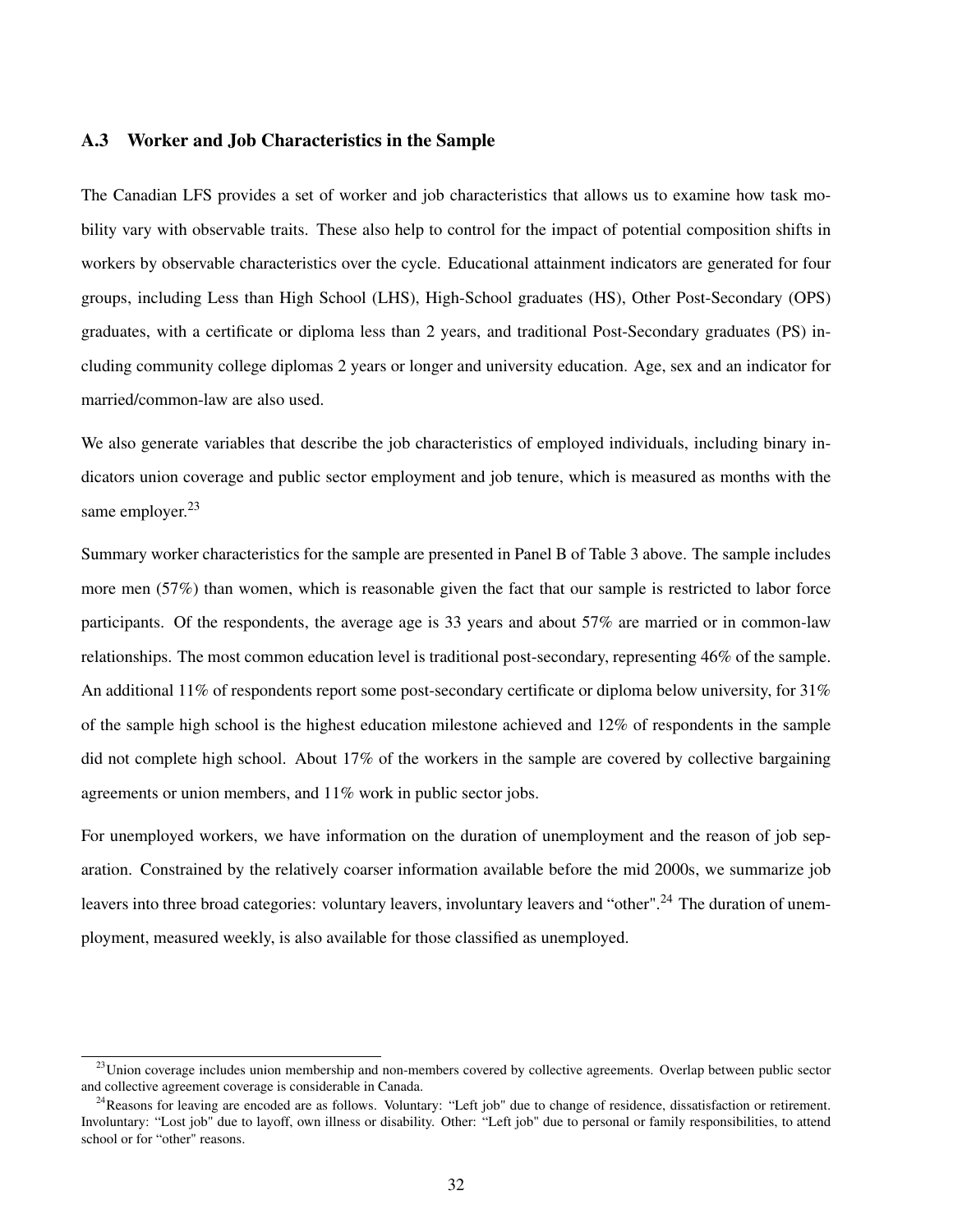## A.3 Worker and Job Characteristics in the Sample

The Canadian LFS provides a set of worker and job characteristics that allows us to examine how task mobility vary with observable traits. These also help to control for the impact of potential composition shifts in workers by observable characteristics over the cycle. Educational attainment indicators are generated for four groups, including Less than High School (LHS), High-School graduates (HS), Other Post-Secondary (OPS) graduates, with a certificate or diploma less than 2 years, and traditional Post-Secondary graduates (PS) including community college diplomas 2 years or longer and university education. Age, sex and an indicator for married/common-law are also used.

We also generate variables that describe the job characteristics of employed individuals, including binary indicators union coverage and public sector employment and job tenure, which is measured as months with the same employer.[23]

Summary worker characteristics for the sample are presented in Panel B of Table 3 above. The sample includes more men (57%) than women, which is reasonable given the fact that our sample is restricted to labor force participants. Of the respondents, the average age is 33 years and about 57% are married or in common-law relationships. The most common education level is traditional post-secondary, representing 46% of the sample. An additional 11% of respondents report some post-secondary certificate or diploma below university, for 31% of the sample high school is the highest education milestone achieved and 12% of respondents in the sample did not complete high school. About 17% of the workers in the sample are covered by collective bargaining agreements or union members, and 11% work in public sector jobs.

For unemployed workers, we have information on the duration of unemployment and the reason of job separation. Constrained by the relatively coarser information available before the mid 2000s, we summarize job leavers into three broad categories: voluntary leavers, involuntary leavers and "other".[24] The duration of unemployment, measured weekly, is also available for those classified as unemployed.

---

[23] Union coverage includes union membership and non-members covered by collective agreements. Overlap between public sector and collective agreement coverage is considerable in Canada.

[24] Reasons for leaving are encoded are as follows. Voluntary: "Left job" due to change of residence, dissatisfaction or retirement. Involuntary: "Lost job" due to layoff, own illness or disability. Other: "Left job" due to personal or family responsibilities, to attend school or for "other" reasons.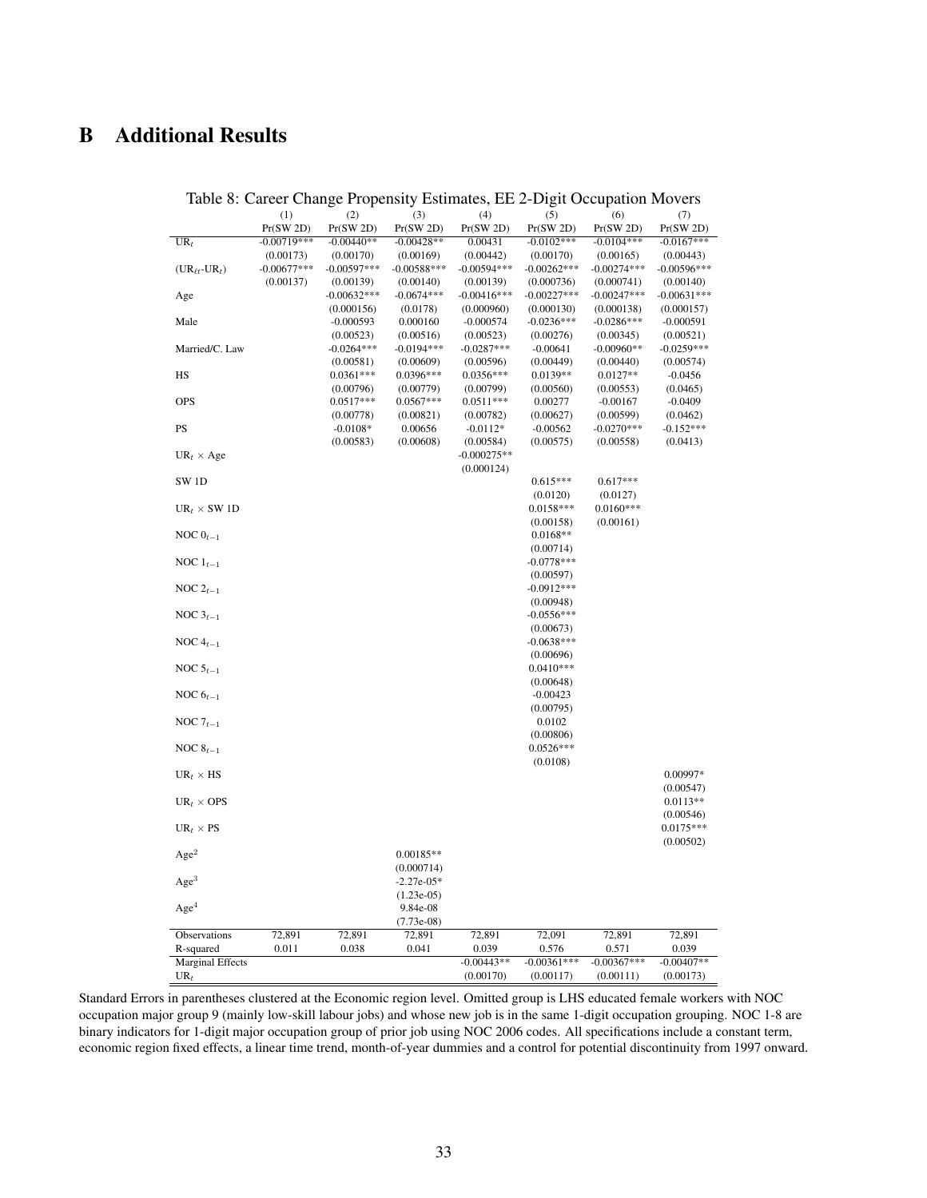# B Additional Results

Table 8: Career Change Propensity Estimates, EE 2-Digit Occupation Movers

| | (1) | (2) | (3) | (4) | (5) | (6) | (7) |
|---|---|---|---|---|---|---|---|
| | Pr(SW 2D) | Pr(SW 2D) | Pr(SW 2D) | Pr(SW 2D) | Pr(SW 2D) | Pr(SW 2D) | Pr(SW 2D) |
| $UR_t$ | -0.00719*** | -0.00440** | -0.00428** | 0.00431 | -0.0102*** | -0.0104*** | -0.0167*** |
| | (0.00173) | (0.00170) | (0.00169) | (0.00442) | (0.00170) | (0.00165) | (0.00443) |
| $(UR_{\ell t}\text{-}UR_t)$ | -0.00677*** | -0.00597*** | -0.00588*** | -0.00594*** | -0.00262*** | -0.00274*** | -0.00596*** |
| | (0.00137) | (0.00139) | (0.00140) | (0.00139) | (0.000736) | (0.000741) | (0.00140) |
| Age | | -0.00632*** | -0.0674*** | -0.00416*** | -0.00227*** | -0.00247*** | -0.00631*** |
| | | (0.000156) | (0.0178) | (0.000960) | (0.000130) | (0.000138) | (0.000157) |
| Male | | -0.000593 | 0.000160 | -0.000574 | -0.0236*** | -0.0286*** | -0.000591 |
| | | (0.00523) | (0.00516) | (0.00523) | (0.00276) | (0.00345) | (0.00521) |
| Married/C. Law | | -0.0264*** | -0.0194*** | -0.0287*** | -0.00641 | -0.00960** | -0.0259*** |
| | | (0.00581) | (0.00609) | (0.00596) | (0.00449) | (0.00440) | (0.00574) |
| HS | | 0.0361*** | 0.0396*** | 0.0356*** | 0.0139** | 0.0127** | -0.0456 |
| | | (0.00796) | (0.00779) | (0.00799) | (0.00560) | (0.00553) | (0.0465) |
| OPS | | 0.0517*** | 0.0567*** | 0.0511*** | 0.00277 | -0.00167 | -0.0409 |
| | | (0.00778) | (0.00821) | (0.00782) | (0.00627) | (0.00599) | (0.0462) |
| PS | | -0.0108* | 0.00656 | -0.0112* | -0.00562 | -0.0270*** | -0.152*** |
| | | (0.00583) | (0.00608) | (0.00584) | (0.00575) | (0.00558) | (0.0413) |
| $UR_t \times$ Age | | | | -0.000275** | | | |
| | | | | (0.000124) | | | |
| SW 1D | | | | | 0.615*** | 0.617*** | |
| | | | | | (0.0120) | (0.0127) | |
| $UR_t \times$ SW 1D | | | | | 0.0158*** | 0.0160*** | |
| | | | | | (0.00158) | (0.00161) | |
| NOC $0_{t-1}$ | | | | | 0.0168** | | |
| | | | | | (0.00714) | | |
| NOC $1_{t-1}$ | | | | | -0.0778*** | | |
| | | | | | (0.00597) | | |
| NOC $2_{t-1}$ | | | | | -0.0912*** | | |
| | | | | | (0.00948) | | |
| NOC $3_{t-1}$ | | | | | -0.0556*** | | |
| | | | | | (0.00673) | | |
| NOC $4_{t-1}$ | | | | | -0.0638*** | | |
| | | | | | (0.00696) | | |
| NOC $5_{t-1}$ | | | | | 0.0410*** | | |
| | | | | | (0.00648) | | |
| NOC $6_{t-1}$ | | | | | -0.00423 | | |
| | | | | | (0.00795) | | |
| NOC $7_{t-1}$ | | | | | 0.0102 | | |
| | | | | | (0.00806) | | |
| NOC $8_{t-1}$ | | | | | 0.0526*** | | |
| | | | | | (0.0108) | | |
| $UR_t \times$ HS | | | | | | | 0.00997* |
| | | | | | | | (0.00547) |
| $UR_t \times$ OPS | | | | | | | 0.0113** |
| | | | | | | | (0.00546) |
| $UR_t \times$ PS | | | | | | | 0.0175*** |
| | | | | | | | (0.00502) |
| $Age^2$ | | | 0.00185** | | | | |
| | | | (0.000714) | | | | |
| $Age^3$ | | | -2.27e-05* | | | | |
| | | | (1.23e-05) | | | | |
| $Age^4$ | | | 9.84e-08 | | | | |
| | | | (7.73e-08) | | | | |
| Observations | 72,891 | 72,891 | 72,891 | 72,891 | 72,091 | 72,891 | 72,891 |
| R-squared | 0.011 | 0.038 | 0.041 | 0.039 | 0.576 | 0.571 | 0.039 |
| Marginal Effects | | | | -0.00443** | -0.00361*** | -0.00367*** | -0.00407** |
| $UR_t$ | | | | (0.00170) | (0.00117) | (0.00111) | (0.00173) |

Standard Errors in parentheses clustered at the Economic region level. Omitted group is LHS educated female workers with NOC occupation major group 9 (mainly low-skill labour jobs) and whose new job is in the same 1-digit occupation grouping. NOC 1-8 are binary indicators for 1-digit major occupation group of prior job using NOC 2006 codes. All specifications include a constant term, economic region fixed effects, a linear time trend, month-of-year dummies and a control for potential discontinuity from 1997 onward.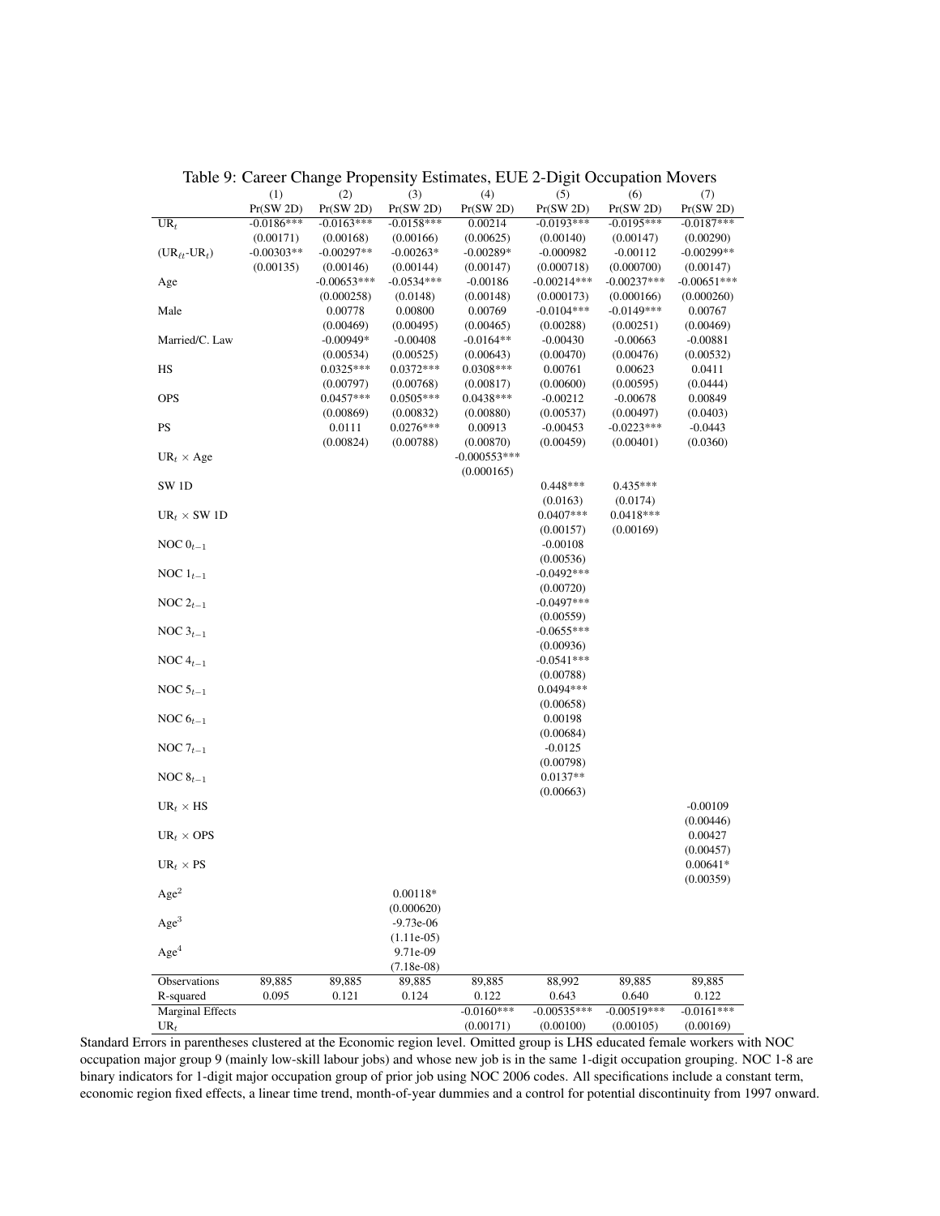Table 9: Career Change Propensity Estimates, EUE 2-Digit Occupation Movers

| | (1) | (2) | (3) | (4) | (5) | (6) | (7) |
|---|---|---|---|---|---|---|---|
| | Pr(SW 2D) | Pr(SW 2D) | Pr(SW 2D) | Pr(SW 2D) | Pr(SW 2D) | Pr(SW 2D) | Pr(SW 2D) |
| $UR_t$ | -0.0186*** | -0.0163*** | -0.0158*** | 0.00214 | -0.0193*** | -0.0195*** | -0.0187*** |
| | (0.00171) | (0.00168) | (0.00166) | (0.00625) | (0.00140) | (0.00147) | (0.00290) |
| $(UR_{\ell t}\text{-}UR_t)$ | -0.00303** | -0.00297** | -0.00263* | -0.00289* | -0.000982 | -0.00112 | -0.00299** |
| | (0.00135) | (0.00146) | (0.00144) | (0.00147) | (0.000718) | (0.000700) | (0.00147) |
| Age | | -0.00653*** | -0.0534*** | -0.00186 | -0.00214*** | -0.00237*** | -0.00651*** |
| | | (0.000258) | (0.0148) | (0.00148) | (0.000173) | (0.000166) | (0.000260) |
| Male | | 0.00778 | 0.00800 | 0.00769 | -0.0104*** | -0.0149*** | 0.00767 |
| | | (0.00469) | (0.00495) | (0.00465) | (0.00288) | (0.00251) | (0.00469) |
| Married/C. Law | | -0.00949* | -0.00408 | -0.0164** | -0.00430 | -0.00663 | -0.00881 |
| | | (0.00534) | (0.00525) | (0.00643) | (0.00470) | (0.00476) | (0.00532) |
| HS | | 0.0325*** | 0.0372*** | 0.0308*** | 0.00761 | 0.00623 | 0.0411 |
| | | (0.00797) | (0.00768) | (0.00817) | (0.00600) | (0.00595) | (0.0444) |
| OPS | | 0.0457*** | 0.0505*** | 0.0438*** | -0.00212 | -0.00678 | 0.00849 |
| | | (0.00869) | (0.00832) | (0.00880) | (0.00537) | (0.00497) | (0.0403) |
| PS | | 0.0111 | 0.0276*** | 0.00913 | -0.00453 | -0.0223*** | -0.0443 |
| | | (0.00824) | (0.00788) | (0.00870) | (0.00459) | (0.00401) | (0.0360) |
| $UR_t \times$ Age | | | | -0.000553*** | | | |
| | | | | (0.000165) | | | |
| SW 1D | | | | | 0.448*** | 0.435*** | |
| | | | | | (0.0163) | (0.0174) | |
| $UR_t \times$ SW 1D | | | | | 0.0407*** | 0.0418*** | |
| | | | | | (0.00157) | (0.00169) | |
| NOC $0_{t-1}$ | | | | | -0.00108 | | |
| | | | | | (0.00536) | | |
| NOC $1_{t-1}$ | | | | | -0.0492*** | | |
| | | | | | (0.00720) | | |
| NOC $2_{t-1}$ | | | | | -0.0497*** | | |
| | | | | | (0.00559) | | |
| NOC $3_{t-1}$ | | | | | -0.0655*** | | |
| | | | | | (0.00936) | | |
| NOC $4_{t-1}$ | | | | | -0.0541*** | | |
| | | | | | (0.00788) | | |
| NOC $5_{t-1}$ | | | | | 0.0494*** | | |
| | | | | | (0.00658) | | |
| NOC $6_{t-1}$ | | | | | 0.00198 | | |
| | | | | | (0.00684) | | |
| NOC $7_{t-1}$ | | | | | -0.0125 | | |
| | | | | | (0.00798) | | |
| NOC $8_{t-1}$ | | | | | 0.0137** | | |
| | | | | | (0.00663) | | |
| $UR_t \times$ HS | | | | | | | -0.00109 |
| | | | | | | | (0.00446) |
| $UR_t \times$ OPS | | | | | | | 0.00427 |
| | | | | | | | (0.00457) |
| $UR_t \times$ PS | | | | | | | 0.00641* |
| | | | | | | | (0.00359) |
| $Age^2$ | | | 0.00118* | | | | |
| | | | (0.000620) | | | | |
| $Age^3$ | | | -9.73e-06 | | | | |
| | | | (1.11e-05) | | | | |
| $Age^4$ | | | 9.71e-09 | | | | |
| | | | (7.18e-08) | | | | |
| Observations | 89,885 | 89,885 | 89,885 | 89,885 | 88,992 | 89,885 | 89,885 |
| R-squared | 0.095 | 0.121 | 0.124 | 0.122 | 0.643 | 0.640 | 0.122 |
| Marginal Effects | | | | -0.0160*** | -0.00535*** | -0.00519*** | -0.0161*** |
| $UR_t$ | | | | (0.00171) | (0.00100) | (0.00105) | (0.00169) |

Standard Errors in parentheses clustered at the Economic region level. Omitted group is LHS educated female workers with NOC occupation major group 9 (mainly low-skill labour jobs) and whose new job is in the same 1-digit occupation grouping. NOC 1-8 are binary indicators for 1-digit major occupation group of prior job using NOC 2006 codes. All specifications include a constant term, economic region fixed effects, a linear time trend, month-of-year dummies and a control for potential discontinuity from 1997 onward.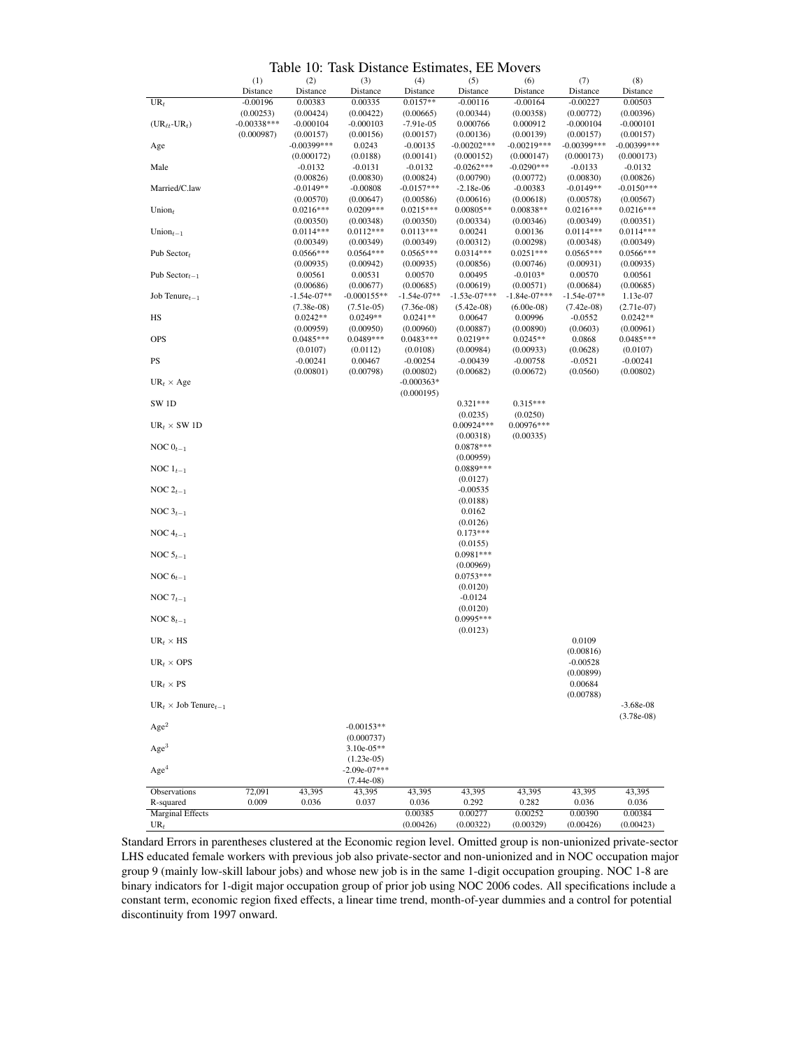Table 10: Task Distance Estimates, EE Movers

| | (1) | (2) | (3) | (4) | (5) | (6) | (7) | (8) |
|---|---|---|---|---|---|---|---|---|
| | Distance | Distance | Distance | Distance | Distance | Distance | Distance | Distance |
| $UR_t$ | -0.00196 | 0.00383 | 0.00335 | 0.0157** | -0.00116 | -0.00164 | -0.00227 | 0.00503 |
| | (0.00253) | (0.00424) | (0.00422) | (0.00665) | (0.00344) | (0.00358) | (0.00772) | (0.00396) |
| $(UR_{rt}\text{-}UR_t)$ | -0.00338*** | -0.000104 | -0.000103 | -7.91e-05 | 0.000766 | 0.000912 | -0.000104 | -0.000101 |
| | (0.000987) | (0.00157) | (0.00156) | (0.00157) | (0.00136) | (0.00139) | (0.00157) | (0.00157) |
| Age | | -0.00399*** | 0.0243 | -0.00135 | -0.00202*** | -0.00219*** | -0.00399*** | -0.00399*** |
| | | (0.000172) | (0.0188) | (0.00141) | (0.000152) | (0.000147) | (0.000173) | (0.000173) |
| Male | | -0.0132 | -0.0131 | -0.0132 | -0.0262*** | -0.0290*** | -0.0133 | -0.0132 |
| | | (0.00826) | (0.00830) | (0.00824) | (0.00790) | (0.00772) | (0.00830) | (0.00826) |
| Married/C.law | | -0.0149** | -0.00808 | -0.0157*** | -2.18e-06 | -0.00383 | -0.0149** | -0.0150*** |
| | | (0.00570) | (0.00647) | (0.00586) | (0.00616) | (0.00618) | (0.00578) | (0.00567) |
| $Union_t$ | | 0.0216*** | 0.0209*** | 0.0215*** | 0.00805** | 0.00838** | 0.0216*** | 0.0216*** |
| | | (0.00350) | (0.00348) | (0.00350) | (0.00334) | (0.00346) | (0.00349) | (0.00351) |
| $Union_{t-1}$ | | 0.0114*** | 0.0112*** | 0.0113*** | 0.00241 | 0.00136 | 0.0114*** | 0.0114*** |
| | | (0.00349) | (0.00349) | (0.00349) | (0.00312) | (0.00298) | (0.00348) | (0.00349) |
| Pub $Sector_t$ | | 0.0566*** | 0.0564*** | 0.0565*** | 0.0314*** | 0.0251*** | 0.0565*** | 0.0566*** |
| | | (0.00935) | (0.00942) | (0.00935) | (0.00856) | (0.00746) | (0.00931) | (0.00935) |
| Pub $Sector_{t-1}$ | | 0.00561 | 0.00531 | 0.00570 | 0.00495 | -0.0103* | 0.00570 | 0.00561 |
| | | (0.00686) | (0.00677) | (0.00685) | (0.00619) | (0.00571) | (0.00684) | (0.00685) |
| Job $Tenure_{t-1}$ | | -1.54e-07** | -0.000155** | -1.54e-07** | -1.53e-07*** | -1.84e-07*** | -1.54e-07** | 1.13e-07 |
| | | (7.38e-08) | (7.51e-05) | (7.36e-08) | (5.42e-08) | (6.00e-08) | (7.42e-08) | (2.71e-07) |
| HS | | 0.0242** | 0.0249** | 0.0241** | 0.00647 | 0.00996 | -0.0552 | 0.0242** |
| | | (0.00959) | (0.00950) | (0.00960) | (0.00887) | (0.00890) | (0.0603) | (0.00961) |
| OPS | | 0.0485*** | 0.0489*** | 0.0483*** | 0.0219** | 0.0245** | 0.0868 | 0.0485*** |
| | | (0.0107) | (0.0112) | (0.0108) | (0.00984) | (0.00933) | (0.0628) | (0.0107) |
| PS | | -0.00241 | 0.00467 | -0.00254 | -0.00439 | -0.00758 | -0.0521 | -0.00241 |
| | | (0.00801) | (0.00798) | (0.00802) | (0.00682) | (0.00672) | (0.0560) | (0.00802) |
| $UR_t \times$ Age | | | | -0.000363* | | | | |
| | | | | (0.000195) | | | | |
| SW 1D | | | | | 0.321*** | 0.315*** | | |
| | | | | | (0.0235) | (0.0250) | | |
| $UR_t \times$ SW 1D | | | | | 0.00924*** | 0.00976*** | | |
| | | | | | (0.00318) | (0.00335) | | |
| NOC $0_{t-1}$ | | | | | 0.0878*** | | | |
| | | | | | (0.00959) | | | |
| NOC $1_{t-1}$ | | | | | 0.0889*** | | | |
| | | | | | (0.0127) | | | |
| NOC $2_{t-1}$ | | | | | -0.00535 | | | |
| | | | | | (0.0188) | | | |
| NOC $3_{t-1}$ | | | | | 0.0162 | | | |
| | | | | | (0.0126) | | | |
| NOC $4_{t-1}$ | | | | | 0.173*** | | | |
| | | | | | (0.0155) | | | |
| NOC $5_{t-1}$ | | | | | 0.0981*** | | | |
| | | | | | (0.00969) | | | |
| NOC $6_{t-1}$ | | | | | 0.0753*** | | | |
| | | | | | (0.0120) | | | |
| NOC $7_{t-1}$ | | | | | -0.0124 | | | |
| | | | | | (0.0120) | | | |
| NOC $8_{t-1}$ | | | | | 0.0995*** | | | |
| | | | | | (0.0123) | | | |
| $UR_t \times$ HS | | | | | | | 0.0109 | |
| | | | | | | | (0.00816) | |
| $UR_t \times$ OPS | | | | | | | -0.00528 | |
| | | | | | | | (0.00899) | |
| $UR_t \times$ PS | | | | | | | 0.00684 | |
| | | | | | | | (0.00788) | |
| $UR_t \times$ Job $Tenure_{t-1}$ | | | | | | | | -3.68e-08 |
| | | | | | | | | (3.78e-08) |
| $Age^2$ | | | -0.00153** | | | | | |
| | | | (0.000737) | | | | | |
| $Age^3$ | | | 3.10e-05** | | | | | |
| | | | (1.23e-05) | | | | | |
| $Age^4$ | | | -2.09e-07*** | | | | | |
| | | | (7.44e-08) | | | | | |
| Observations | 72,091 | 43,395 | 43,395 | 43,395 | 43,395 | 43,395 | 43,395 | 43,395 |
| R-squared | 0.009 | 0.036 | 0.037 | 0.036 | 0.292 | 0.282 | 0.036 | 0.036 |
| Marginal Effects | | | | 0.00385 | 0.00277 | 0.00252 | 0.00390 | 0.00384 |
| $UR_t$ | | | | (0.00426) | (0.00322) | (0.00329) | (0.00426) | (0.00423) |

Standard Errors in parentheses clustered at the Economic region level. Omitted group is non-unionized private-sector LHS educated female workers with previous job also private-sector and non-unionized and in NOC occupation major group 9 (mainly low-skill labour jobs) and whose new job is in the same 1-digit occupation grouping. NOC 1-8 are binary indicators for 1-digit major occupation group of prior job using NOC 2006 codes. All specifications include a constant term, economic region fixed effects, a linear time trend, month-of-year dummies and a control for potential discontinuity from 1997 onward.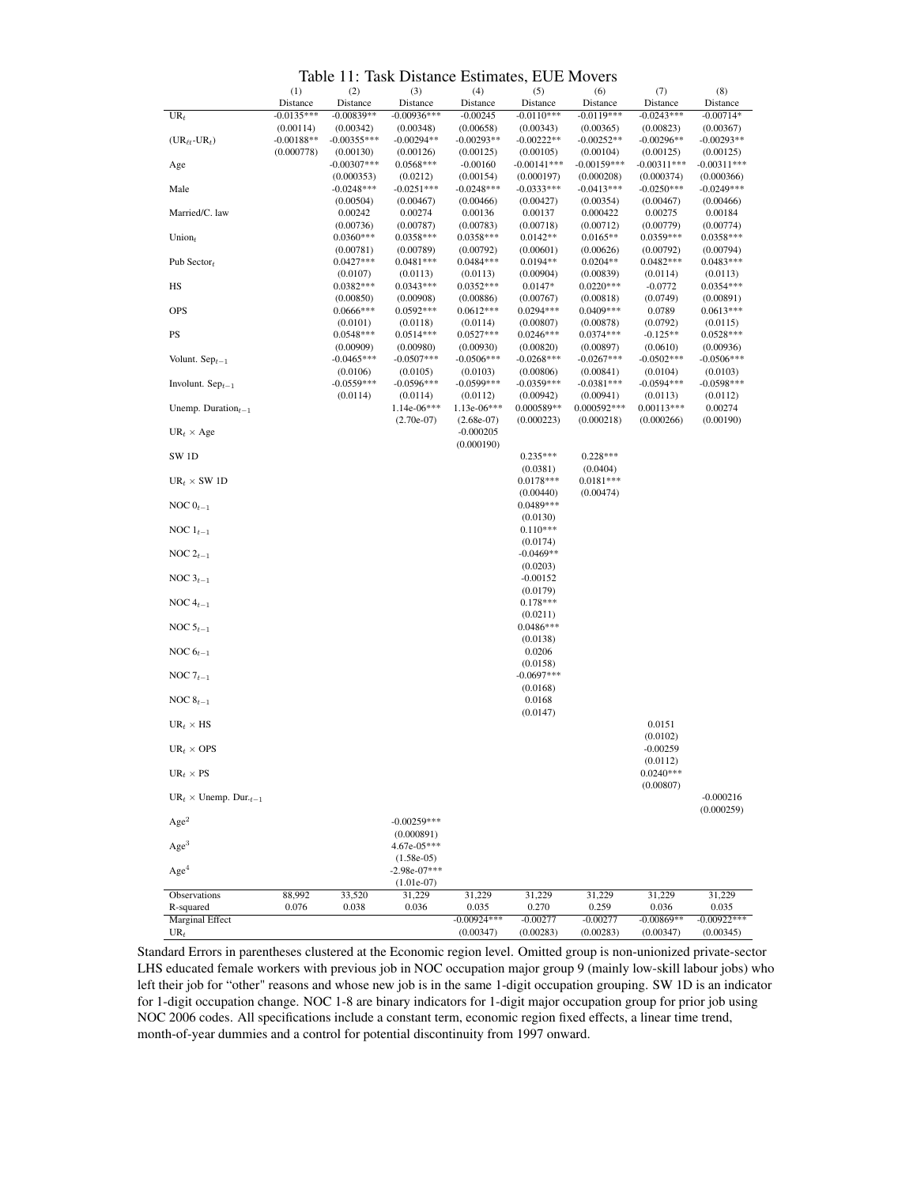Table 11: Task Distance Estimates, EUE Movers

| | (1) | (2) | (3) | (4) | (5) | (6) | (7) | (8) |
|---|---|---|---|---|---|---|---|---|
| | Distance | Distance | Distance | Distance | Distance | Distance | Distance | Distance |
| $UR_t$ | -0.0135*** | -0.00839** | -0.00936*** | -0.00245 | -0.0110*** | -0.0119*** | -0.0243*** | -0.00714* |
| | (0.00114) | (0.00342) | (0.00348) | (0.00658) | (0.00343) | (0.00365) | (0.00823) | (0.00367) |
| $(UR_{it}\text{-}UR_t)$ | -0.00188** | -0.00355*** | -0.00294** | -0.00293** | -0.00222** | -0.00252** | -0.00296** | -0.00293** |
| | (0.000778) | (0.00130) | (0.00126) | (0.00125) | (0.00105) | (0.00104) | (0.00125) | (0.00125) |
| Age | | -0.00307*** | 0.0568*** | -0.00160 | -0.00141*** | -0.00159*** | -0.00311*** | -0.00311*** |
| | | (0.000353) | (0.0212) | (0.00154) | (0.000197) | (0.000208) | (0.000374) | (0.000366) |
| Male | | -0.0248*** | -0.0251*** | -0.0248*** | -0.0333*** | -0.0413*** | -0.0250*** | -0.0249*** |
| | | (0.00504) | (0.00467) | (0.00466) | (0.00427) | (0.00354) | (0.00467) | (0.00466) |
| Married/C. law | | 0.00242 | 0.00274 | 0.00136 | 0.00137 | 0.000422 | 0.00275 | 0.00184 |
| | | (0.00736) | (0.00787) | (0.00783) | (0.00718) | (0.00712) | (0.00779) | (0.00774) |
| $Union_t$ | | 0.0360*** | 0.0358*** | 0.0358*** | 0.0142** | 0.0165** | 0.0359*** | 0.0358*** |
| | | (0.00781) | (0.00789) | (0.00792) | (0.00601) | (0.00626) | (0.00792) | (0.00794) |
| Pub $Sector_t$ | | 0.0427*** | 0.0481*** | 0.0484*** | 0.0194** | 0.0204** | 0.0482*** | 0.0483*** |
| | | (0.0107) | (0.0113) | (0.0113) | (0.00904) | (0.00839) | (0.0114) | (0.0113) |
| HS | | 0.0382*** | 0.0343*** | 0.0352*** | 0.0147* | 0.0220*** | -0.0772 | 0.0354*** |
| | | (0.00850) | (0.00908) | (0.00886) | (0.00767) | (0.00818) | (0.0749) | (0.00891) |
| OPS | | 0.0666*** | 0.0592*** | 0.0612*** | 0.0294*** | 0.0409*** | 0.0789 | 0.0613*** |
| | | (0.0101) | (0.0118) | (0.0114) | (0.00807) | (0.00878) | (0.0792) | (0.0115) |
| PS | | 0.0548*** | 0.0514*** | 0.0527*** | 0.0246*** | 0.0374*** | -0.125** | 0.0528*** |
| | | (0.00909) | (0.00980) | (0.00930) | (0.00820) | (0.00897) | (0.0610) | (0.00936) |
| Volunt. $Sep_{t-1}$ | | -0.0465*** | -0.0507*** | -0.0506*** | -0.0268*** | -0.0267*** | -0.0502*** | -0.0506*** |
| | | (0.0106) | (0.0105) | (0.0103) | (0.00806) | (0.00841) | (0.0104) | (0.0103) |
| Involunt. $Sep_{t-1}$ | | -0.0559*** | -0.0596*** | -0.0599*** | -0.0359*** | -0.0381*** | -0.0594*** | -0.0598*** |
| | | (0.0114) | (0.0114) | (0.0112) | (0.00942) | (0.00941) | (0.0113) | (0.0112) |
| Unemp. $Duration_{t-1}$ | | | 1.14e-06*** | 1.13e-06*** | 0.000589** | 0.000592*** | 0.00113*** | 0.00274 |
| | | | (2.70e-07) | (2.68e-07) | (0.000223) | (0.000218) | (0.000266) | (0.00190) |
| $UR_t \times$ Age | | | | -0.000205 | | | | |
| | | | | (0.000190) | | | | |
| SW 1D | | | | | 0.235*** | 0.228*** | | |
| | | | | | (0.0381) | (0.0404) | | |
| $UR_t \times$ SW 1D | | | | | 0.0178*** | 0.0181*** | | |
| | | | | | (0.00440) | (0.00474) | | |
| NOC $0_{t-1}$ | | | | | 0.0489*** | | | |
| | | | | | (0.0130) | | | |
| NOC $1_{t-1}$ | | | | | 0.110*** | | | |
| | | | | | (0.0174) | | | |
| NOC $2_{t-1}$ | | | | | -0.0469** | | | |
| | | | | | (0.0203) | | | |
| NOC $3_{t-1}$ | | | | | -0.00152 | | | |
| | | | | | (0.0179) | | | |
| NOC $4_{t-1}$ | | | | | 0.178*** | | | |
| | | | | | (0.0211) | | | |
| NOC $5_{t-1}$ | | | | | 0.0486*** | | | |
| | | | | | (0.0138) | | | |
| NOC $6_{t-1}$ | | | | | 0.0206 | | | |
| | | | | | (0.0158) | | | |
| NOC $7_{t-1}$ | | | | | -0.0697*** | | | |
| | | | | | (0.0168) | | | |
| NOC $8_{t-1}$ | | | | | 0.0168 | | | |
| | | | | | (0.0147) | | | |
| $UR_t \times$ HS | | | | | | | 0.0151 | |
| | | | | | | | (0.0102) | |
| $UR_t \times$ OPS | | | | | | | -0.00259 | |
| | | | | | | | (0.0112) | |
| $UR_t \times$ PS | | | | | | | 0.0240*** | |
| | | | | | | | (0.00807) | |
| $UR_t \times$ Unemp. $Dur._{t-1}$ | | | | | | | | -0.000216 |
| | | | | | | | | (0.000259) |
| $Age^2$ | | | -0.00259*** | | | | | |
| | | | (0.000891) | | | | | |
| $Age^3$ | | | 4.67e-05*** | | | | | |
| | | | (1.58e-05) | | | | | |
| $Age^4$ | | | -2.98e-07*** | | | | | |
| | | | (1.01e-07) | | | | | |
| Observations | 88,992 | 33,520 | 31,229 | 31,229 | 31,229 | 31,229 | 31,229 | 31,229 |
| R-squared | 0.076 | 0.038 | 0.036 | 0.035 | 0.270 | 0.259 | 0.036 | 0.035 |
| Marginal Effect | | | | -0.00924*** | -0.00277 | -0.00277 | -0.00869** | -0.00922*** |
| $UR_t$ | | | | (0.00347) | (0.00283) | (0.00283) | (0.00347) | (0.00345) |

Standard Errors in parentheses clustered at the Economic region level. Omitted group is non-unionized private-sector LHS educated female workers with previous job in NOC occupation major group 9 (mainly low-skill labour jobs) who left their job for "other" reasons and whose new job is in the same 1-digit occupation grouping. SW 1D is an indicator for 1-digit occupation change. NOC 1-8 are binary indicators for 1-digit major occupation group for prior job using NOC 2006 codes. All specifications include a constant term, economic region fixed effects, a linear time trend, month-of-year dummies and a control for potential discontinuity from 1997 onward.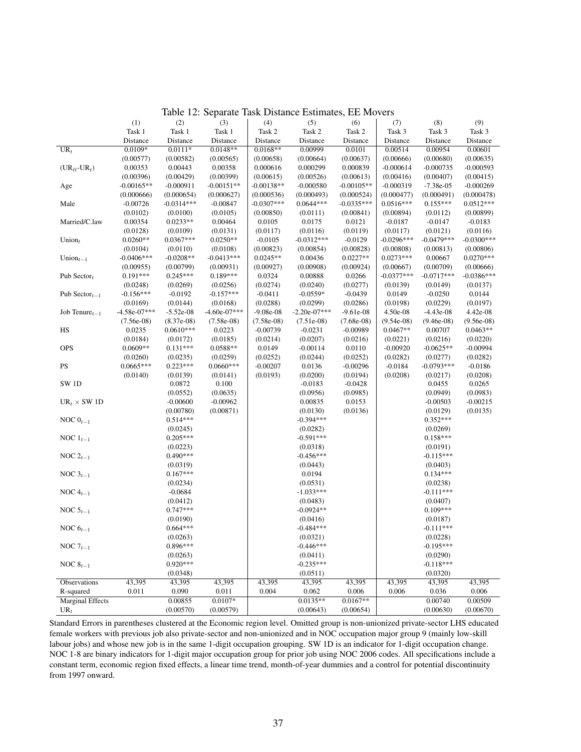Table 12: Separate Task Distance Estimates, EE Movers

| | (1) | (2) | (3) | (4) | (5) | (6) | (7) | (8) | (9) |
|---|---|---|---|---|---|---|---|---|---|
| | Task 1 Distance | Task 1 Distance | Task 1 Distance | Task 2 Distance | Task 2 Distance | Task 2 Distance | Task 3 Distance | Task 3 Distance | Task 3 Distance |
| $UR_t$ | 0.0109* | 0.0111* | 0.0148** | 0.0168** | 0.00999 | 0.0101 | 0.00514 | 0.00954 | 0.00601 |
| | (0.00577) | (0.00582) | (0.00565) | (0.00658) | (0.00664) | (0.00637) | (0.00666) | (0.00680) | (0.00635) |
| $(UR_{\ell t}\text{-}UR_t)$ | 0.00353 | 0.00443 | 0.00358 | 0.000616 | 0.000299 | 0.000839 | -0.000614 | -0.000735 | -0.000593 |
| | (0.00396) | (0.00429) | (0.00399) | (0.00615) | (0.00526) | (0.00613) | (0.00416) | (0.00407) | (0.00415) |
| Age | -0.00165** | -0.000911 | -0.00151** | -0.00138** | -0.000580 | -0.00105** | -0.000319 | -7.38e-05 | -0.000269 |
| | (0.000666) | (0.000654) | (0.000627) | (0.000536) | (0.000493) | (0.000524) | (0.000477) | (0.000491) | (0.000478) |
| Male | -0.00726 | -0.0314*** | -0.00847 | -0.0307*** | 0.0644*** | -0.0335*** | 0.0516*** | 0.155*** | 0.0512*** |
| | (0.0102) | (0.0100) | (0.0105) | (0.00850) | (0.0111) | (0.00841) | (0.00894) | (0.0112) | (0.00899) |
| Married/C.law | 0.00354 | 0.0233** | 0.00464 | 0.0105 | 0.0175 | 0.0121 | -0.0187 | -0.0147 | -0.0183 |
| | (0.0128) | (0.0109) | (0.0131) | (0.0117) | (0.0116) | (0.0119) | (0.0117) | (0.0121) | (0.0116) |
| $Union_t$ | 0.0260** | 0.0367*** | 0.0250** | -0.0105 | -0.0312*** | -0.0129 | -0.0296*** | -0.0479*** | -0.0300*** |
| | (0.0104) | (0.0110) | (0.0108) | (0.00823) | (0.00854) | (0.00828) | (0.00808) | (0.00813) | (0.00806) |
| $Union_{t-1}$ | -0.0406*** | -0.0208** | -0.0413*** | 0.0245** | 0.00436 | 0.0227** | 0.0273*** | 0.00667 | 0.0270*** |
| | (0.00955) | (0.00799) | (0.00931) | (0.00927) | (0.00908) | (0.00924) | (0.00667) | (0.00709) | (0.00666) |
| Pub $Sector_t$ | 0.191*** | 0.245*** | 0.189*** | 0.0324 | 0.00888 | 0.0266 | -0.0377*** | -0.0717*** | -0.0386*** |
| | (0.0248) | (0.0269) | (0.0256) | (0.0274) | (0.0240) | (0.0277) | (0.0139) | (0.0149) | (0.0137) |
| Pub $Sector_{t-1}$ | -0.156*** | -0.0192 | -0.157*** | -0.0411 | -0.0559* | -0.0439 | 0.0149 | -0.0250 | 0.0144 |
| | (0.0169) | (0.0144) | (0.0168) | (0.0288) | (0.0299) | (0.0286) | (0.0198) | (0.0229) | (0.0197) |
| Job $Tenure_{t-1}$ | -4.58e-07*** | -5.52e-08 | -4.60e-07*** | -9.08e-08 | -2.20e-07*** | -9.61e-08 | 4.50e-08 | -4.43e-08 | 4.42e-08 |
| | (7.56e-08) | (8.37e-08) | (7.58e-08) | (7.58e-08) | (7.51e-08) | (7.68e-08) | (9.54e-08) | (9.46e-08) | (9.56e-08) |
| HS | 0.0235 | 0.0610*** | 0.0223 | -0.00739 | -0.0231 | -0.00989 | 0.0467** | 0.00707 | 0.0463** |
| | (0.0184) | (0.0172) | (0.0185) | (0.0214) | (0.0207) | (0.0216) | (0.0221) | (0.0216) | (0.0220) |
| OPS | 0.0609** | 0.131*** | 0.0588** | 0.0149 | -0.00114 | 0.0110 | -0.00920 | -0.0625** | -0.00994 |
| | (0.0260) | (0.0235) | (0.0259) | (0.0252) | (0.0244) | (0.0252) | (0.0282) | (0.0277) | (0.0282) |
| PS | 0.0665*** | 0.223*** | 0.0660*** | -0.00207 | 0.0136 | -0.00296 | -0.0184 | -0.0793*** | -0.0186 |
| | (0.0140) | (0.0139) | (0.0141) | (0.0193) | (0.0200) | (0.0194) | (0.0208) | (0.0217) | (0.0208) |
| SW 1D | | 0.0872 | 0.100 | | -0.0183 | -0.0428 | | 0.0455 | 0.0265 |
| | | (0.0552) | (0.0635) | | (0.0956) | (0.0985) | | (0.0949) | (0.0983) |
| $UR_t$ × SW 1D | | -0.00600 | -0.00962 | | 0.00835 | 0.0153 | | -0.00503 | -0.00215 |
| | | (0.00780) | (0.00871) | | (0.0130) | (0.0136) | | (0.0129) | (0.0135) |
| NOC $0_{t-1}$ | | 0.514*** | | | -0.394*** | | | 0.352*** | |
| | | (0.0245) | | | (0.0282) | | | (0.0269) | |
| NOC $1_{t-1}$ | | 0.205*** | | | -0.591*** | | | 0.158*** | |
| | | (0.0223) | | | (0.0318) | | | (0.0191) | |
| NOC $2_{t-1}$ | | 0.490*** | | | -0.456*** | | | -0.115*** | |
| | | (0.0319) | | | (0.0443) | | | (0.0403) | |
| NOC $3_{t-1}$ | | 0.167*** | | | 0.0194 | | | 0.134*** | |
| | | (0.0234) | | | (0.0531) | | | (0.0238) | |
| NOC $4_{t-1}$ | | -0.0684 | | | -1.033*** | | | -0.111*** | |
| | | (0.0412) | | | (0.0483) | | | (0.0407) | |
| NOC $5_{t-1}$ | | 0.747*** | | | -0.0924** | | | 0.109*** | |
| | | (0.0190) | | | (0.0416) | | | (0.0187) | |
| NOC $6_{t-1}$ | | 0.664*** | | | -0.484*** | | | -0.111*** | |
| | | (0.0263) | | | (0.0321) | | | (0.0228) | |
| NOC $7_{t-1}$ | | 0.896*** | | | -0.446*** | | | -0.195*** | |
| | | (0.0263) | | | (0.0411) | | | (0.0290) | |
| NOC $8_{t-1}$ | | 0.920*** | | | -0.235*** | | | -0.118*** | |
| | | (0.0348) | | | (0.0511) | | | (0.0320) | |
| Observations | 43,395 | 43,395 | 43,395 | 43,395 | 43,395 | 43,395 | 43,395 | 43,395 | 43,395 |
| R-squared | 0.011 | 0.090 | 0.011 | 0.004 | 0.062 | 0.006 | 0.006 | 0.036 | 0.006 |
| Marginal Effects | | 0.00855 | 0.0107* | | 0.0135** | 0.0167** | | 0.00740 | 0.00509 |
| $UR_t$ | | (0.00570) | (0.00579) | | (0.00643) | (0.00654) | | (0.00630) | (0.00670) |

Standard Errors in parentheses clustered at the Economic region level. Omitted group is non-unionized private-sector LHS educated female workers with previous job also private-sector and non-unionized and in NOC occupation major group 9 (mainly low-skill labour jobs) and whose new job is in the same 1-digit occupation grouping. SW 1D is an indicator for 1-digit occupation change. NOC 1-8 are binary indicators for 1-digit major occupation group for prior job using NOC 2006 codes. All specifications include a constant term, economic region fixed effects, a linear time trend, month-of-year dummies and a control for potential discontinuity from 1997 onward.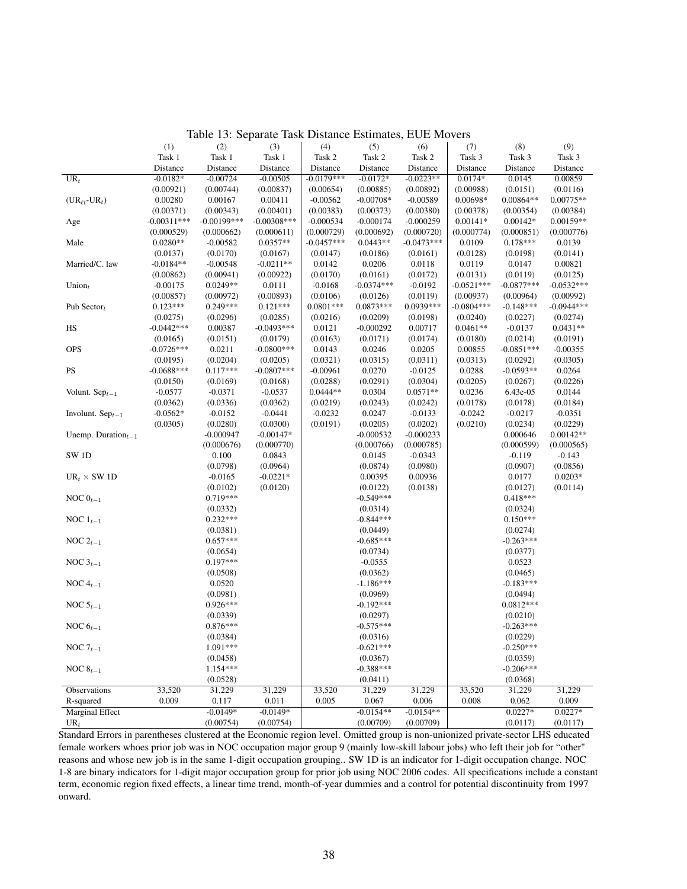Table 13: Separate Task Distance Estimates, EUE Movers

| | (1) | (2) | (3) | (4) | (5) | (6) | (7) | (8) | (9) |
|---|---|---|---|---|---|---|---|---|---|
| | Task 1 Distance | Task 1 Distance | Task 1 Distance | Task 2 Distance | Task 2 Distance | Task 2 Distance | Task 3 Distance | Task 3 Distance | Task 3 Distance |
| $UR_t$ | -0.0182* | -0.00724 | -0.00505 | -0.0179*** | -0.0172* | -0.0223** | 0.0174* | 0.0145 | 0.00859 |
| | (0.00921) | (0.00744) | (0.00837) | (0.00654) | (0.00885) | (0.00892) | (0.00988) | (0.0151) | (0.0116) |
| $(UR_{\ell t}\text{-}UR_t)$ | 0.00280 | 0.00167 | 0.00411 | -0.00562 | -0.00708* | -0.00589 | 0.00698* | 0.00864** | 0.00775** |
| | (0.00371) | (0.00343) | (0.00401) | (0.00383) | (0.00373) | (0.00380) | (0.00378) | (0.00354) | (0.00384) |
| Age | -0.00311*** | -0.00199*** | -0.00308*** | -0.000534 | -0.000174 | -0.000259 | 0.00141* | 0.00142* | 0.00159** |
| | (0.000529) | (0.000662) | (0.000611) | (0.000729) | (0.000692) | (0.000720) | (0.000774) | (0.000851) | (0.000776) |
| Male | 0.0280** | -0.00582 | 0.0357** | -0.0457*** | 0.0443** | -0.0473*** | 0.0109 | 0.178*** | 0.0139 |
| | (0.0137) | (0.0170) | (0.0167) | (0.0147) | (0.0186) | (0.0161) | (0.0128) | (0.0198) | (0.0141) |
| Married/C. law | -0.0184** | -0.00548 | -0.0211** | 0.0142 | 0.0206 | 0.0118 | 0.0119 | 0.0147 | 0.00821 |
| | (0.00862) | (0.00941) | (0.00922) | (0.0170) | (0.0161) | (0.0172) | (0.0131) | (0.0119) | (0.0125) |
| $Union_t$ | -0.00175 | 0.0249** | 0.0111 | -0.0168 | -0.0374*** | -0.0192 | -0.0521*** | -0.0877*** | -0.0532*** |
| | (0.00857) | (0.00972) | (0.00893) | (0.0106) | (0.0126) | (0.0119) | (0.00937) | (0.00964) | (0.00992) |
| Pub $Sector_t$ | 0.123*** | 0.249*** | 0.121*** | 0.0801*** | 0.0873*** | 0.0939*** | -0.0804*** | -0.148*** | -0.0944*** |
| | (0.0275) | (0.0296) | (0.0285) | (0.0216) | (0.0209) | (0.0198) | (0.0240) | (0.0227) | (0.0274) |
| HS | -0.0442*** | 0.00387 | -0.0493*** | 0.0121 | -0.000292 | 0.00717 | 0.0461** | -0.0137 | 0.0431** |
| | (0.0165) | (0.0151) | (0.0179) | (0.0163) | (0.0171) | (0.0174) | (0.0180) | (0.0214) | (0.0191) |
| OPS | -0.0726*** | 0.0211 | -0.0800*** | 0.0143 | 0.0246 | 0.0205 | 0.00855 | -0.0851*** | -0.00355 |
| | (0.0195) | (0.0204) | (0.0205) | (0.0321) | (0.0315) | (0.0311) | (0.0313) | (0.0292) | (0.0305) |
| PS | -0.0688*** | 0.117*** | -0.0807*** | -0.00961 | 0.0270 | -0.0125 | 0.0288 | -0.0593** | 0.0264 |
| | (0.0150) | (0.0169) | (0.0168) | (0.0288) | (0.0291) | (0.0304) | (0.0205) | (0.0267) | (0.0226) |
| Volunt. $Sep_{t-1}$ | -0.0577 | -0.0371 | -0.0537 | 0.0444** | 0.0304 | 0.0571** | 0.0236 | 6.43e-05 | 0.0144 |
| | (0.0362) | (0.0336) | (0.0362) | (0.0219) | (0.0243) | (0.0242) | (0.0178) | (0.0178) | (0.0184) |
| Involunt. $Sep_{t-1}$ | -0.0562* | -0.0152 | -0.0441 | -0.0232 | 0.0247 | -0.0133 | -0.0242 | -0.0217 | -0.0351 |
| | (0.0305) | (0.0280) | (0.0300) | (0.0191) | (0.0205) | (0.0202) | (0.0210) | (0.0234) | (0.0229) |
| Unemp. $Duration_{t-1}$ | | -0.000947 | -0.00147* | | -0.000532 | -0.000233 | | 0.000646 | 0.00142** |
| | | (0.000676) | (0.000770) | | (0.000766) | (0.000785) | | (0.000599) | (0.000565) |
| SW 1D | | 0.100 | 0.0843 | | 0.0145 | -0.0343 | | -0.119 | -0.143 |
| | | (0.0798) | (0.0964) | | (0.0874) | (0.0980) | | (0.0907) | (0.0856) |
| $UR_t$ × SW 1D | | -0.0165 | -0.0221* | | 0.00395 | 0.00936 | | 0.0177 | 0.0203* |
| | | (0.0102) | (0.0120) | | (0.0122) | (0.0138) | | (0.0127) | (0.0114) |
| NOC $0_{t-1}$ | | 0.719*** | | | -0.549*** | | | 0.418*** | |
| | | (0.0332) | | | (0.0314) | | | (0.0324) | |
| NOC $1_{t-1}$ | | 0.232*** | | | -0.844*** | | | 0.150*** | |
| | | (0.0381) | | | (0.0449) | | | (0.0274) | |
| NOC $2_{t-1}$ | | 0.657*** | | | -0.685*** | | | -0.263*** | |
| | | (0.0654) | | | (0.0734) | | | (0.0377) | |
| NOC $3_{t-1}$ | | 0.197*** | | | -0.0555 | | | 0.0523 | |
| | | (0.0508) | | | (0.0362) | | | (0.0465) | |
| NOC $4_{t-1}$ | | 0.0520 | | | -1.186*** | | | -0.183*** | |
| | | (0.0981) | | | (0.0969) | | | (0.0494) | |
| NOC $5_{t-1}$ | | 0.926*** | | | -0.192*** | | | 0.0812*** | |
| | | (0.0339) | | | (0.0297) | | | (0.0210) | |
| NOC $6_{t-1}$ | | 0.876*** | | | -0.575*** | | | -0.263*** | |
| | | (0.0384) | | | (0.0316) | | | (0.0229) | |
| NOC $7_{t-1}$ | | 1.091*** | | | -0.621*** | | | -0.250*** | |
| | | (0.0458) | | | (0.0367) | | | (0.0359) | |
| NOC $8_{t-1}$ | | 1.154*** | | | -0.388*** | | | -0.206*** | |
| | | (0.0528) | | | (0.0411) | | | (0.0368) | |
| Observations | 33,520 | 31,229 | 31,229 | 33,520 | 31,229 | 31,229 | 33,520 | 31,229 | 31,229 |
| R-squared | 0.009 | 0.117 | 0.011 | 0.005 | 0.067 | 0.006 | 0.008 | 0.062 | 0.009 |
| Marginal Effect $UR_t$ | | -0.0149* | -0.0149* | | -0.0154** | -0.0154** | | 0.0227* | 0.0227* |
| | | (0.00754) | (0.00754) | | (0.00709) | (0.00709) | | (0.0117) | (0.0117) |

Standard Errors in parentheses clustered at the Economic region level. Omitted group is non-unionized private-sector LHS educated female workers whoes prior job was in NOC occupation major group 9 (mainly low-skill labour jobs) who left their job for "other" reasons and whose new job is in the same 1-digit occupation grouping.. SW 1D is an indicator for 1-digit occupation change. NOC 1-8 are binary indicators for 1-digit major occupation group for prior job using NOC 2006 codes. All specifications include a constant term, economic region fixed effects, a linear time trend, month-of-year dummies and a control for potential discontinuity from 1997 onward.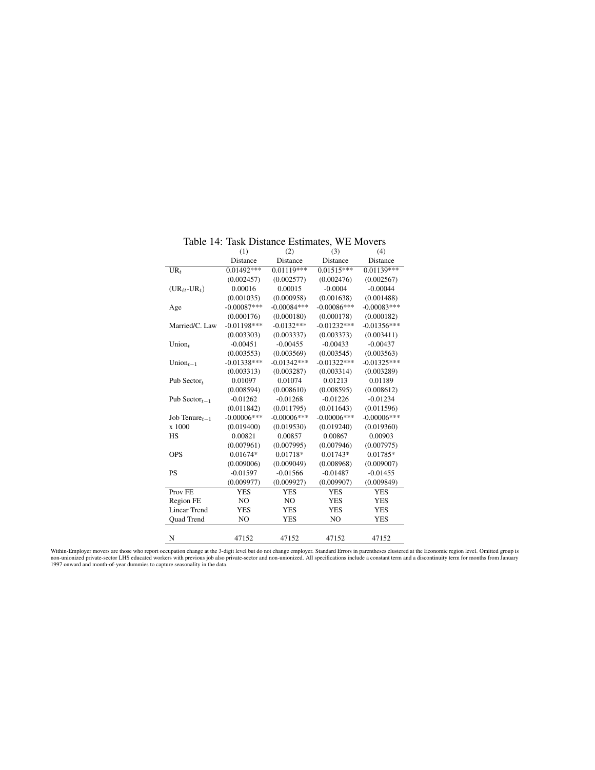Table 14: Task Distance Estimates, WE Movers

| | (1) | (2) | (3) | (4) |
|---|---|---|---|---|
| | Distance | Distance | Distance | Distance |
| $UR_t$ | 0.01492*** | 0.01119*** | 0.01515*** | 0.01139*** |
| | (0.002457) | (0.002577) | (0.002476) | (0.002567) |
| ($UR_{\ell t}$-$UR_t$) | 0.00016 | 0.00015 | -0.0004 | -0.00044 |
| | (0.001035) | (0.000958) | (0.001638) | (0.001488) |
| Age | -0.00087*** | -0.00084*** | -0.00086*** | -0.00083*** |
| | (0.000176) | (0.000180) | (0.000178) | (0.000182) |
| Married/C. Law | -0.01198*** | -0.0132*** | -0.01232*** | -0.01356*** |
| | (0.003303) | (0.003337) | (0.003373) | (0.003411) |
| $Union_t$ | -0.00451 | -0.00455 | -0.00433 | -0.00437 |
| | (0.003553) | (0.003569) | (0.003545) | (0.003563) |
| $Union_{t-1}$ | -0.01338*** | -0.01342*** | -0.01322*** | -0.01325*** |
| | (0.003313) | (0.003287) | (0.003314) | (0.003289) |
| Pub $Sector_t$ | 0.01097 | 0.01074 | 0.01213 | 0.01189 |
| | (0.008594) | (0.008610) | (0.008595) | (0.008612) |
| Pub $Sector_{t-1}$ | -0.01262 | -0.01268 | -0.01226 | -0.01234 |
| | (0.011842) | (0.011795) | (0.011643) | (0.011596) |
| Job $Tenure_{t-1}$ | -0.00006*** | -0.00006*** | -0.00006*** | -0.00006*** |
| x 1000 | (0.019400) | (0.019530) | (0.019240) | (0.019360) |
| HS | 0.00821 | 0.00857 | 0.00867 | 0.00903 |
| | (0.007961) | (0.007995) | (0.007946) | (0.007975) |
| OPS | 0.01674* | 0.01718* | 0.01743* | 0.01785* |
| | (0.009006) | (0.009049) | (0.008968) | (0.009007) |
| PS | -0.01597 | -0.01566 | -0.01487 | -0.01455 |
| | (0.009977) | (0.009927) | (0.009907) | (0.009849) |
| Prov FE | YES | YES | YES | YES |
| Region FE | NO | NO | YES | YES |
| Linear Trend | YES | YES | YES | YES |
| Quad Trend | NO | YES | NO | YES |
| N | 47152 | 47152 | 47152 | 47152 |

Within-Employer movers are those who report occupation change at the 3-digit level but do not change employer. Standard Errors in parentheses clustered at the Economic region level. Omitted group is non-unionized private-sector LHS educated workers with previous job also private-sector and non-unionized. All specifications include a constant term and a discontinuity term for months from January 1997 onward and month-of-year dummies to capture seasonality in the data.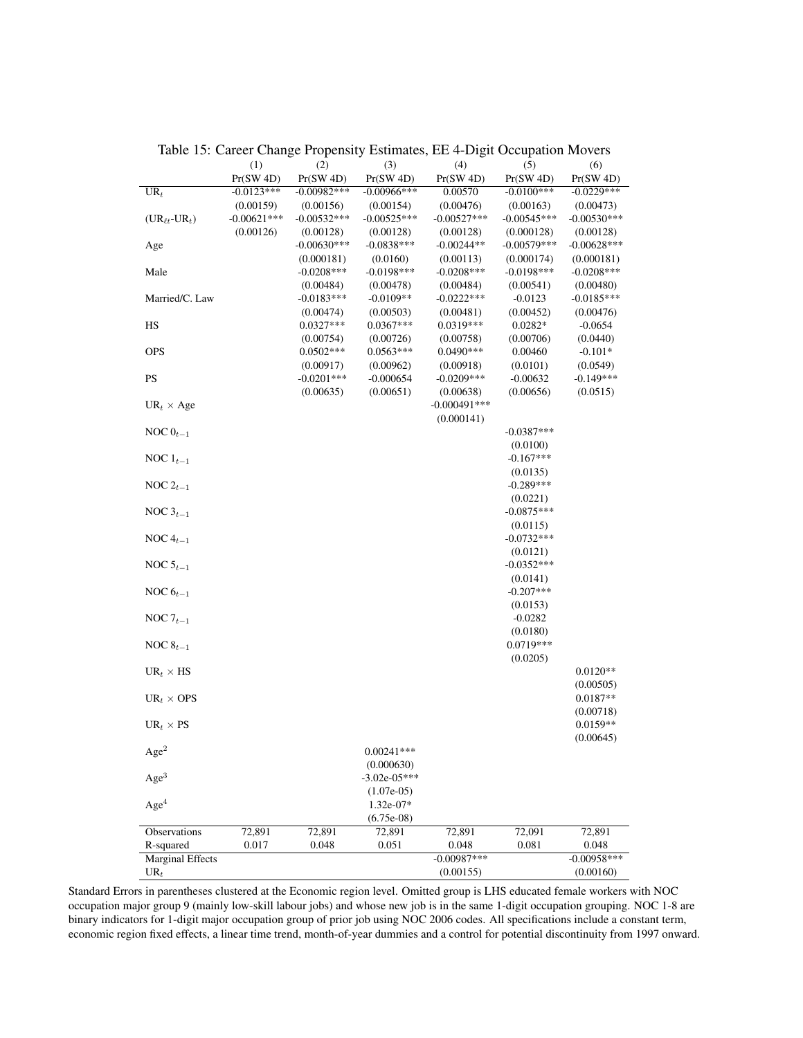Table 15: Career Change Propensity Estimates, EE 4-Digit Occupation Movers

| | (1) | (2) | (3) | (4) | (5) | (6) |
|---|---|---|---|---|---|---|
| | Pr(SW 4D) | Pr(SW 4D) | Pr(SW 4D) | Pr(SW 4D) | Pr(SW 4D) | Pr(SW 4D) |
| $UR_t$ | -0.0123*** | -0.00982*** | -0.00966*** | 0.00570 | -0.0100*** | -0.0229*** |
| | (0.00159) | (0.00156) | (0.00154) | (0.00476) | (0.00163) | (0.00473) |
| $(UR_{\ell t}$-$UR_t)$ | -0.00621*** | -0.00532*** | -0.00525*** | -0.00527*** | -0.00545*** | -0.00530*** |
| | (0.00126) | (0.00128) | (0.00128) | (0.00128) | (0.000128) | (0.00128) |
| Age | | -0.00630*** | -0.0838*** | -0.00244** | -0.00579*** | -0.00628*** |
| | | (0.000181) | (0.0160) | (0.00113) | (0.000174) | (0.000181) |
| Male | | -0.0208*** | -0.0198*** | -0.0208*** | -0.0198*** | -0.0208*** |
| | | (0.00484) | (0.00478) | (0.00484) | (0.00541) | (0.00480) |
| Married/C. Law | | -0.0183*** | -0.0109** | -0.0222*** | -0.0123 | -0.0185*** |
| | | (0.00474) | (0.00503) | (0.00481) | (0.00452) | (0.00476) |
| HS | | 0.0327*** | 0.0367*** | 0.0319*** | 0.0282* | -0.0654 |
| | | (0.00754) | (0.00726) | (0.00758) | (0.00706) | (0.0440) |
| OPS | | 0.0502*** | 0.0563*** | 0.0490*** | 0.00460 | -0.101* |
| | | (0.00917) | (0.00962) | (0.00918) | (0.0101) | (0.0549) |
| PS | | -0.0201*** | -0.000654 | -0.0209*** | -0.00632 | -0.149*** |
| | | (0.00635) | (0.00651) | (0.00638) | (0.00656) | (0.0515) |
| $UR_t \times$ Age | | | | -0.000491*** | | |
| | | | | (0.000141) | | |
| NOC $0_{t-1}$ | | | | | -0.0387*** | |
| | | | | | (0.0100) | |
| NOC $1_{t-1}$ | | | | | -0.167*** | |
| | | | | | (0.0135) | |
| NOC $2_{t-1}$ | | | | | -0.289*** | |
| | | | | | (0.0221) | |
| NOC $3_{t-1}$ | | | | | -0.0875*** | |
| | | | | | (0.0115) | |
| NOC $4_{t-1}$ | | | | | -0.0732*** | |
| | | | | | (0.0121) | |
| NOC $5_{t-1}$ | | | | | -0.0352*** | |
| | | | | | (0.0141) | |
| NOC $6_{t-1}$ | | | | | -0.207*** | |
| | | | | | (0.0153) | |
| NOC $7_{t-1}$ | | | | | -0.0282 | |
| | | | | | (0.0180) | |
| NOC $8_{t-1}$ | | | | | 0.0719*** | |
| | | | | | (0.0205) | |
| $UR_t \times$ HS | | | | | | 0.0120** |
| | | | | | | (0.00505) |
| $UR_t \times$ OPS | | | | | | 0.0187** |
| | | | | | | (0.00718) |
| $UR_t \times$ PS | | | | | | 0.0159** |
| | | | | | | (0.00645) |
| $Age^2$ | | | 0.00241*** | | | |
| | | | (0.000630) | | | |
| $Age^3$ | | | -3.02e-05*** | | | |
| | | | (1.07e-05) | | | |
| $Age^4$ | | | 1.32e-07* | | | |
| | | | (6.75e-08) | | | |
| Observations | 72,891 | 72,891 | 72,891 | 72,891 | 72,091 | 72,891 |
| R-squared | 0.017 | 0.048 | 0.051 | 0.048 | 0.081 | 0.048 |
| Marginal Effects | | | | -0.00987*** | | -0.00958*** |
| $UR_t$ | | | | (0.00155) | | (0.00160) |

Standard Errors in parentheses clustered at the Economic region level. Omitted group is LHS educated female workers with NOC occupation major group 9 (mainly low-skill labour jobs) and whose new job is in the same 1-digit occupation grouping. NOC 1-8 are binary indicators for 1-digit major occupation group of prior job using NOC 2006 codes. All specifications include a constant term, economic region fixed effects, a linear time trend, month-of-year dummies and a control for potential discontinuity from 1997 onward.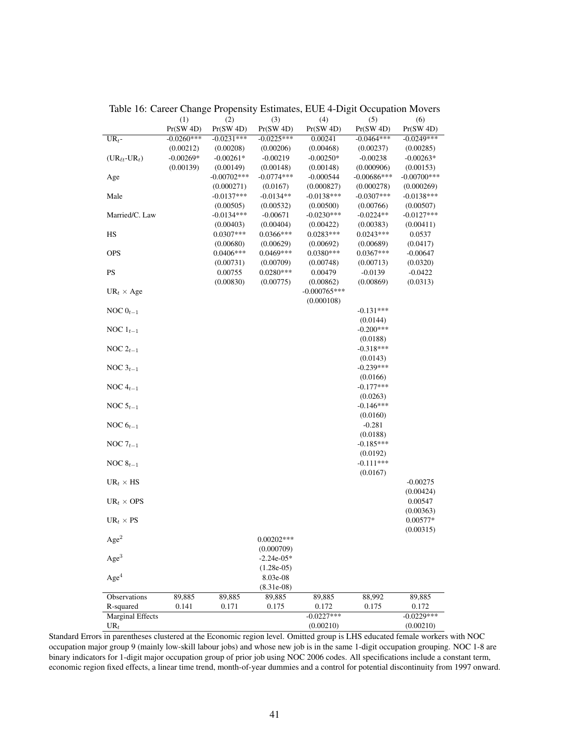Table 16: Career Change Propensity Estimates, EUE 4-Digit Occupation Movers

| | (1) | (2) | (3) | (4) | (5) | (6) |
|---|---|---|---|---|---|---|
| | Pr(SW 4D) | Pr(SW 4D) | Pr(SW 4D) | Pr(SW 4D) | Pr(SW 4D) | Pr(SW 4D) |
| $UR_t$- | -0.0260*** | -0.0231*** | -0.0225*** | 0.00241 | -0.0464*** | -0.0249*** |
| | (0.00212) | (0.00208) | (0.00206) | (0.00468) | (0.00237) | (0.00285) |
| ($UR_{\ell t}$-$UR_t$) | -0.00269* | -0.00261* | -0.00219 | -0.00250* | -0.00238 | -0.00263* |
| | (0.00139) | (0.00149) | (0.00148) | (0.00148) | (0.000906) | (0.00153) |
| Age | | -0.00702*** | -0.0774*** | -0.000544 | -0.00686*** | -0.00700*** |
| | | (0.000271) | (0.0167) | (0.000827) | (0.000278) | (0.000269) |
| Male | | -0.0137*** | -0.0134** | -0.0138*** | -0.0307*** | -0.0138*** |
| | | (0.00505) | (0.00532) | (0.00500) | (0.00766) | (0.00507) |
| Married/C. Law | | -0.0134*** | -0.00671 | -0.0230*** | -0.0224** | -0.0127*** |
| | | (0.00403) | (0.00404) | (0.00422) | (0.00383) | (0.00411) |
| HS | | 0.0307*** | 0.0366*** | 0.0283*** | 0.0243*** | 0.0537 |
| | | (0.00680) | (0.00629) | (0.00692) | (0.00689) | (0.0417) |
| OPS | | 0.0406*** | 0.0469*** | 0.0380*** | 0.0367*** | -0.00647 |
| | | (0.00731) | (0.00709) | (0.00748) | (0.00713) | (0.0320) |
| PS | | 0.00755 | 0.0280*** | 0.00479 | -0.0139 | -0.0422 |
| | | (0.00830) | (0.00775) | (0.00862) | (0.00869) | (0.0313) |
| $UR_t \times$ Age | | | | -0.000765*** | | |
| | | | | (0.000108) | | |
| NOC $0_{t-1}$ | | | | | -0.131*** | |
| | | | | | (0.0144) | |
| NOC $1_{t-1}$ | | | | | -0.200*** | |
| | | | | | (0.0188) | |
| NOC $2_{t-1}$ | | | | | -0.318*** | |
| | | | | | (0.0143) | |
| NOC $3_{t-1}$ | | | | | -0.239*** | |
| | | | | | (0.0166) | |
| NOC $4_{t-1}$ | | | | | -0.177*** | |
| | | | | | (0.0263) | |
| NOC $5_{t-1}$ | | | | | -0.146*** | |
| | | | | | (0.0160) | |
| NOC $6_{t-1}$ | | | | | -0.281 | |
| | | | | | (0.0188) | |
| NOC $7_{t-1}$ | | | | | -0.185*** | |
| | | | | | (0.0192) | |
| NOC $8_{t-1}$ | | | | | -0.111*** | |
| | | | | | (0.0167) | |
| $UR_t \times$ HS | | | | | | -0.00275 |
| | | | | | | (0.00424) |
| $UR_t \times$ OPS | | | | | | 0.00547 |
| | | | | | | (0.00363) |
| $UR_t \times$ PS | | | | | | 0.00577* |
| | | | | | | (0.00315) |
| $Age^2$ | | | 0.00202*** | | | |
| | | | (0.000709) | | | |
| $Age^3$ | | | -2.24e-05* | | | |
| | | | (1.28e-05) | | | |
| $Age^4$ | | | 8.03e-08 | | | |
| | | | (8.31e-08) | | | |
| Observations | 89,885 | 89,885 | 89,885 | 89,885 | 88,992 | 89,885 |
| R-squared | 0.141 | 0.171 | 0.175 | 0.172 | 0.175 | 0.172 |
| Marginal Effects | | | | -0.0227*** | | -0.0229*** |
| $UR_t$ | | | | (0.00210) | | (0.00210) |

Standard Errors in parentheses clustered at the Economic region level. Omitted group is LHS educated female workers with NOC occupation major group 9 (mainly low-skill labour jobs) and whose new job is in the same 1-digit occupation grouping. NOC 1-8 are binary indicators for 1-digit major occupation group of prior job using NOC 2006 codes. All specifications include a constant term, economic region fixed effects, a linear time trend, month-of-year dummies and a control for potential discontinuity from 1997 onward.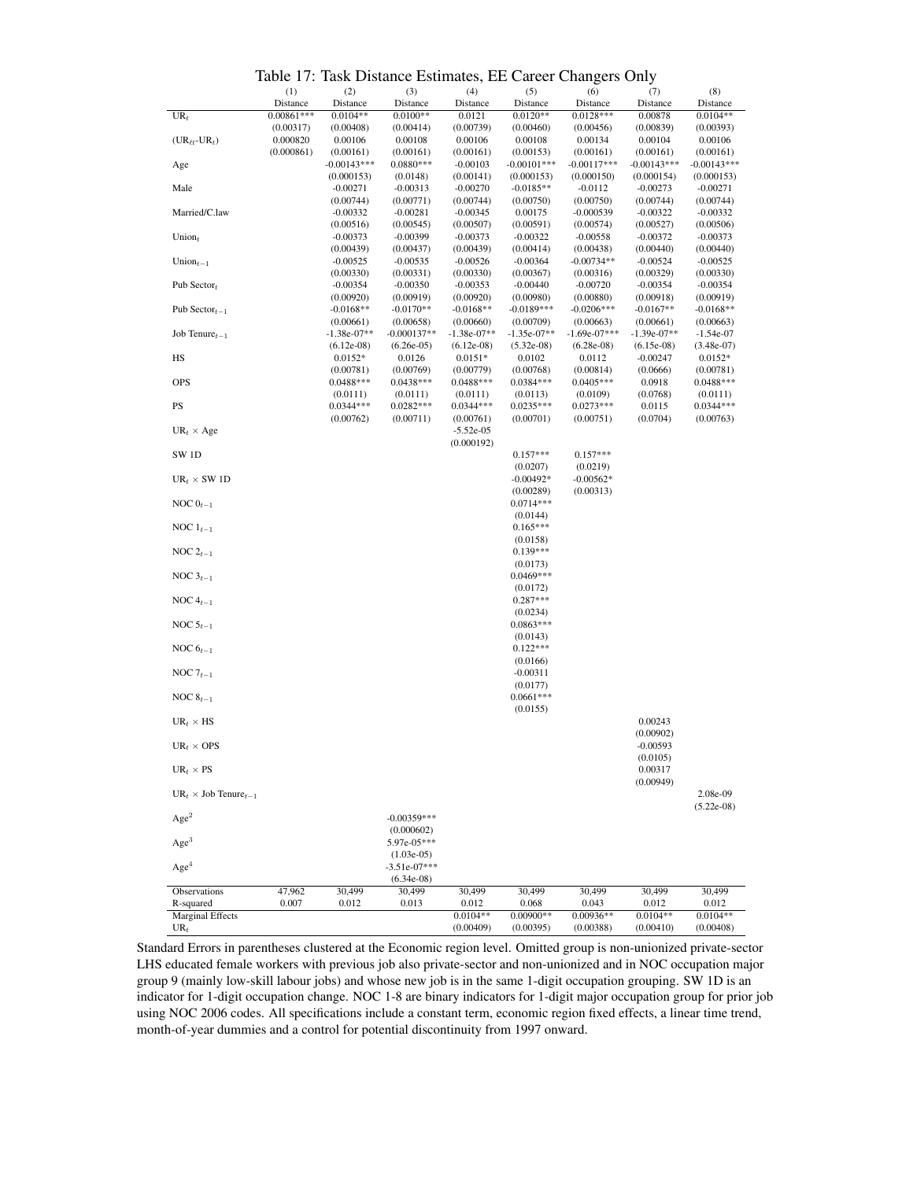# Table 17: Task Distance Estimates, EE Career Changers Only

| | (1) | (2) | (3) | (4) | (5) | (6) | (7) | (8) |
|---|---|---|---|---|---|---|---|---|
| | Distance | Distance | Distance | Distance | Distance | Distance | Distance | Distance |
| $UR_t$ | 0.00861*** | 0.0104** | 0.0100** | 0.0121 | 0.0120** | 0.0128*** | 0.00878 | 0.0104** |
| | (0.00317) | (0.00408) | (0.00414) | (0.00739) | (0.00460) | (0.00456) | (0.00839) | (0.00393) |
| $(UR_{\ell t}\text{-}UR_t)$ | 0.000820 | 0.00106 | 0.00108 | 0.00106 | 0.00108 | 0.00134 | 0.00104 | 0.00106 |
| | (0.000861) | (0.00161) | (0.00161) | (0.00161) | (0.00153) | (0.00161) | (0.00161) | (0.00161) |
| Age | | -0.00143*** | 0.0880*** | -0.00103 | -0.00101*** | -0.00117*** | -0.00143*** | -0.00143*** |
| | | (0.000153) | (0.0148) | (0.00141) | (0.000153) | (0.000150) | (0.000154) | (0.000153) |
| Male | | -0.00271 | -0.00313 | -0.00270 | -0.0185** | -0.0112 | -0.00273 | -0.00271 |
| | | (0.00744) | (0.00771) | (0.00744) | (0.00750) | (0.00750) | (0.00744) | (0.00744) |
| Married/C.law | | -0.00332 | -0.00281 | -0.00345 | 0.00175 | -0.000539 | -0.00322 | -0.00332 |
| | | (0.00516) | (0.00545) | (0.00507) | (0.00591) | (0.00574) | (0.00527) | (0.00506) |
| $Union_t$ | | -0.00373 | -0.00399 | -0.00373 | -0.00322 | -0.00558 | -0.00372 | -0.00373 |
| | | (0.00439) | (0.00437) | (0.00439) | (0.00414) | (0.00438) | (0.00440) | (0.00440) |
| $Union_{t-1}$ | | -0.00525 | -0.00535 | -0.00526 | -0.00364 | -0.00734** | -0.00524 | -0.00525 |
| | | (0.00330) | (0.00331) | (0.00330) | (0.00367) | (0.00316) | (0.00329) | (0.00330) |
| Pub $Sector_t$ | | -0.00354 | -0.00350 | -0.00353 | -0.00440 | -0.00720 | -0.00354 | -0.00354 |
| | | (0.00920) | (0.00919) | (0.00920) | (0.00980) | (0.00880) | (0.00918) | (0.00919) |
| Pub $Sector_{t-1}$ | | -0.0168** | -0.0170** | -0.0168** | -0.0189*** | -0.0206*** | -0.0167** | -0.0168** |
| | | (0.00661) | (0.00658) | (0.00660) | (0.00709) | (0.00663) | (0.00661) | (0.00663) |
| Job $Tenure_{t-1}$ | | -1.38e-07** | -0.000137** | -1.38e-07** | -1.35e-07** | -1.69e-07*** | -1.39e-07** | -1.54e-07 |
| | | (6.12e-08) | (6.26e-05) | (6.12e-08) | (5.32e-08) | (6.28e-08) | (6.15e-08) | (3.48e-07) |
| HS | | 0.0152* | 0.0126 | 0.0151* | 0.0102 | 0.0112 | -0.00247 | 0.0152* |
| | | (0.00781) | (0.00769) | (0.00779) | (0.00768) | (0.00814) | (0.0666) | (0.00781) |
| OPS | | 0.0488*** | 0.0438*** | 0.0488*** | 0.0384*** | 0.0405*** | 0.0918 | 0.0488*** |
| | | (0.0111) | (0.0111) | (0.0111) | (0.0113) | (0.0109) | (0.0768) | (0.0111) |
| PS | | 0.0344*** | 0.0282*** | 0.0344*** | 0.0235*** | 0.0273*** | 0.0115 | 0.0344*** |
| | | (0.00762) | (0.00711) | (0.00761) | (0.00701) | (0.00751) | (0.0704) | (0.00763) |
| $UR_t$ × Age | | | | -5.52e-05 | | | | |
| | | | | (0.000192) | | | | |
| SW 1D | | | | | 0.157*** | 0.157*** | | |
| | | | | | (0.0207) | (0.0219) | | |
| $UR_t$ × SW 1D | | | | | -0.00492* | -0.00562* | | |
| | | | | | (0.00289) | (0.00313) | | |
| NOC $0_{t-1}$ | | | | | 0.0714*** | | | |
| | | | | | (0.0144) | | | |
| NOC $1_{t-1}$ | | | | | 0.165*** | | | |
| | | | | | (0.0158) | | | |
| NOC $2_{t-1}$ | | | | | 0.139*** | | | |
| | | | | | (0.0173) | | | |
| NOC $3_{t-1}$ | | | | | 0.0469*** | | | |
| | | | | | (0.0172) | | | |
| NOC $4_{t-1}$ | | | | | 0.287*** | | | |
| | | | | | (0.0234) | | | |
| NOC $5_{t-1}$ | | | | | 0.0863*** | | | |
| | | | | | (0.0143) | | | |
| NOC $6_{t-1}$ | | | | | 0.122*** | | | |
| | | | | | (0.0166) | | | |
| NOC $7_{t-1}$ | | | | | -0.00311 | | | |
| | | | | | (0.0177) | | | |
| NOC $8_{t-1}$ | | | | | 0.0661*** | | | |
| | | | | | (0.0155) | | | |
| $UR_t$ × HS | | | | | | | 0.00243 | |
| | | | | | | | (0.00902) | |
| $UR_t$ × OPS | | | | | | | -0.00593 | |
| | | | | | | | (0.0105) | |
| $UR_t$ × PS | | | | | | | 0.00317 | |
| | | | | | | | (0.00949) | |
| $UR_t$ × Job $Tenure_{t-1}$ | | | | | | | | 2.08e-09 |
| | | | | | | | | (5.22e-08) |
| $Age^2$ | | | -0.00359*** | | | | | |
| | | | (0.000602) | | | | | |
| $Age^3$ | | | 5.97e-05*** | | | | | |
| | | | (1.03e-05) | | | | | |
| $Age^4$ | | | -3.51e-07*** | | | | | |
| | | | (6.34e-08) | | | | | |
| Observations | 47,962 | 30,499 | 30,499 | 30,499 | 30,499 | 30,499 | 30,499 | 30,499 |
| R-squared | 0.007 | 0.012 | 0.013 | 0.012 | 0.068 | 0.043 | 0.012 | 0.012 |
| Marginal Effects | | | | 0.0104** | 0.00900** | 0.00936** | 0.0104** | 0.0104** |
| $UR_t$ | | | | (0.00409) | (0.00395) | (0.00388) | (0.00410) | (0.00408) |

Standard Errors in parentheses clustered at the Economic region level. Omitted group is non-unionized private-sector LHS educated female workers with previous job also private-sector and non-unionized and in NOC occupation major group 9 (mainly low-skill labour jobs) and whose new job is in the same 1-digit occupation grouping. SW 1D is an indicator for 1-digit occupation change. NOC 1-8 are binary indicators for 1-digit major occupation group for prior job using NOC 2006 codes. All specifications include a constant term, economic region fixed effects, a linear time trend, month-of-year dummies and a control for potential discontinuity from 1997 onward.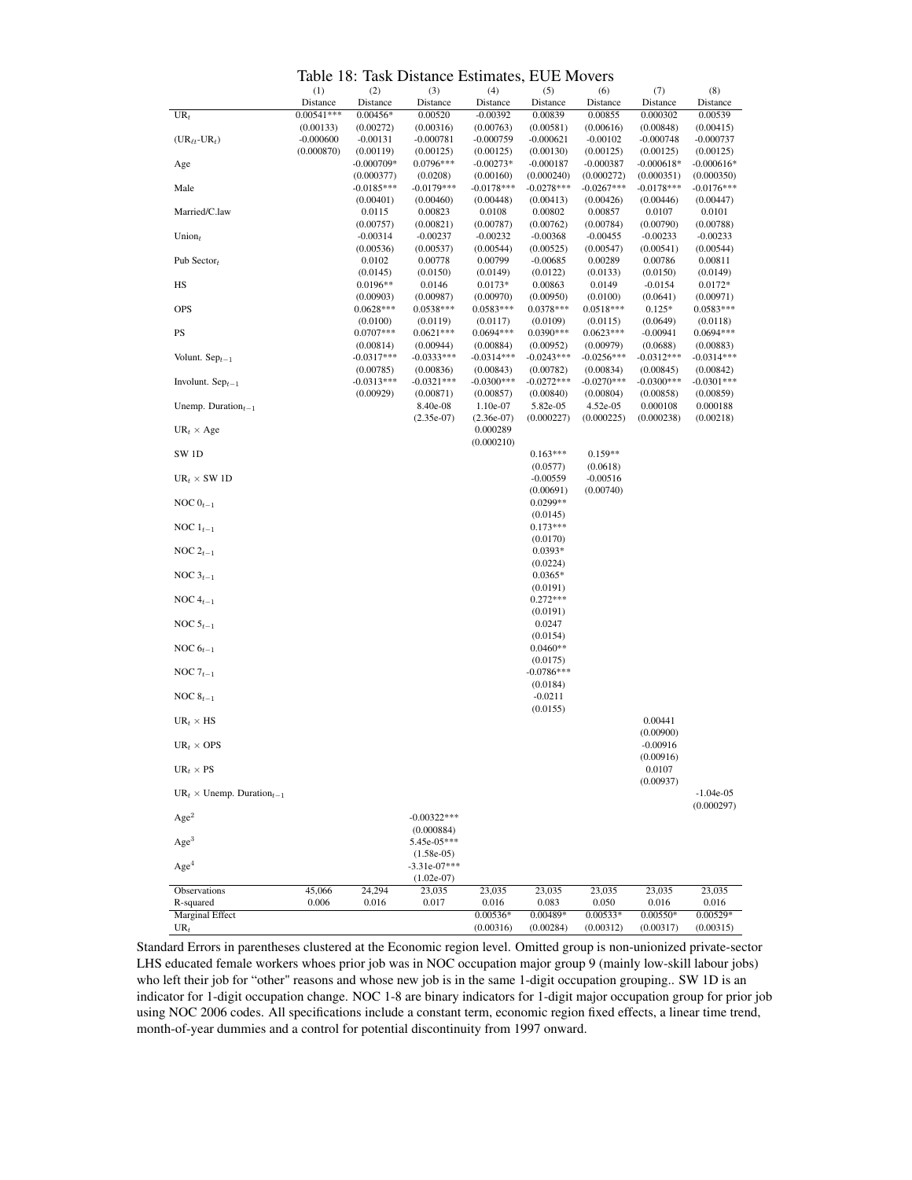Table 18: Task Distance Estimates, EUE Movers

| | (1) | (2) | (3) | (4) | (5) | (6) | (7) | (8) |
|---|---|---|---|---|---|---|---|---|
| | Distance | Distance | Distance | Distance | Distance | Distance | Distance | Distance |
| $UR_t$ | 0.00541*** | 0.00456* | 0.00520 | -0.00392 | 0.00839 | 0.00855 | 0.000302 | 0.00539 |
| | (0.00133) | (0.00272) | (0.00316) | (0.00763) | (0.00581) | (0.00616) | (0.00848) | (0.00415) |
| $(UR_{\ell t}$-$UR_t)$ | -0.000600 | -0.00131 | -0.000781 | -0.000759 | -0.000621 | -0.00102 | -0.000748 | -0.000737 |
| | (0.000870) | (0.00119) | (0.00125) | (0.00125) | (0.00130) | (0.00125) | (0.00125) | (0.00125) |
| Age | | -0.000709* | 0.0796*** | -0.00273* | -0.000187 | -0.000387 | -0.000618* | -0.000616* |
| | | (0.000377) | (0.0208) | (0.00160) | (0.000240) | (0.000272) | (0.000351) | (0.000350) |
| Male | | -0.0185*** | -0.0179*** | -0.0178*** | -0.0278*** | -0.0267*** | -0.0178*** | -0.0176*** |
| | | (0.00401) | (0.00460) | (0.00448) | (0.00413) | (0.00426) | (0.00446) | (0.00447) |
| Married/C.law | | 0.0115 | 0.00823 | 0.0108 | 0.00802 | 0.00857 | 0.0107 | 0.0101 |
| | | (0.00757) | (0.00821) | (0.00787) | (0.00762) | (0.00784) | (0.00790) | (0.00788) |
| $Union_t$ | | -0.00314 | -0.00237 | -0.00232 | -0.00368 | -0.00455 | -0.00233 | -0.00233 |
| | | (0.00536) | (0.00537) | (0.00544) | (0.00525) | (0.00547) | (0.00541) | (0.00544) |
| Pub $Sector_t$ | | 0.0102 | 0.00778 | 0.00799 | -0.00685 | 0.00289 | 0.00786 | 0.00811 |
| | | (0.0145) | (0.0150) | (0.0149) | (0.0122) | (0.0133) | (0.0150) | (0.0149) |
| HS | | 0.0196** | 0.0146 | 0.0173* | 0.00863 | 0.0149 | -0.0154 | 0.0172* |
| | | (0.00903) | (0.00987) | (0.00970) | (0.00950) | (0.0100) | (0.0641) | (0.00971) |
| OPS | | 0.0628*** | 0.0538*** | 0.0583*** | 0.0378*** | 0.0518*** | 0.125* | 0.0583*** |
| | | (0.0100) | (0.0119) | (0.0117) | (0.0109) | (0.0115) | (0.0649) | (0.0118) |
| PS | | 0.0707*** | 0.0621*** | 0.0694*** | 0.0390*** | 0.0623*** | -0.00941 | 0.0694*** |
| | | (0.00814) | (0.00944) | (0.00884) | (0.00952) | (0.00979) | (0.0688) | (0.00883) |
| Volunt. $Sep_{t-1}$ | | -0.0317*** | -0.0333*** | -0.0314*** | -0.0243*** | -0.0256*** | -0.0312*** | -0.0314*** |
| | | (0.00785) | (0.00836) | (0.00843) | (0.00782) | (0.00834) | (0.00845) | (0.00842) |
| Involunt. $Sep_{t-1}$ | | -0.0313*** | -0.0321*** | -0.0300*** | -0.0272*** | -0.0270*** | -0.0300*** | -0.0301*** |
| | | (0.00929) | (0.00871) | (0.00857) | (0.00840) | (0.00804) | (0.00858) | (0.00859) |
| Unemp. $Duration_{t-1}$ | | | 8.40e-08 | 1.10e-07 | 5.82e-05 | 4.52e-05 | 0.000108 | 0.000188 |
| | | | (2.35e-07) | (2.36e-07) | (0.000227) | (0.000225) | (0.000238) | (0.00218) |
| $UR_t$ × Age | | | | 0.000289 | | | | |
| | | | | (0.000210) | | | | |
| SW 1D | | | | | 0.163*** | 0.159** | | |
| | | | | | (0.0577) | (0.0618) | | |
| $UR_t$ × SW 1D | | | | | -0.00559 | -0.00516 | | |
| | | | | | (0.00691) | (0.00740) | | |
| NOC $0_{t-1}$ | | | | | 0.0299** | | | |
| | | | | | (0.0145) | | | |
| NOC $1_{t-1}$ | | | | | 0.173*** | | | |
| | | | | | (0.0170) | | | |
| NOC $2_{t-1}$ | | | | | 0.0393* | | | |
| | | | | | (0.0224) | | | |
| NOC $3_{t-1}$ | | | | | 0.0365* | | | |
| | | | | | (0.0191) | | | |
| NOC $4_{t-1}$ | | | | | 0.272*** | | | |
| | | | | | (0.0191) | | | |
| NOC $5_{t-1}$ | | | | | 0.0247 | | | |
| | | | | | (0.0154) | | | |
| NOC $6_{t-1}$ | | | | | 0.0460** | | | |
| | | | | | (0.0175) | | | |
| NOC $7_{t-1}$ | | | | | -0.0786*** | | | |
| | | | | | (0.0184) | | | |
| NOC $8_{t-1}$ | | | | | -0.0211 | | | |
| | | | | | (0.0155) | | | |
| $UR_t$ × HS | | | | | | | 0.00441 | |
| | | | | | | | (0.00900) | |
| $UR_t$ × OPS | | | | | | | -0.00916 | |
| | | | | | | | (0.00916) | |
| $UR_t$ × PS | | | | | | | 0.0107 | |
| | | | | | | | (0.00937) | |
| $UR_t$ × Unemp. $Duration_{t-1}$ | | | | | | | | -1.04e-05 |
| | | | | | | | | (0.000297) |
| $Age^2$ | | | -0.00322*** | | | | | |
| | | | (0.000884) | | | | | |
| $Age^3$ | | | 5.45e-05*** | | | | | |
| | | | (1.58e-05) | | | | | |
| $Age^4$ | | | -3.31e-07*** | | | | | |
| | | | (1.02e-07) | | | | | |
| Observations | 45,066 | 24,294 | 23,035 | 23,035 | 23,035 | 23,035 | 23,035 | 23,035 |
| R-squared | 0.006 | 0.016 | 0.017 | 0.016 | 0.083 | 0.050 | 0.016 | 0.016 |
| Marginal Effect | | | | 0.00536* | 0.00489* | 0.00533* | 0.00550* | 0.00529* |
| $UR_t$ | | | | (0.00316) | (0.00284) | (0.00312) | (0.00317) | (0.00315) |

Standard Errors in parentheses clustered at the Economic region level. Omitted group is non-unionized private-sector LHS educated female workers whoes prior job was in NOC occupation major group 9 (mainly low-skill labour jobs) who left their job for "other" reasons and whose new job is in the same 1-digit occupation grouping.. SW 1D is an indicator for 1-digit occupation change. NOC 1-8 are binary indicators for 1-digit major occupation group for prior job using NOC 2006 codes. All specifications include a constant term, economic region fixed effects, a linear time trend, month-of-year dummies and a control for potential discontinuity from 1997 onward.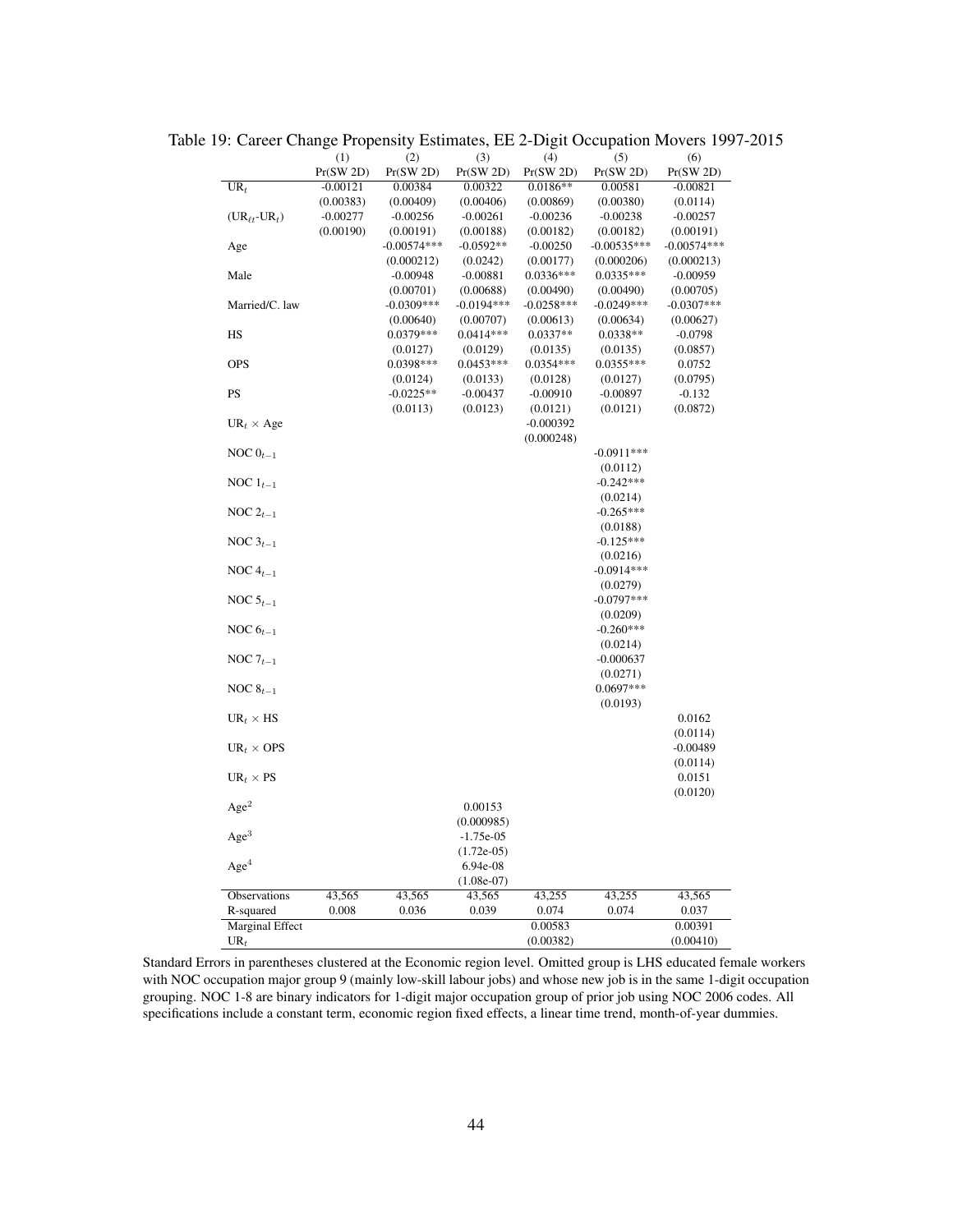Table 19: Career Change Propensity Estimates, EE 2-Digit Occupation Movers 1997-2015

| | (1) | (2) | (3) | (4) | (5) | (6) |
|---|---|---|---|---|---|---|
| | Pr(SW 2D) | Pr(SW 2D) | Pr(SW 2D) | Pr(SW 2D) | Pr(SW 2D) | Pr(SW 2D) |
| $UR_t$ | -0.00121 | 0.00384 | 0.00322 | 0.0186** | 0.00581 | -0.00821 |
| | (0.00383) | (0.00409) | (0.00406) | (0.00869) | (0.00380) | (0.0114) |
| $(UR_{\ell t}$-$UR_t)$ | -0.00277 | -0.00256 | -0.00261 | -0.00236 | -0.00238 | -0.00257 |
| | (0.00190) | (0.00191) | (0.00188) | (0.00182) | (0.00182) | (0.00191) |
| Age | | -0.00574*** | -0.0592** | -0.00250 | -0.00535*** | -0.00574*** |
| | | (0.000212) | (0.0242) | (0.00177) | (0.000206) | (0.000213) |
| Male | | -0.00948 | -0.00881 | 0.0336*** | 0.0335*** | -0.00959 |
| | | (0.00701) | (0.00688) | (0.00490) | (0.00490) | (0.00705) |
| Married/C. law | | -0.0309*** | -0.0194*** | -0.0258*** | -0.0249*** | -0.0307*** |
| | | (0.00640) | (0.00707) | (0.00613) | (0.00634) | (0.00627) |
| HS | | 0.0379*** | 0.0414*** | 0.0337** | 0.0338** | -0.0798 |
| | | (0.0127) | (0.0129) | (0.0135) | (0.0135) | (0.0857) |
| OPS | | 0.0398*** | 0.0453*** | 0.0354*** | 0.0355*** | 0.0752 |
| | | (0.0124) | (0.0133) | (0.0128) | (0.0127) | (0.0795) |
| PS | | -0.0225** | -0.00437 | -0.00910 | -0.00897 | -0.132 |
| | | (0.0113) | (0.0123) | (0.0121) | (0.0121) | (0.0872) |
| $UR_t$ × Age | | | | -0.000392 | | |
| | | | | (0.000248) | | |
| NOC $0_{t-1}$ | | | | | -0.0911*** | |
| | | | | | (0.0112) | |
| NOC $1_{t-1}$ | | | | | -0.242*** | |
| | | | | | (0.0214) | |
| NOC $2_{t-1}$ | | | | | -0.265*** | |
| | | | | | (0.0188) | |
| NOC $3_{t-1}$ | | | | | -0.125*** | |
| | | | | | (0.0216) | |
| NOC $4_{t-1}$ | | | | | -0.0914*** | |
| | | | | | (0.0279) | |
| NOC $5_{t-1}$ | | | | | -0.0797*** | |
| | | | | | (0.0209) | |
| NOC $6_{t-1}$ | | | | | -0.260*** | |
| | | | | | (0.0214) | |
| NOC $7_{t-1}$ | | | | | -0.000637 | |
| | | | | | (0.0271) | |
| NOC $8_{t-1}$ | | | | | 0.0697*** | |
| | | | | | (0.0193) | |
| $UR_t$ × HS | | | | | | 0.0162 |
| | | | | | | (0.0114) |
| $UR_t$ × OPS | | | | | | -0.00489 |
| | | | | | | (0.0114) |
| $UR_t$ × PS | | | | | | 0.0151 |
| | | | | | | (0.0120) |
| $Age^2$ | | | 0.00153 | | | |
| | | | (0.000985) | | | |
| $Age^3$ | | | -1.75e-05 | | | |
| | | | (1.72e-05) | | | |
| $Age^4$ | | | 6.94e-08 | | | |
| | | | (1.08e-07) | | | |
| Observations | 43,565 | 43,565 | 43,565 | 43,255 | 43,255 | 43,565 |
| R-squared | 0.008 | 0.036 | 0.039 | 0.074 | 0.074 | 0.037 |
| Marginal Effect | | | | 0.00583 | | 0.00391 |
| $UR_t$ | | | | (0.00382) | | (0.00410) |

Standard Errors in parentheses clustered at the Economic region level. Omitted group is LHS educated female workers with NOC occupation major group 9 (mainly low-skill labour jobs) and whose new job is in the same 1-digit occupation grouping. NOC 1-8 are binary indicators for 1-digit major occupation group of prior job using NOC 2006 codes. All specifications include a constant term, economic region fixed effects, a linear time trend, month-of-year dummies.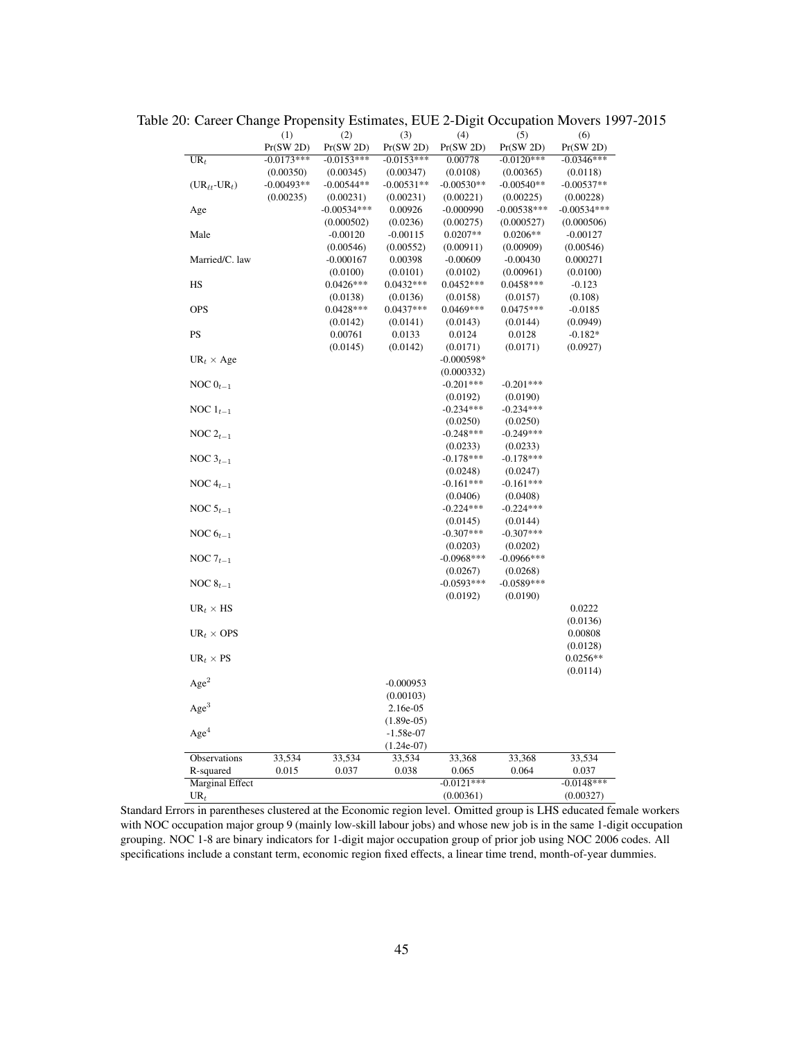Table 20: Career Change Propensity Estimates, EUE 2-Digit Occupation Movers 1997-2015

| | (1) | (2) | (3) | (4) | (5) | (6) |
|---|---|---|---|---|---|---|
| | Pr(SW 2D) | Pr(SW 2D) | Pr(SW 2D) | Pr(SW 2D) | Pr(SW 2D) | Pr(SW 2D) |
| $UR_t$ | -0.0173*** | -0.0153*** | -0.0153*** | 0.00778 | -0.0120*** | -0.0346*** |
| | (0.00350) | (0.00345) | (0.00347) | (0.0108) | (0.00365) | (0.0118) |
| $(UR_{\ell t}\text{-}UR_t)$ | -0.00493** | -0.00544** | -0.00531** | -0.00530** | -0.00540** | -0.00537** |
| | (0.00235) | (0.00231) | (0.00231) | (0.00221) | (0.00225) | (0.00228) |
| Age | | -0.00534*** | 0.00926 | -0.000990 | -0.00538*** | -0.00534*** |
| | | (0.000502) | (0.0236) | (0.00275) | (0.000527) | (0.000506) |
| Male | | -0.00120 | -0.00115 | 0.0207** | 0.0206** | -0.00127 |
| | | (0.00546) | (0.00552) | (0.00911) | (0.00909) | (0.00546) |
| Married/C. law | | -0.000167 | 0.00398 | -0.00609 | -0.00430 | 0.000271 |
| | | (0.0100) | (0.0101) | (0.0102) | (0.00961) | (0.0100) |
| HS | | 0.0426*** | 0.0432*** | 0.0452*** | 0.0458*** | -0.123 |
| | | (0.0138) | (0.0136) | (0.0158) | (0.0157) | (0.108) |
| OPS | | 0.0428*** | 0.0437*** | 0.0469*** | 0.0475*** | -0.0185 |
| | | (0.0142) | (0.0141) | (0.0143) | (0.0144) | (0.0949) |
| PS | | 0.00761 | 0.0133 | 0.0124 | 0.0128 | -0.182* |
| | | (0.0145) | (0.0142) | (0.0171) | (0.0171) | (0.0927) |
| $UR_t \times$ Age | | | | -0.000598* | | |
| | | | | (0.000332) | | |
| NOC $0_{t-1}$ | | | | -0.201*** | -0.201*** | |
| | | | | (0.0192) | (0.0190) | |
| NOC $1_{t-1}$ | | | | -0.234*** | -0.234*** | |
| | | | | (0.0250) | (0.0250) | |
| NOC $2_{t-1}$ | | | | -0.248*** | -0.249*** | |
| | | | | (0.0233) | (0.0233) | |
| NOC $3_{t-1}$ | | | | -0.178*** | -0.178*** | |
| | | | | (0.0248) | (0.0247) | |
| NOC $4_{t-1}$ | | | | -0.161*** | -0.161*** | |
| | | | | (0.0406) | (0.0408) | |
| NOC $5_{t-1}$ | | | | -0.224*** | -0.224*** | |
| | | | | (0.0145) | (0.0144) | |
| NOC $6_{t-1}$ | | | | -0.307*** | -0.307*** | |
| | | | | (0.0203) | (0.0202) | |
| NOC $7_{t-1}$ | | | | -0.0968*** | -0.0966*** | |
| | | | | (0.0267) | (0.0268) | |
| NOC $8_{t-1}$ | | | | -0.0593*** | -0.0589*** | |
| | | | | (0.0192) | (0.0190) | |
| $UR_t \times$ HS | | | | | | 0.0222 |
| | | | | | | (0.0136) |
| $UR_t \times$ OPS | | | | | | 0.00808 |
| | | | | | | (0.0128) |
| $UR_t \times$ PS | | | | | | 0.0256** |
| | | | | | | (0.0114) |
| $\text{Age}^2$ | | | -0.000953 | | | |
| | | | (0.00103) | | | |
| $\text{Age}^3$ | | | 2.16e-05 | | | |
| | | | (1.89e-05) | | | |
| $\text{Age}^4$ | | | -1.58e-07 | | | |
| | | | (1.24e-07) | | | |
| Observations | 33,534 | 33,534 | 33,534 | 33,368 | 33,368 | 33,534 |
| R-squared | 0.015 | 0.037 | 0.038 | 0.065 | 0.064 | 0.037 |
| Marginal Effect | | | | -0.0121*** | | -0.0148*** |
| $UR_t$ | | | | (0.00361) | | (0.00327) |

Standard Errors in parentheses clustered at the Economic region level. Omitted group is LHS educated female workers with NOC occupation major group 9 (mainly low-skill labour jobs) and whose new job is in the same 1-digit occupation grouping. NOC 1-8 are binary indicators for 1-digit major occupation group of prior job using NOC 2006 codes. All specifications include a constant term, economic region fixed effects, a linear time trend, month-of-year dummies.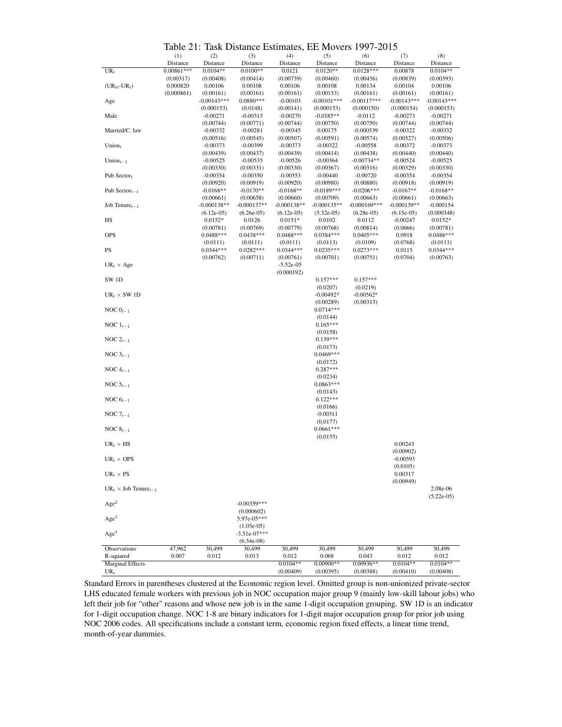Table 21: Task Distance Estimates, EE Movers 1997-2015

| | (1) | (2) | (3) | (4) | (5) | (6) | (7) | (8) |
|---|---|---|---|---|---|---|---|---|
| | Distance | Distance | Distance | Distance | Distance | Distance | Distance | Distance |
| $UR_t$ | 0.00861*** | 0.0104** | 0.0100** | 0.0121 | 0.0120** | 0.0128*** | 0.00878 | 0.0104** |
| | (0.00317) | (0.00408) | (0.00414) | (0.00739) | (0.00460) | (0.00456) | (0.00839) | (0.00393) |
| $(UR_{\ell t}$-$UR_t)$ | 0.000820 | 0.00106 | 0.00108 | 0.00106 | 0.00108 | 0.00134 | 0.00104 | 0.00106 |
| | (0.000861) | (0.00161) | (0.00161) | (0.00161) | (0.00153) | (0.00161) | (0.00161) | (0.00161) |
| Age | | -0.00143*** | 0.0880*** | -0.00103 | -0.00101*** | -0.00117*** | -0.00143*** | -0.00143*** |
| | | (0.000153) | (0.0148) | (0.00141) | (0.000153) | (0.000150) | (0.000154) | (0.000153) |
| Male | | -0.00271 | -0.00313 | -0.00270 | -0.0185** | -0.0112 | -0.00273 | -0.00271 |
| | | (0.00744) | (0.00771) | (0.00744) | (0.00750) | (0.00750) | (0.00744) | (0.00744) |
| Married/C. law | | -0.00332 | -0.00281 | -0.00345 | 0.00175 | -0.000539 | -0.00322 | -0.00332 |
| | | (0.00516) | (0.00545) | (0.00507) | (0.00591) | (0.00574) | (0.00527) | (0.00506) |
| $Union_t$ | | -0.00373 | -0.00399 | -0.00373 | -0.00322 | -0.00558 | -0.00372 | -0.00373 |
| | | (0.00439) | (0.00437) | (0.00439) | (0.00414) | (0.00438) | (0.00440) | (0.00440) |
| $Union_{t-1}$ | | -0.00525 | -0.00535 | -0.00526 | -0.00364 | -0.00734** | -0.00524 | -0.00525 |
| | | (0.00330) | (0.00331) | (0.00330) | (0.00316) | (0.00316) | (0.00329) | (0.00330) |
| Pub $Sector_t$ | | -0.00354 | -0.00350 | -0.00353 | -0.00440 | -0.00720 | -0.00354 | -0.00354 |
| | | (0.00920) | (0.00919) | (0.00920) | (0.00980) | (0.00880) | (0.00918) | (0.00919) |
| Pub $Sector_{t-1}$ | | -0.0168** | -0.0170** | -0.0168** | -0.0189*** | -0.0206*** | -0.0167** | -0.0168** |
| | | (0.00661) | (0.00658) | (0.00660) | (0.00709) | (0.00663) | (0.00661) | (0.00663) |
| Job $Tenure_{t-1}$ | | -0.000138** | -0.000137** | -0.000138** | -0.000135** | -0.000169*** | -0.000139** | -0.000154 |
| | | (6.12e-05) | (6.26e-05) | (6.12e-05) | (5.32e-05) | (6.28e-05) | (6.15e-05) | (0.000348) |
| HS | | 0.0152* | 0.0126 | 0.0151* | 0.0102 | 0.0112 | -0.00247 | 0.0152* |
| | | (0.00781) | (0.00769) | (0.00779) | (0.00768) | (0.00814) | (0.0666) | (0.00781) |
| OPS | | 0.0488*** | 0.0438*** | 0.0488*** | 0.0384*** | 0.0405*** | 0.0918 | 0.0488*** |
| | | (0.0111) | (0.0111) | (0.0111) | (0.0113) | (0.0109) | (0.0768) | (0.0111) |
| PS | | 0.0344*** | 0.0282*** | 0.0344*** | 0.0235*** | 0.0273*** | 0.0115 | 0.0344*** |
| | | (0.00762) | (0.00711) | (0.00761) | (0.00701) | (0.00751) | (0.0704) | (0.00763) |
| $UR_t$ × Age | | | | -5.52e-05 | | | | |
| | | | | (0.000192) | | | | |
| SW 1D | | | | | 0.157*** | 0.157*** | | |
| | | | | | (0.0207) | (0.0219) | | |
| $UR_t$ × SW 1D | | | | | -0.00492* | -0.00562* | | |
| | | | | | (0.00289) | (0.00313) | | |
| NOC $0_{t-1}$ | | | | | 0.0714*** | | | |
| | | | | | (0.0144) | | | |
| NOC $1_{t-1}$ | | | | | 0.165*** | | | |
| | | | | | (0.0158) | | | |
| NOC $2_{t-1}$ | | | | | 0.139*** | | | |
| | | | | | (0.0173) | | | |
| NOC $3_{t-1}$ | | | | | 0.0469*** | | | |
| | | | | | (0.0172) | | | |
| NOC $4_{t-1}$ | | | | | 0.287*** | | | |
| | | | | | (0.0234) | | | |
| NOC $5_{t-1}$ | | | | | 0.0863*** | | | |
| | | | | | (0.0143) | | | |
| NOC $6_{t-1}$ | | | | | 0.122*** | | | |
| | | | | | (0.0166) | | | |
| NOC $7_{t-1}$ | | | | | -0.00311 | | | |
| | | | | | (0.0177) | | | |
| NOC $8_{t-1}$ | | | | | 0.0661*** | | | |
| | | | | | (0.0155) | | | |
| $UR_t$ × HS | | | | | | | 0.00243 | |
| | | | | | | | (0.00902) | |
| $UR_t$ × OPS | | | | | | | -0.00593 | |
| | | | | | | | (0.0105) | |
| $UR_t$ × PS | | | | | | | 0.00317 | |
| | | | | | | | (0.00949) | |
| $UR_t$ × Job $Tenure_{t-1}$ | | | | | | | | 2.08e-06 |
| | | | | | | | | (5.22e-05) |
| $Age^2$ | | | -0.00359*** | | | | | |
| | | | (0.000602) | | | | | |
| $Age^3$ | | | 5.97e-05*** | | | | | |
| | | | (1.03e-05) | | | | | |
| $Age^4$ | | | -3.51e-07*** | | | | | |
| | | | (6.34e-08) | | | | | |
| Observations | 47,962 | 30,499 | 30,499 | 30,499 | 30,499 | 30,499 | 30,499 | 30,499 |
| R-squared | 0.007 | 0.012 | 0.013 | 0.012 | 0.068 | 0.043 | 0.012 | 0.012 |
| Marginal Effects | | | | 0.0104** | 0.00900** | 0.00936** | 0.0104** | 0.0104** |
| $UR_t$ | | | | (0.00409) | (0.00395) | (0.00388) | (0.00410) | (0.00408) |

Standard Errors in parentheses clustered at the Economic region level. Omitted group is non-unionized private-sector LHS educated female workers with previous job in NOC occupation major group 9 (mainly low-skill labour jobs) who left their job for "other" reasons and whose new job is in the same 1-digit occupation grouping. SW 1D is an indicator for 1-digit occupation change. NOC 1-8 are binary indicators for 1-digit major occupation group for prior job using NOC 2006 codes. All specifications include a constant term, economic region fixed effects, a linear time trend, month-of-year dummies.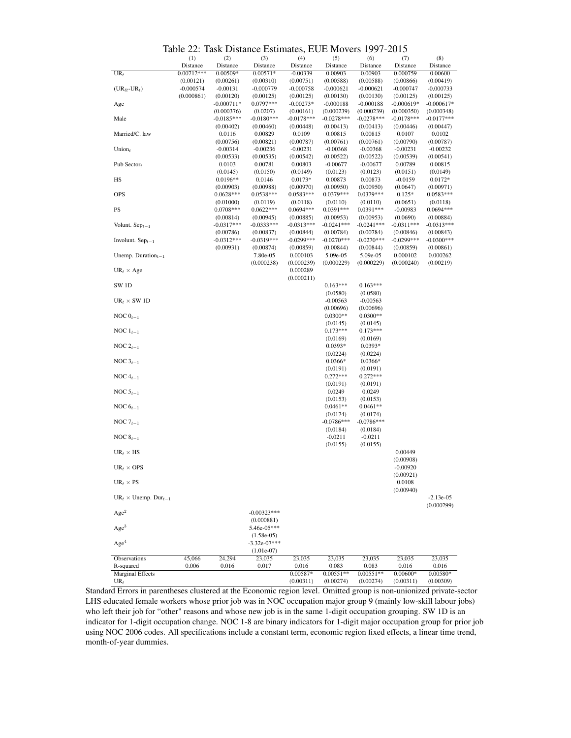Table 22: Task Distance Estimates, EUE Movers 1997-2015

| | (1) | (2) | (3) | (4) | (5) | (6) | (7) | (8) |
|---|---|---|---|---|---|---|---|---|
| | Distance | Distance | Distance | Distance | Distance | Distance | Distance | Distance |
| $UR_t$ | 0.00712*** | 0.00509* | 0.00571* | -0.00339 | 0.00903 | 0.00903 | 0.000759 | 0.00600 |
| | (0.00121) | (0.00261) | (0.00310) | (0.00751) | (0.00588) | (0.00588) | (0.00866) | (0.00419) |
| $(UR_{\ell t}\text{-}UR_t)$ | -0.000574 | -0.00131 | -0.000779 | -0.000758 | -0.000621 | -0.000621 | -0.000747 | -0.000733 |
| | (0.000861) | (0.00120) | (0.00125) | (0.00125) | (0.00130) | (0.00130) | (0.00125) | (0.00125) |
| Age | | -0.000711* | 0.0797*** | -0.00273* | -0.000188 | -0.000188 | -0.000619* | -0.000617* |
| | | (0.000376) | (0.0207) | (0.00161) | (0.000239) | (0.000239) | (0.000350) | (0.000348) |
| Male | | -0.0185*** | -0.0180*** | -0.0178*** | -0.0278*** | -0.0278*** | -0.0178*** | -0.0177*** |
| | | (0.00402) | (0.00460) | (0.00448) | (0.00413) | (0.00413) | (0.00446) | (0.00447) |
| Married/C. law | | 0.0116 | 0.00829 | 0.0109 | 0.00815 | 0.00815 | 0.0107 | 0.0102 |
| | | (0.00756) | (0.00821) | (0.00787) | (0.00761) | (0.00761) | (0.00790) | (0.00787) |
| $Union_t$ | | -0.00314 | -0.00236 | -0.00231 | -0.00368 | -0.00368 | -0.00231 | -0.00232 |
| | | (0.00533) | (0.00535) | (0.00542) | (0.00522) | (0.00522) | (0.00539) | (0.00541) |
| Pub $Sector_t$ | | 0.0103 | 0.00781 | 0.00803 | -0.00677 | -0.00677 | 0.00789 | 0.00815 |
| | | (0.0145) | (0.0150) | (0.0149) | (0.0123) | (0.0123) | (0.0151) | (0.0149) |
| HS | | 0.0196** | 0.0146 | 0.0173* | 0.00873 | 0.00873 | -0.0159 | 0.0172* |
| | | (0.00903) | (0.00988) | (0.00970) | (0.00950) | (0.00950) | (0.0647) | (0.00971) |
| OPS | | 0.0628*** | 0.0538*** | 0.0583*** | 0.0379*** | 0.0379*** | 0.125* | 0.0583*** |
| | | (0.01000) | (0.0119) | (0.0118) | (0.0110) | (0.0110) | (0.0651) | (0.0118) |
| PS | | 0.0708*** | 0.0622*** | 0.0694*** | 0.0391*** | 0.0391*** | -0.00983 | 0.0694*** |
| | | (0.00814) | (0.00945) | (0.00885) | (0.00953) | (0.00953) | (0.0690) | (0.00884) |
| Volunt. $Sep_{t-1}$ | | -0.0317*** | -0.0333*** | -0.0313*** | -0.0241*** | -0.0241*** | -0.0311*** | -0.0313*** |
| | | (0.00786) | (0.00837) | (0.00844) | (0.00784) | (0.00784) | (0.00846) | (0.00843) |
| Involunt. $Sep_{t-1}$ | | -0.0312*** | -0.0319*** | -0.0299*** | -0.0270*** | -0.0270*** | -0.0299*** | -0.0300*** |
| | | (0.00931) | (0.00874) | (0.00859) | (0.00844) | (0.00844) | (0.00859) | (0.00861) |
| Unemp. $Duration_{t-1}$ | | | 7.80e-05 | 0.000103 | 5.09e-05 | 5.09e-05 | 0.000102 | 0.000262 |
| | | | (0.000238) | (0.000239) | (0.000229) | (0.000229) | (0.000240) | (0.00219) |
| $UR_t \times$ Age | | | | 0.000289 | | | | |
| | | | | (0.000211) | | | | |
| SW 1D | | | | | 0.163*** | 0.163*** | | |
| | | | | | (0.0580) | (0.0580) | | |
| $UR_t \times$ SW 1D | | | | | -0.00563 | -0.00563 | | |
| | | | | | (0.00696) | (0.00696) | | |
| NOC $0_{t-1}$ | | | | | 0.0300** | 0.0300** | | |
| | | | | | (0.0145) | (0.0145) | | |
| NOC $1_{t-1}$ | | | | | 0.173*** | 0.173*** | | |
| | | | | | (0.0169) | (0.0169) | | |
| NOC $2_{t-1}$ | | | | | 0.0393* | 0.0393* | | |
| | | | | | (0.0224) | (0.0224) | | |
| NOC $3_{t-1}$ | | | | | 0.0366* | 0.0366* | | |
| | | | | | (0.0191) | (0.0191) | | |
| NOC $4_{t-1}$ | | | | | 0.272*** | 0.272*** | | |
| | | | | | (0.0191) | (0.0191) | | |
| NOC $5_{t-1}$ | | | | | 0.0249 | 0.0249 | | |
| | | | | | (0.0153) | (0.0153) | | |
| NOC $6_{t-1}$ | | | | | 0.0461** | 0.0461** | | |
| | | | | | (0.0174) | (0.0174) | | |
| NOC $7_{t-1}$ | | | | | -0.0786*** | -0.0786*** | | |
| | | | | | (0.0184) | (0.0184) | | |
| NOC $8_{t-1}$ | | | | | -0.0211 | -0.0211 | | |
| | | | | | (0.0155) | (0.0155) | | |
| $UR_t \times$ HS | | | | | | | 0.00449 | |
| | | | | | | | (0.00908) | |
| $UR_t \times$ OPS | | | | | | | -0.00920 | |
| | | | | | | | (0.00921) | |
| $UR_t \times$ PS | | | | | | | 0.0108 | |
| | | | | | | | (0.00940) | |
| $UR_t \times$ Unemp. $Dur_{t-1}$ | | | | | | | | -2.13e-05 |
| | | | | | | | | (0.000299) |
| $Age^2$ | | | -0.00323*** | | | | | |
| | | | (0.000881) | | | | | |
| $Age^3$ | | | 5.46e-05*** | | | | | |
| | | | (1.58e-05) | | | | | |
| $Age^4$ | | | -3.32e-07*** | | | | | |
| | | | (1.01e-07) | | | | | |
| Observations | 45,066 | 24,294 | 23,035 | 23,035 | 23,035 | 23,035 | 23,035 | 23,035 |
| R-squared | 0.006 | 0.016 | 0.017 | 0.016 | 0.083 | 0.083 | 0.016 | 0.016 |
| Marginal Effects | | | | 0.00587* | 0.00551** | 0.00551** | 0.00600* | 0.00580* |
| $UR_t$ | | | | (0.00311) | (0.00274) | (0.00274) | (0.00311) | (0.00309) |

Standard Errors in parentheses clustered at the Economic region level. Omitted group is non-unionized private-sector LHS educated female workers whose prior job was in NOC occupation major group 9 (mainly low-skill labour jobs) who left their job for "other" reasons and whose new job is in the same 1-digit occupation grouping. SW 1D is an indicator for 1-digit occupation change. NOC 1-8 are binary indicators for 1-digit major occupation group for prior job using NOC 2006 codes. All specifications include a constant term, economic region fixed effects, a linear time trend, month-of-year dummies.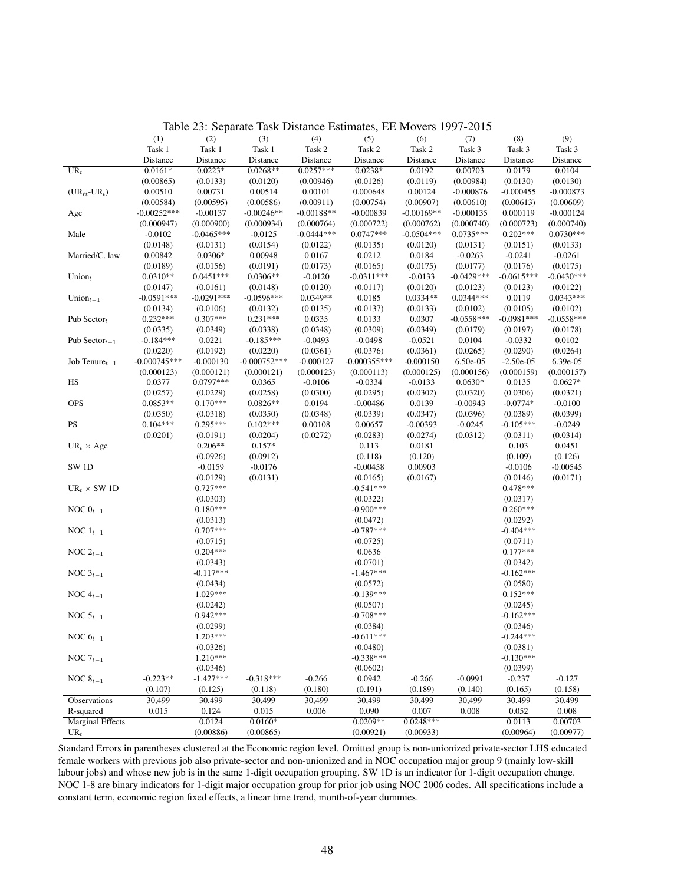Table 23: Separate Task Distance Estimates, EE Movers 1997-2015

| | (1) | (2) | (3) | (4) | (5) | (6) | (7) | (8) | (9) |
|---|---|---|---|---|---|---|---|---|---|
| | Task 1 Distance | Task 1 Distance | Task 1 Distance | Task 2 Distance | Task 2 Distance | Task 2 Distance | Task 3 Distance | Task 3 Distance | Task 3 Distance |
| $UR_t$ | 0.0161* | 0.0223* | 0.0268** | 0.0257*** | 0.0238* | 0.0192 | 0.00703 | 0.0179 | 0.0104 |
| | (0.00865) | (0.0133) | (0.0120) | (0.00946) | (0.0126) | (0.0119) | (0.00984) | (0.0130) | (0.0130) |
| $(UR_{\ell t}$-$UR_t)$ | 0.00510 | 0.00731 | 0.00514 | 0.00101 | 0.000648 | 0.00124 | -0.000876 | -0.000455 | -0.000873 |
| | (0.00584) | (0.00595) | (0.00586) | (0.00911) | (0.00754) | (0.00907) | (0.00610) | (0.00613) | (0.00609) |
| Age | -0.00252*** | -0.00137 | -0.00246** | -0.00188** | -0.000839 | -0.00169** | -0.000135 | 0.000119 | -0.000124 |
| | (0.000947) | (0.000900) | (0.000934) | (0.000764) | (0.000722) | (0.000762) | (0.000740) | (0.000723) | (0.000740) |
| Male | -0.0102 | -0.0465*** | -0.0125 | -0.0444*** | 0.0747*** | -0.0504*** | 0.0735*** | 0.202*** | 0.0730*** |
| | (0.0148) | (0.0131) | (0.0154) | (0.0122) | (0.0135) | (0.0120) | (0.0131) | (0.0151) | (0.0133) |
| Married/C. law | 0.00842 | 0.0306* | 0.00948 | 0.0167 | 0.0212 | 0.0184 | -0.0263 | -0.0241 | -0.0261 |
| | (0.0189) | (0.0156) | (0.0191) | (0.0173) | (0.0165) | (0.0175) | (0.0177) | (0.0176) | (0.0175) |
| $Union_t$ | 0.0310** | 0.0451*** | 0.0306** | -0.0120 | -0.0311*** | -0.0133 | -0.0429*** | -0.0615*** | -0.0430*** |
| | (0.0147) | (0.0161) | (0.0148) | (0.0120) | (0.0117) | (0.0120) | (0.0123) | (0.0123) | (0.0122) |
| $Union_{t-1}$ | -0.0591*** | -0.0291*** | -0.0596*** | 0.0349** | 0.0185 | 0.0334** | 0.0344*** | 0.0119 | 0.0343*** |
| | (0.0134) | (0.0106) | (0.0132) | (0.0135) | (0.0137) | (0.0133) | (0.0102) | (0.0105) | (0.0102) |
| Pub $Sector_t$ | 0.232*** | 0.307*** | 0.231*** | 0.0335 | 0.0133 | 0.0307 | -0.0558*** | -0.0981*** | -0.0558*** |
| | (0.0335) | (0.0349) | (0.0338) | (0.0348) | (0.0309) | (0.0349) | (0.0179) | (0.0197) | (0.0178) |
| Pub $Sector_{t-1}$ | -0.184*** | 0.0221 | -0.185*** | -0.0493 | -0.0498 | -0.0521 | 0.0104 | -0.0332 | 0.0102 |
| | (0.0220) | (0.0192) | (0.0220) | (0.0361) | (0.0376) | (0.0361) | (0.0265) | (0.0290) | (0.0264) |
| Job $Tenure_{t-1}$ | -0.000745*** | -0.000130 | -0.000752*** | -0.000127 | -0.000355*** | -0.000150 | 6.50e-05 | -2.50e-05 | 6.39e-05 |
| | (0.000123) | (0.000121) | (0.000121) | (0.000123) | (0.000113) | (0.000125) | (0.000156) | (0.000159) | (0.000157) |
| HS | 0.0377 | 0.0797*** | 0.0365 | -0.0106 | -0.0334 | -0.0133 | 0.0630* | 0.0135 | 0.0627* |
| | (0.0257) | (0.0229) | (0.0258) | (0.0300) | (0.0295) | (0.0302) | (0.0320) | (0.0306) | (0.0321) |
| OPS | 0.0853** | 0.170*** | 0.0826** | 0.0194 | -0.00486 | 0.0139 | -0.00943 | -0.0774* | -0.0100 |
| | (0.0350) | (0.0318) | (0.0350) | (0.0348) | (0.0339) | (0.0347) | (0.0396) | (0.0389) | (0.0399) |
| PS | 0.104*** | 0.295*** | 0.102*** | 0.00108 | 0.00657 | -0.00393 | -0.0245 | -0.105*** | -0.0249 |
| | (0.0201) | (0.0191) | (0.0204) | (0.0272) | (0.0283) | (0.0274) | (0.0312) | (0.0311) | (0.0314) |
| $UR_t \times$ Age | | 0.206** | 0.157* | | 0.113 | 0.0181 | | 0.103 | 0.0451 |
| | | (0.0926) | (0.0912) | | (0.118) | (0.120) | | (0.109) | (0.126) |
| SW 1D | | -0.0159 | -0.0176 | | -0.00458 | 0.00903 | | -0.0106 | -0.00545 |
| | | (0.0129) | (0.0131) | | (0.0165) | (0.0167) | | (0.0146) | (0.0171) |
| $UR_t \times$ SW 1D | | 0.727*** | | | -0.541*** | | | 0.478*** | |
| | | (0.0303) | | | (0.0322) | | | (0.0317) | |
| NOC $0_{t-1}$ | | 0.180*** | | | -0.900*** | | | 0.260*** | |
| | | (0.0313) | | | (0.0472) | | | (0.0292) | |
| NOC $1_{t-1}$ | | 0.707*** | | | -0.787*** | | | -0.404*** | |
| | | (0.0715) | | | (0.0725) | | | (0.0711) | |
| NOC $2_{t-1}$ | | 0.204*** | | | 0.0636 | | | 0.177*** | |
| | | (0.0343) | | | (0.0701) | | | (0.0342) | |
| NOC $3_{t-1}$ | | -0.117*** | | | -1.467*** | | | -0.162*** | |
| | | (0.0434) | | | (0.0572) | | | (0.0580) | |
| NOC $4_{t-1}$ | | 1.029*** | | | -0.139*** | | | 0.152*** | |
| | | (0.0242) | | | (0.0507) | | | (0.0245) | |
| NOC $5_{t-1}$ | | 0.942*** | | | -0.708*** | | | -0.162*** | |
| | | (0.0299) | | | (0.0384) | | | (0.0346) | |
| NOC $6_{t-1}$ | | 1.203*** | | | -0.611*** | | | -0.244*** | |
| | | (0.0326) | | | (0.0480) | | | (0.0381) | |
| NOC $7_{t-1}$ | | 1.210*** | | | -0.338*** | | | -0.130*** | |
| | | (0.0346) | | | (0.0602) | | | (0.0399) | |
| NOC $8_{t-1}$ | -0.223** | -1.427*** | -0.318*** | -0.266 | 0.0942 | -0.266 | -0.0991 | -0.237 | -0.127 |
| | (0.107) | (0.125) | (0.118) | (0.180) | (0.191) | (0.189) | (0.140) | (0.165) | (0.158) |
| Observations | 30,499 | 30,499 | 30,499 | 30,499 | 30,499 | 30,499 | 30,499 | 30,499 | 30,499 |
| R-squared | 0.015 | 0.124 | 0.015 | 0.006 | 0.090 | 0.007 | 0.008 | 0.052 | 0.008 |
| Marginal Effects $UR_t$ | | 0.0124 | 0.0160* | | 0.0209** | 0.0248*** | | 0.0113 | 0.00703 |
| | | (0.00886) | (0.00865) | | (0.00921) | (0.00933) | | (0.00964) | (0.00977) |

Standard Errors in parentheses clustered at the Economic region level. Omitted group is non-unionized private-sector LHS educated female workers with previous job also private-sector and non-unionized and in NOC occupation major group 9 (mainly low-skill labour jobs) and whose new job is in the same 1-digit occupation grouping. SW 1D is an indicator for 1-digit occupation change. NOC 1-8 are binary indicators for 1-digit major occupation group for prior job using NOC 2006 codes. All specifications include a constant term, economic region fixed effects, a linear time trend, month-of-year dummies.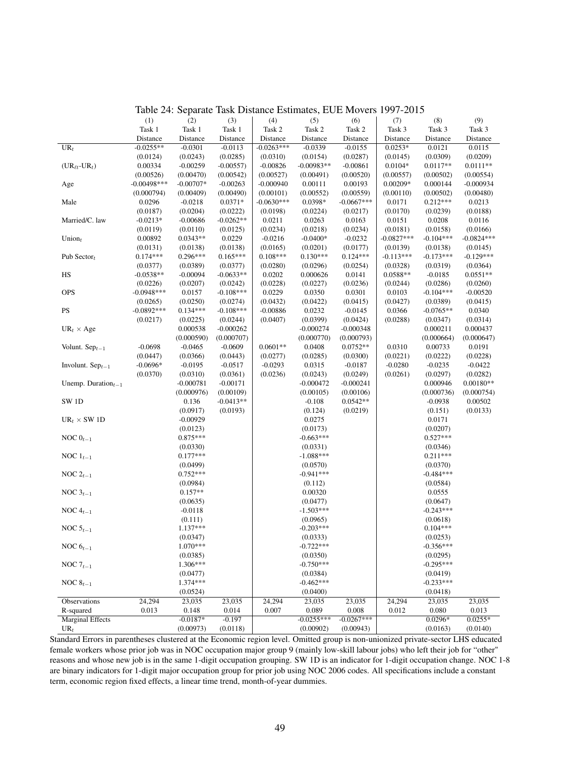Table 24: Separate Task Distance Estimates, EUE Movers 1997-2015

| | (1) | (2) | (3) | (4) | (5) | (6) | (7) | (8) | (9) |
|---|---|---|---|---|---|---|---|---|---|
| | Task 1 Distance | Task 1 Distance | Task 1 Distance | Task 2 Distance | Task 2 Distance | Task 2 Distance | Task 3 Distance | Task 3 Distance | Task 3 Distance |
| $UR_t$ | -0.0255** | -0.0301 | -0.0113 | -0.0263*** | -0.0339 | -0.0155 | 0.0253* | 0.0121 | 0.0115 |
| | (0.0124) | (0.0243) | (0.0285) | (0.0310) | (0.0154) | (0.0287) | (0.0145) | (0.0309) | (0.0209) |
| $(UR_{\ell t}$-$UR_t)$ | 0.00334 | -0.00259 | -0.00557) | -0.00826 | -0.00983** | -0.00861 | 0.0104* | 0.0117** | 0.0111** |
| | (0.00526) | (0.00470) | (0.00542) | (0.00527) | (0.00491) | (0.00520) | (0.00557) | (0.00502) | (0.00554) |
| Age | -0.00498*** | -0.00707* | -0.00263 | -0.000940 | 0.00111 | 0.00193 | 0.00209* | 0.000144 | -0.000934 |
| | (0.000794) | (0.00409) | (0.00490) | (0.00101) | (0.00552) | (0.00559) | (0.00110) | (0.00502) | (0.00480) |
| Male | 0.0296 | -0.0218 | 0.0371* | -0.0630*** | 0.0398* | -0.0667*** | 0.0171 | 0.212*** | 0.0213 |
| | (0.0187) | (0.0204) | (0.0222) | (0.0198) | (0.0224) | (0.0217) | (0.0170) | (0.0239) | (0.0188) |
| Married/C. law | -0.0213* | -0.00686 | -0.0262** | 0.0211 | 0.0263 | 0.0163 | 0.0151 | 0.0208 | 0.0116 |
| | (0.0119) | (0.0110) | (0.0125) | (0.0234) | (0.0218) | (0.0234) | (0.0181) | (0.0158) | (0.0166) |
| $Union_t$ | 0.00892 | 0.0343** | 0.0229 | -0.0216 | -0.0400* | -0.0232 | -0.0827*** | -0.104*** | -0.0824*** |
| | (0.0131) | (0.0138) | (0.0138) | (0.0165) | (0.0201) | (0.0177) | (0.0139) | (0.0138) | (0.0145) |
| Pub $Sector_t$ | 0.174*** | 0.296*** | 0.165*** | 0.108*** | 0.130*** | 0.124*** | -0.113*** | -0.173*** | -0.129*** |
| | (0.0377) | (0.0389) | (0.0377) | (0.0280) | (0.0296) | (0.0254) | (0.0328) | (0.0319) | (0.0364) |
| HS | -0.0538** | -0.00094 | -0.0633** | 0.0202 | 0.000626 | 0.0141 | 0.0588** | -0.0185 | 0.0551** |
| | (0.0226) | (0.0207) | (0.0242) | (0.0228) | (0.0227) | (0.0236) | (0.0244) | (0.0286) | (0.0260) |
| OPS | -0.0948*** | 0.0157 | -0.108*** | 0.0229 | 0.0350 | 0.0301 | 0.0103 | -0.104*** | -0.00520 |
| | (0.0265) | (0.0250) | (0.0274) | (0.0432) | (0.0422) | (0.0415) | (0.0427) | (0.0389) | (0.0415) |
| PS | -0.0892*** | 0.134*** | -0.108*** | -0.00886 | 0.0232 | -0.0145 | 0.0366 | -0.0765** | 0.0340 |
| | (0.0217) | (0.0225) | (0.0244) | (0.0407) | (0.0399) | (0.0424) | (0.0288) | (0.0347) | (0.0314) |
| $UR_t \times$ Age | | 0.000538 | -0.000262 | | -0.000274 | -0.000348 | | 0.000211 | 0.000437 |
| | | (0.000590) | (0.000707) | | (0.000770) | (0.000793) | | (0.000664) | (0.000647) |
| Volunt. $Sep_{t-1}$ | -0.0698 | -0.0465 | -0.0609 | 0.0601** | 0.0408 | 0.0752** | 0.0310 | 0.00733 | 0.0191 |
| | (0.0447) | (0.0366) | (0.0443) | (0.0277) | (0.0285) | (0.0300) | (0.0221) | (0.0222) | (0.0228) |
| Involunt. $Sep_{t-1}$ | -0.0696* | -0.0195 | -0.0517 | -0.0293 | 0.0315 | -0.0187 | -0.0280 | -0.0235 | -0.0422 |
| | (0.0370) | (0.0310) | (0.0361) | (0.0236) | (0.0243) | (0.0249) | (0.0261) | (0.0297) | (0.0282) |
| Unemp. $Duration_{t-1}$ | | -0.000781 | -0.00171 | | -0.000472 | -0.000241 | | 0.000946 | 0.00180** |
| | | (0.000976) | (0.00109) | | (0.00105) | (0.00106) | | (0.000736) | (0.000754) |
| SW 1D | | 0.136 | -0.0413** | | -0.108 | 0.0542** | | -0.0938 | 0.00502 |
| | | (0.0917) | (0.0193) | | (0.124) | (0.0219) | | (0.151) | (0.0133) |
| $UR_t \times$ SW 1D | | -0.00929 | | | 0.0275 | | | 0.0171 | |
| | | (0.0123) | | | (0.0173) | | | (0.0207) | |
| NOC $0_{t-1}$ | | 0.875*** | | | -0.663*** | | | 0.527*** | |
| | | (0.0330) | | | (0.0331) | | | (0.0346) | |
| NOC $1_{t-1}$ | | 0.177*** | | | -1.088*** | | | 0.211*** | |
| | | (0.0499) | | | (0.0570) | | | (0.0370) | |
| NOC $2_{t-1}$ | | 0.752*** | | | -0.941*** | | | -0.484*** | |
| | | (0.0984) | | | (0.112) | | | (0.0584) | |
| NOC $3_{t-1}$ | | 0.157** | | | 0.00320 | | | 0.0555 | |
| | | (0.0635) | | | (0.0477) | | | (0.0647) | |
| NOC $4_{t-1}$ | | -0.0118 | | | -1.503*** | | | -0.243*** | |
| | | (0.111) | | | (0.0965) | | | (0.0618) | |
| NOC $5_{t-1}$ | | 1.137*** | | | -0.203*** | | | 0.104*** | |
| | | (0.0347) | | | (0.0333) | | | (0.0253) | |
| NOC $6_{t-1}$ | | 1.070*** | | | -0.722*** | | | -0.356*** | |
| | | (0.0385) | | | (0.0350) | | | (0.0295) | |
| NOC $7_{t-1}$ | | 1.306*** | | | -0.750*** | | | -0.295*** | |
| | | (0.0477) | | | (0.0384) | | | (0.0419) | |
| NOC $8_{t-1}$ | | 1.374*** | | | -0.462*** | | | -0.233*** | |
| | | (0.0524) | | | (0.0400) | | | (0.0418) | |
| Observations | 24,294 | 23,035 | 23,035 | 24,294 | 23,035 | 23,035 | 24,294 | 23,035 | 23,035 |
| R-squared | 0.013 | 0.148 | 0.014 | 0.007 | 0.089 | 0.008 | 0.012 | 0.080 | 0.013 |
| Marginal Effects | | -0.0187* | -0.197 | | -0.0255*** | -0.0267*** | | 0.0296* | 0.0255* |
| $UR_t$ | | (0.00973) | (0.0118) | | (0.00902) | (0.00943) | | (0.0163) | (0.0140) |

Standard Errors in parentheses clustered at the Economic region level. Omitted group is non-unionized private-sector LHS educated female workers whose prior job was in NOC occupation major group 9 (mainly low-skill labour jobs) who left their job for "other" reasons and whose new job is in the same 1-digit occupation grouping. SW 1D is an indicator for 1-digit occupation change. NOC 1-8 are binary indicators for 1-digit major occupation group for prior job using NOC 2006 codes. All specifications include a constant term, economic region fixed effects, a linear time trend, month-of-year dummies.